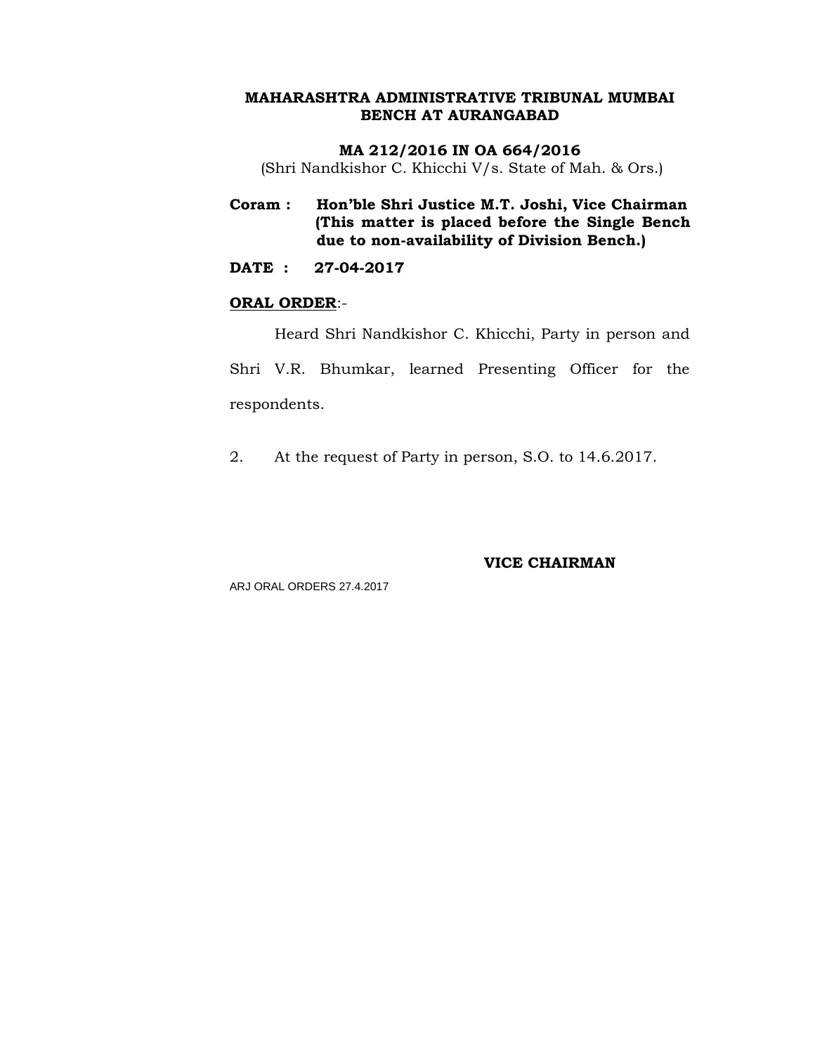**MAHARASHTRA ADMINISTRATIVE TRIBUNAL MUMBAI BENCH AT AURANGABAD**

**MA 212/2016 IN OA 664/2016**
(Shri Nandkishor C. Khicchi V/s. State of Mah. & Ors.)

**Coram : Hon'ble Shri Justice M.T. Joshi, Vice Chairman (This matter is placed before the Single Bench due to non-availability of Division Bench.)**

**DATE : 27-04-2017**

**ORAL ORDER**:-

Heard Shri Nandkishor C. Khicchi, Party in person and Shri V.R. Bhumkar, learned Presenting Officer for the respondents.

2. At the request of Party in person, S.O. to 14.6.2017.

**VICE CHAIRMAN**

ARJ ORAL ORDERS 27.4.2017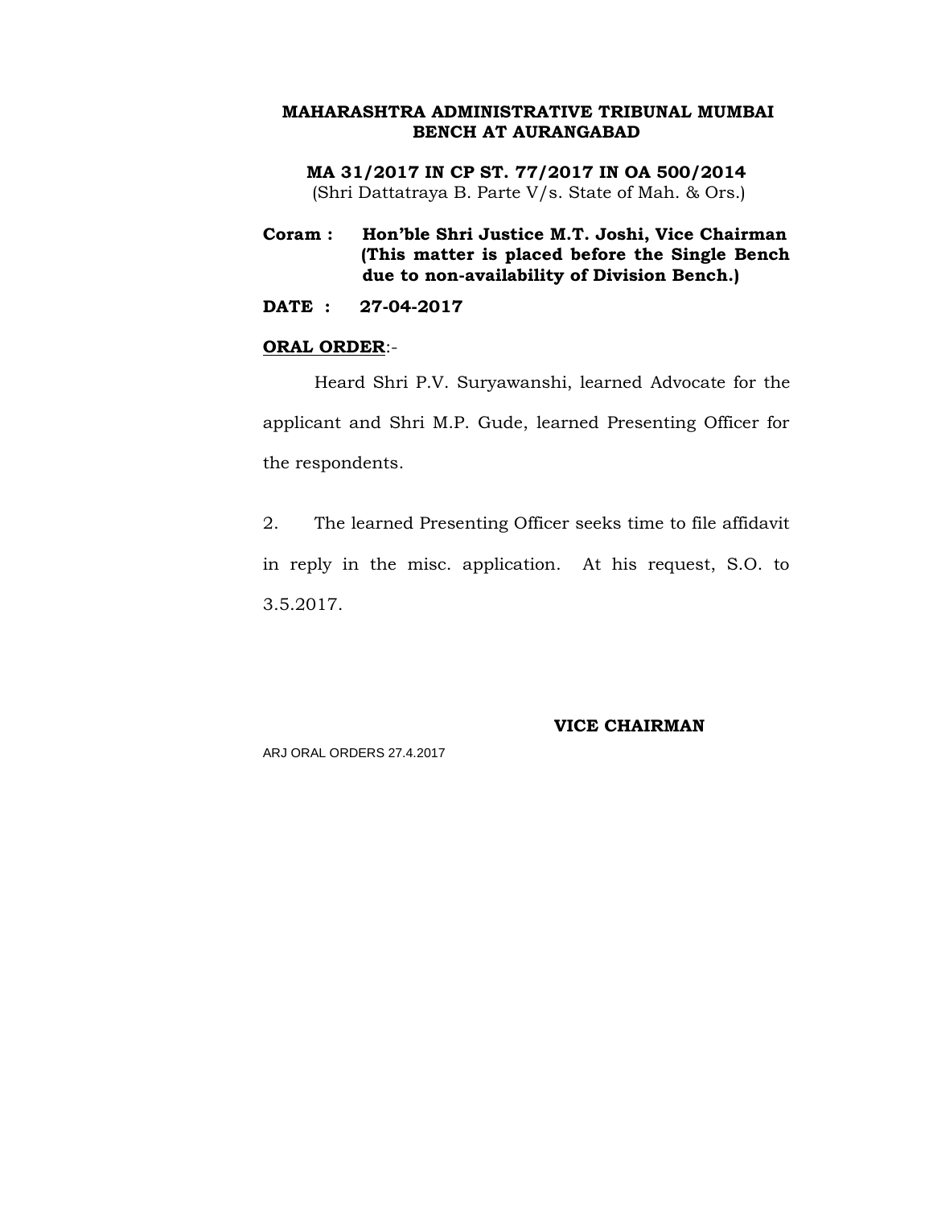**MAHARASHTRA ADMINISTRATIVE TRIBUNAL MUMBAI BENCH AT AURANGABAD**

**MA 31/2017 IN CP ST. 77/2017 IN OA 500/2014**
(Shri Dattatraya B. Parte V/s. State of Mah. & Ors.)

**Coram : Hon'ble Shri Justice M.T. Joshi, Vice Chairman (This matter is placed before the Single Bench due to non-availability of Division Bench.)**

**DATE : 27-04-2017**

**<u>ORAL ORDER</u>**:-

Heard Shri P.V. Suryawanshi, learned Advocate for the applicant and Shri M.P. Gude, learned Presenting Officer for the respondents.

2. The learned Presenting Officer seeks time to file affidavit in reply in the misc. application. At his request, S.O. to 3.5.2017.

**VICE CHAIRMAN**

ARJ ORAL ORDERS 27.4.2017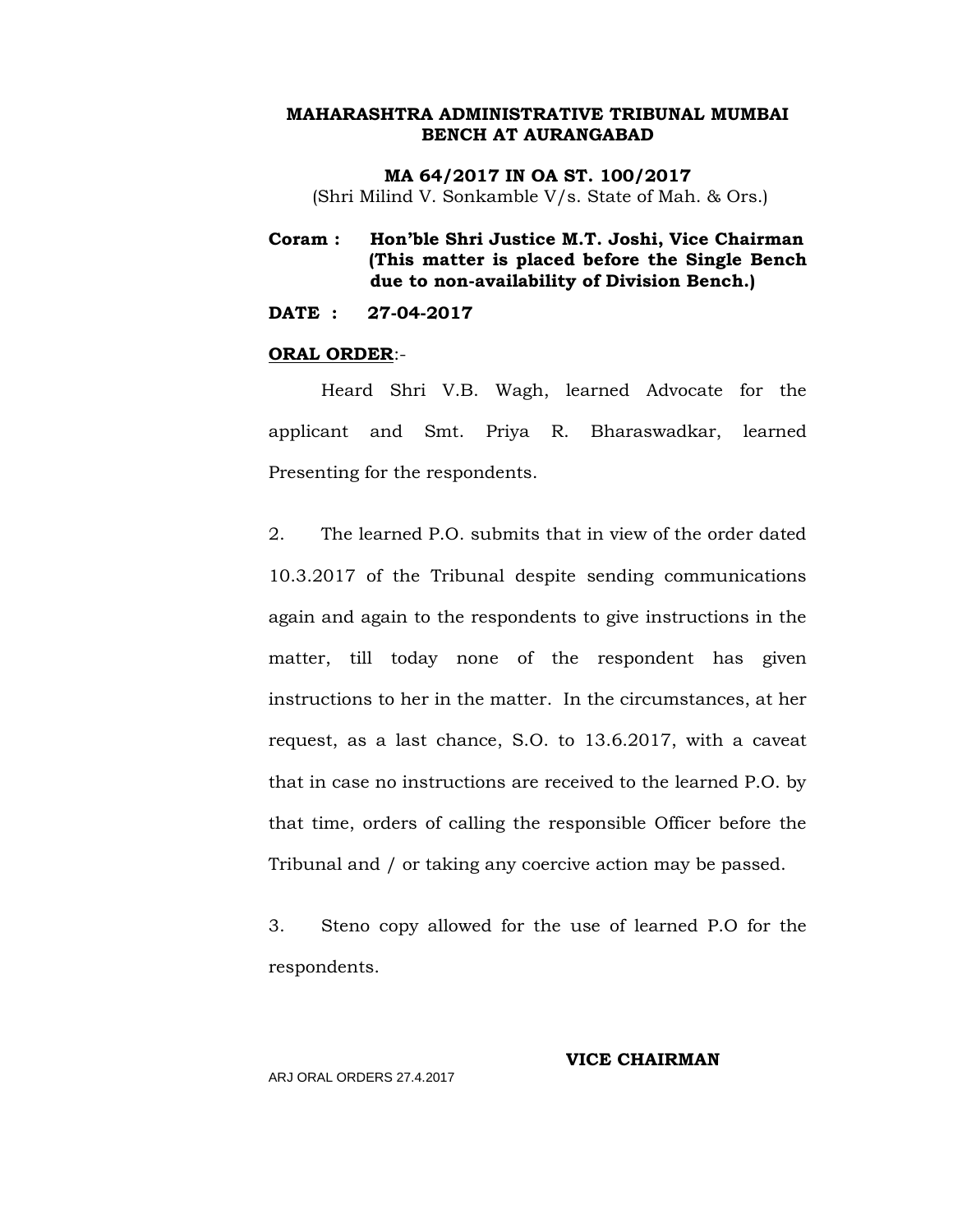**MAHARASHTRA ADMINISTRATIVE TRIBUNAL MUMBAI BENCH AT AURANGABAD**

**MA 64/2017 IN OA ST. 100/2017**
(Shri Milind V. Sonkamble V/s. State of Mah. & Ors.)

**Coram : Hon'ble Shri Justice M.T. Joshi, Vice Chairman (This matter is placed before the Single Bench due to non-availability of Division Bench.)**

**DATE : 27-04-2017**

**ORAL ORDER**:-

Heard Shri V.B. Wagh, learned Advocate for the applicant and Smt. Priya R. Bharaswadkar, learned Presenting for the respondents.

2. The learned P.O. submits that in view of the order dated 10.3.2017 of the Tribunal despite sending communications again and again to the respondents to give instructions in the matter, till today none of the respondent has given instructions to her in the matter. In the circumstances, at her request, as a last chance, S.O. to 13.6.2017, with a caveat that in case no instructions are received to the learned P.O. by that time, orders of calling the responsible Officer before the Tribunal and / or taking any coercive action may be passed.

3. Steno copy allowed for the use of learned P.O for the respondents.

**VICE CHAIRMAN**

ARJ ORAL ORDERS 27.4.2017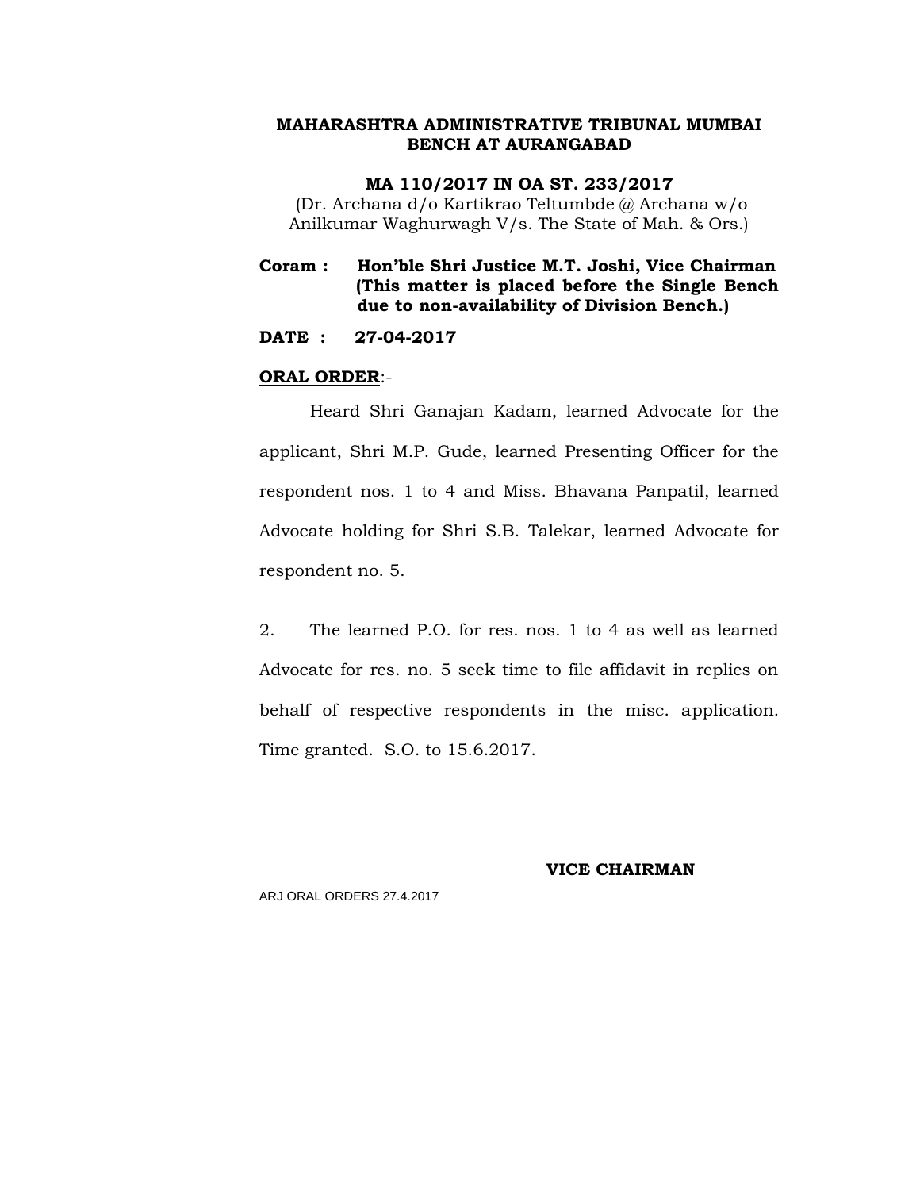**MAHARASHTRA ADMINISTRATIVE TRIBUNAL MUMBAI BENCH AT AURANGABAD**

**MA 110/2017 IN OA ST. 233/2017**

(Dr. Archana d/o Kartikrao Teltumbde @ Archana w/o Anilkumar Waghurwagh V/s. The State of Mah. & Ors.)

**Coram : Hon'ble Shri Justice M.T. Joshi, Vice Chairman (This matter is placed before the Single Bench due to non-availability of Division Bench.)**

**DATE : 27-04-2017**

**ORAL ORDER**:-

Heard Shri Ganajan Kadam, learned Advocate for the applicant, Shri M.P. Gude, learned Presenting Officer for the respondent nos. 1 to 4 and Miss. Bhavana Panpatil, learned Advocate holding for Shri S.B. Talekar, learned Advocate for respondent no. 5.

2. The learned P.O. for res. nos. 1 to 4 as well as learned Advocate for res. no. 5 seek time to file affidavit in replies on behalf of respective respondents in the misc. application. Time granted. S.O. to 15.6.2017.

**VICE CHAIRMAN**

ARJ ORAL ORDERS 27.4.2017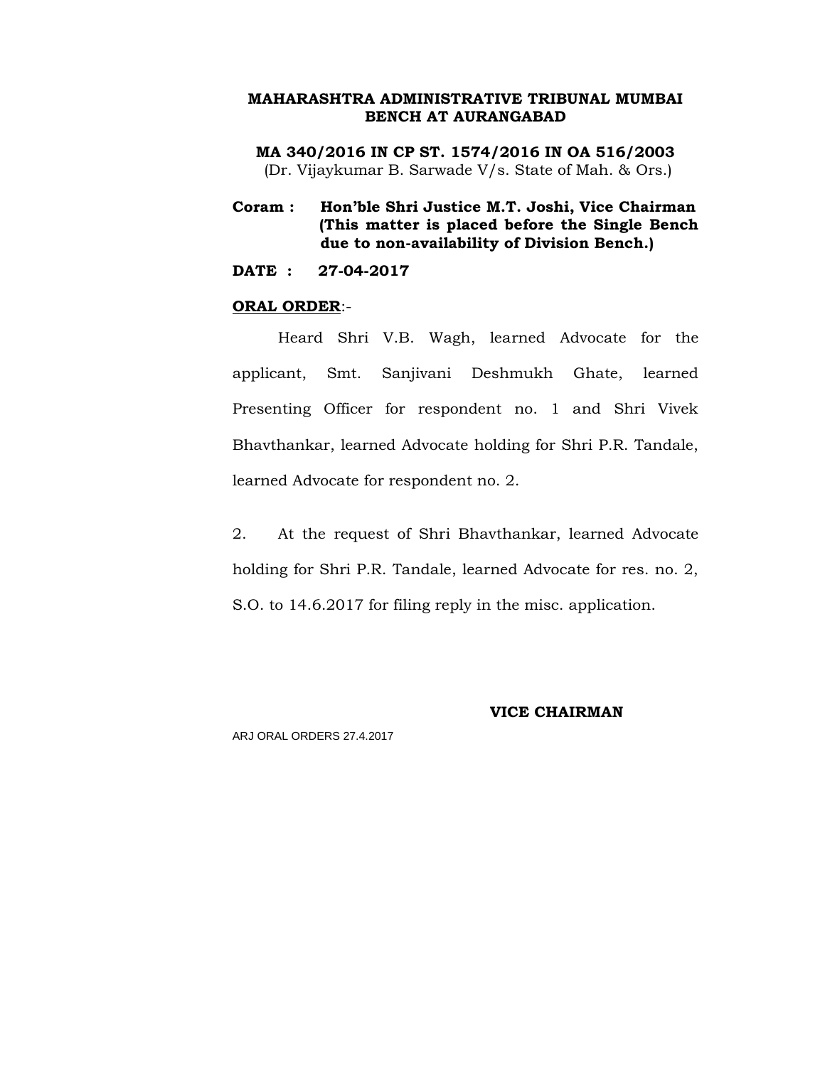**MAHARASHTRA ADMINISTRATIVE TRIBUNAL MUMBAI BENCH AT AURANGABAD**

**MA 340/2016 IN CP ST. 1574/2016 IN OA 516/2003**
(Dr. Vijaykumar B. Sarwade V/s. State of Mah. & Ors.)

**Coram : Hon'ble Shri Justice M.T. Joshi, Vice Chairman (This matter is placed before the Single Bench due to non-availability of Division Bench.)**

**DATE : 27-04-2017**

**ORAL ORDER**:-

Heard Shri V.B. Wagh, learned Advocate for the applicant, Smt. Sanjivani Deshmukh Ghate, learned Presenting Officer for respondent no. 1 and Shri Vivek Bhavthankar, learned Advocate holding for Shri P.R. Tandale, learned Advocate for respondent no. 2.

2. At the request of Shri Bhavthankar, learned Advocate holding for Shri P.R. Tandale, learned Advocate for res. no. 2, S.O. to 14.6.2017 for filing reply in the misc. application.

**VICE CHAIRMAN**

ARJ ORAL ORDERS 27.4.2017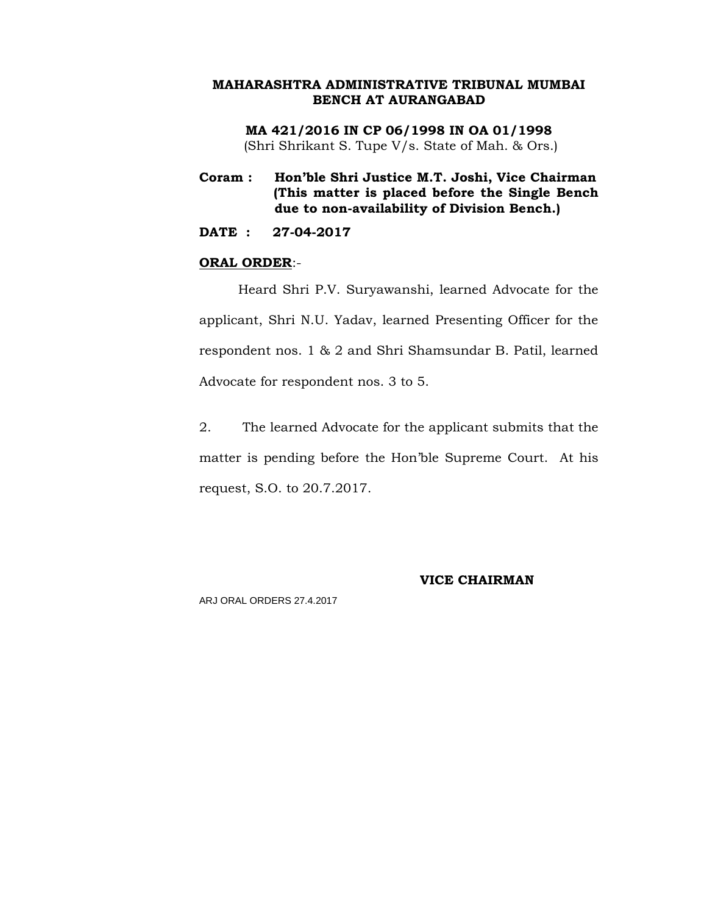**MAHARASHTRA ADMINISTRATIVE TRIBUNAL MUMBAI BENCH AT AURANGABAD**

**MA 421/2016 IN CP 06/1998 IN OA 01/1998**
(Shri Shrikant S. Tupe V/s. State of Mah. & Ors.)

**Coram : Hon'ble Shri Justice M.T. Joshi, Vice Chairman (This matter is placed before the Single Bench due to non-availability of Division Bench.)**

**DATE : 27-04-2017**

**ORAL ORDER**:-

Heard Shri P.V. Suryawanshi, learned Advocate for the applicant, Shri N.U. Yadav, learned Presenting Officer for the respondent nos. 1 & 2 and Shri Shamsundar B. Patil, learned Advocate for respondent nos. 3 to 5.

2. The learned Advocate for the applicant submits that the matter is pending before the Hon'ble Supreme Court. At his request, S.O. to 20.7.2017.

**VICE CHAIRMAN**

ARJ ORAL ORDERS 27.4.2017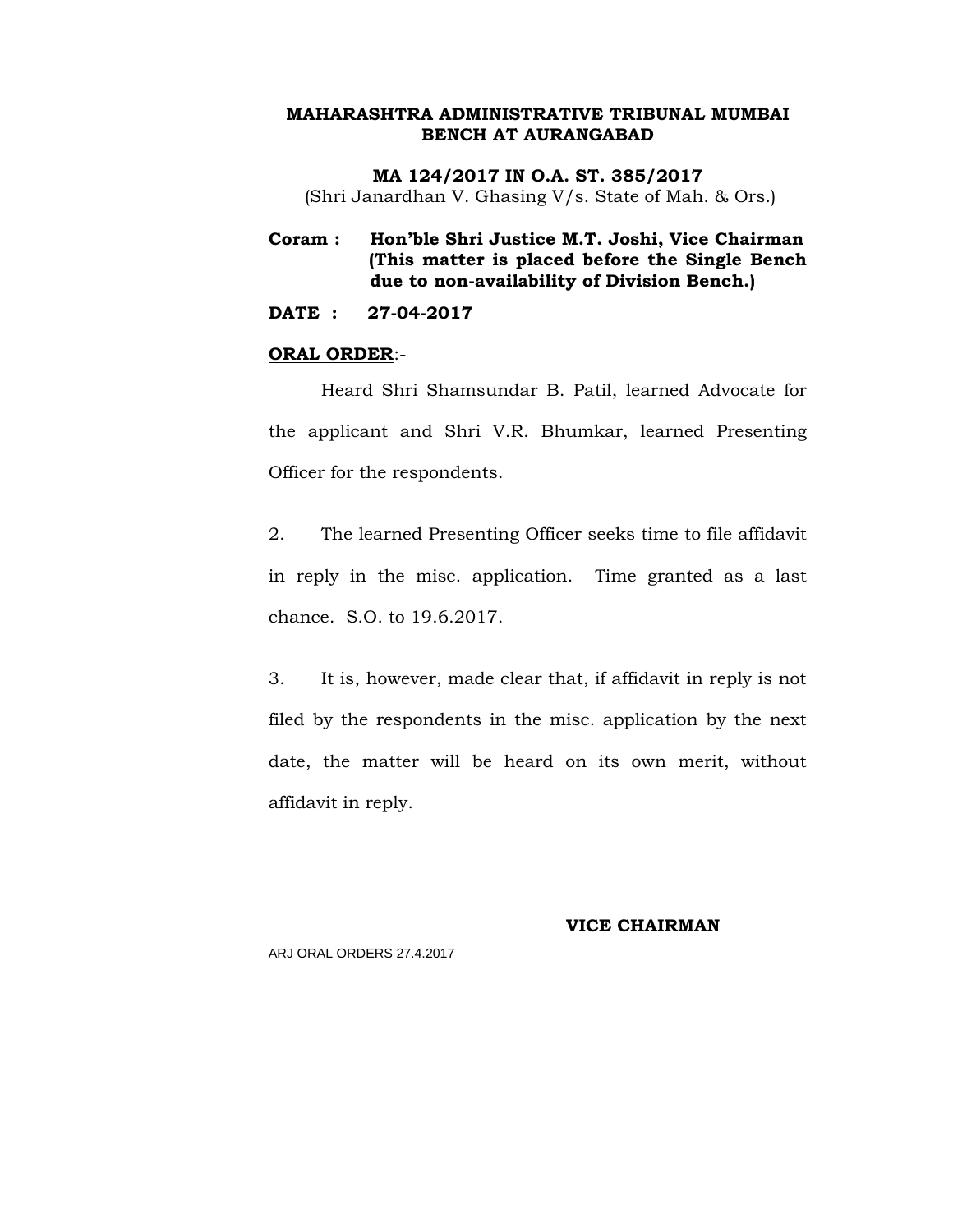**MAHARASHTRA ADMINISTRATIVE TRIBUNAL MUMBAI BENCH AT AURANGABAD**

**MA 124/2017 IN O.A. ST. 385/2017**
(Shri Janardhan V. Ghasing V/s. State of Mah. & Ors.)

**Coram : Hon'ble Shri Justice M.T. Joshi, Vice Chairman (This matter is placed before the Single Bench due to non-availability of Division Bench.)**

**DATE : 27-04-2017**

**<u>ORAL ORDER</u>**:-

Heard Shri Shamsundar B. Patil, learned Advocate for the applicant and Shri V.R. Bhumkar, learned Presenting Officer for the respondents.

2. The learned Presenting Officer seeks time to file affidavit in reply in the misc. application. Time granted as a last chance. S.O. to 19.6.2017.

3. It is, however, made clear that, if affidavit in reply is not filed by the respondents in the misc. application by the next date, the matter will be heard on its own merit, without affidavit in reply.

**VICE CHAIRMAN**

ARJ ORAL ORDERS 27.4.2017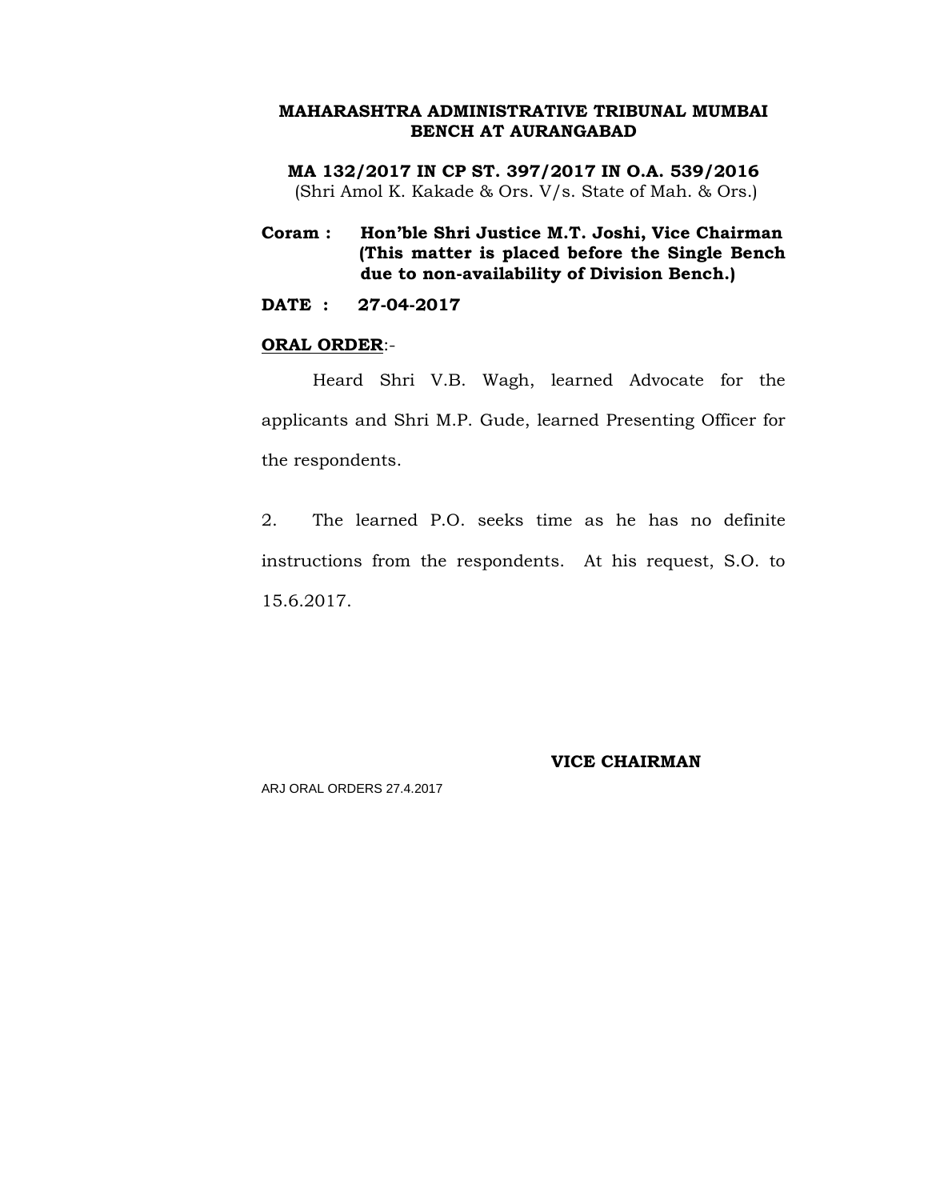**MAHARASHTRA ADMINISTRATIVE TRIBUNAL MUMBAI BENCH AT AURANGABAD**

**MA 132/2017 IN CP ST. 397/2017 IN O.A. 539/2016**
(Shri Amol K. Kakade & Ors. V/s. State of Mah. & Ors.)

**Coram : Hon'ble Shri Justice M.T. Joshi, Vice Chairman (This matter is placed before the Single Bench due to non-availability of Division Bench.)**

**DATE : 27-04-2017**

**ORAL ORDER**:-

Heard Shri V.B. Wagh, learned Advocate for the applicants and Shri M.P. Gude, learned Presenting Officer for the respondents.

2. The learned P.O. seeks time as he has no definite instructions from the respondents. At his request, S.O. to 15.6.2017.

**VICE CHAIRMAN**

ARJ ORAL ORDERS 27.4.2017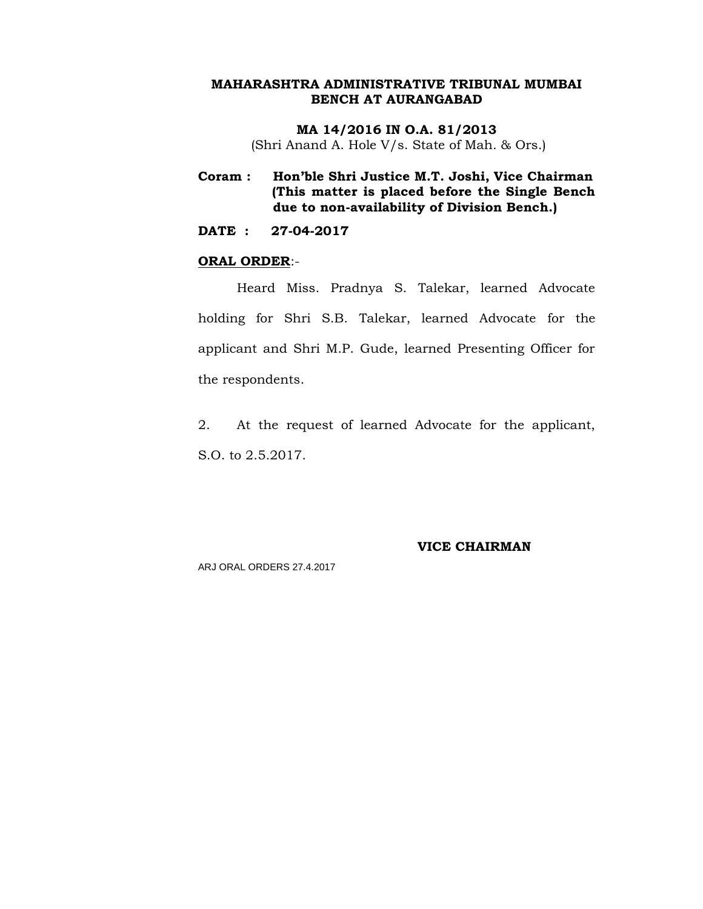**MAHARASHTRA ADMINISTRATIVE TRIBUNAL MUMBAI BENCH AT AURANGABAD**

**MA 14/2016 IN O.A. 81/2013**
(Shri Anand A. Hole V/s. State of Mah. & Ors.)

**Coram : Hon'ble Shri Justice M.T. Joshi, Vice Chairman (This matter is placed before the Single Bench due to non-availability of Division Bench.)**

**DATE : 27-04-2017**

**ORAL ORDER**:-

Heard Miss. Pradnya S. Talekar, learned Advocate holding for Shri S.B. Talekar, learned Advocate for the applicant and Shri M.P. Gude, learned Presenting Officer for the respondents.

2. At the request of learned Advocate for the applicant, S.O. to 2.5.2017.

**VICE CHAIRMAN**

ARJ ORAL ORDERS 27.4.2017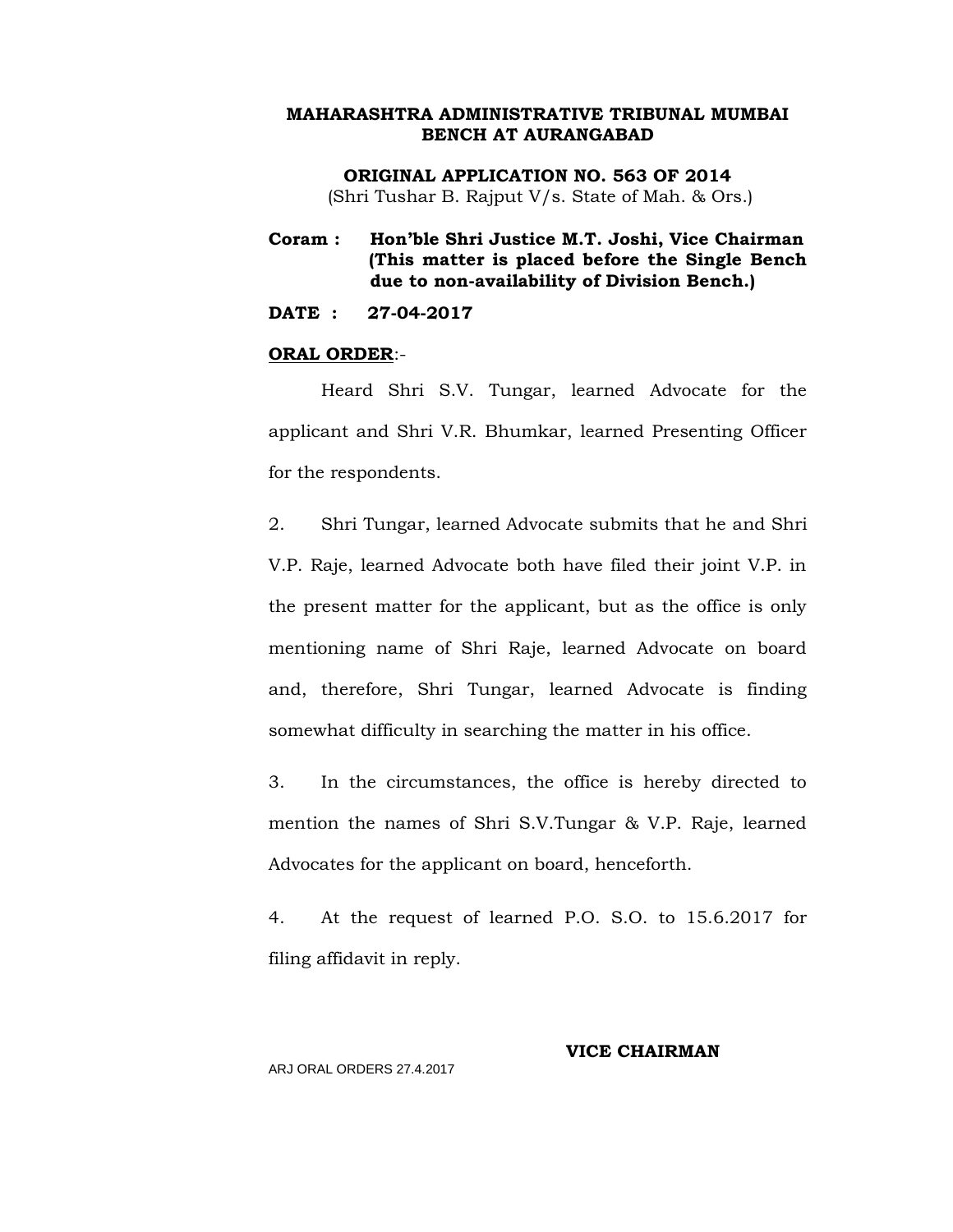**MAHARASHTRA ADMINISTRATIVE TRIBUNAL MUMBAI BENCH AT AURANGABAD**

**ORIGINAL APPLICATION NO. 563 OF 2014**
(Shri Tushar B. Rajput V/s. State of Mah. & Ors.)

**Coram : Hon'ble Shri Justice M.T. Joshi, Vice Chairman (This matter is placed before the Single Bench due to non-availability of Division Bench.)**

**DATE : 27-04-2017**

**ORAL ORDER**:-

Heard Shri S.V. Tungar, learned Advocate for the applicant and Shri V.R. Bhumkar, learned Presenting Officer for the respondents.

2. Shri Tungar, learned Advocate submits that he and Shri V.P. Raje, learned Advocate both have filed their joint V.P. in the present matter for the applicant, but as the office is only mentioning name of Shri Raje, learned Advocate on board and, therefore, Shri Tungar, learned Advocate is finding somewhat difficulty in searching the matter in his office.

3. In the circumstances, the office is hereby directed to mention the names of Shri S.V.Tungar & V.P. Raje, learned Advocates for the applicant on board, henceforth.

4. At the request of learned P.O. S.O. to 15.6.2017 for filing affidavit in reply.

**VICE CHAIRMAN**

ARJ ORAL ORDERS 27.4.2017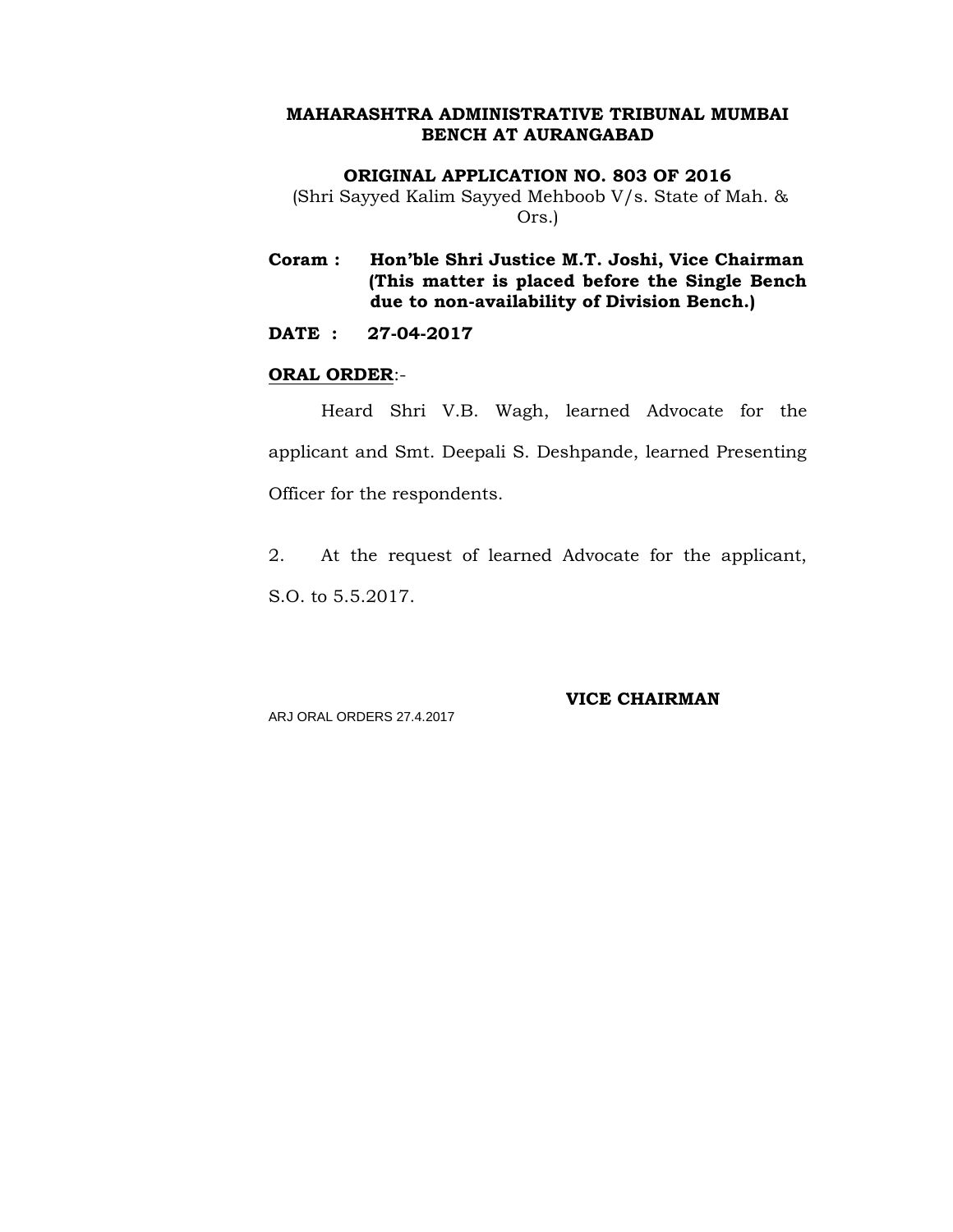**MAHARASHTRA ADMINISTRATIVE TRIBUNAL MUMBAI BENCH AT AURANGABAD**

**ORIGINAL APPLICATION NO. 803 OF 2016**
(Shri Sayyed Kalim Sayyed Mehboob V/s. State of Mah. & Ors.)

**Coram : Hon'ble Shri Justice M.T. Joshi, Vice Chairman (This matter is placed before the Single Bench due to non-availability of Division Bench.)**

**DATE : 27-04-2017**

**ORAL ORDER**:-

Heard Shri V.B. Wagh, learned Advocate for the applicant and Smt. Deepali S. Deshpande, learned Presenting Officer for the respondents.

2. At the request of learned Advocate for the applicant, S.O. to 5.5.2017.

**VICE CHAIRMAN**

ARJ ORAL ORDERS 27.4.2017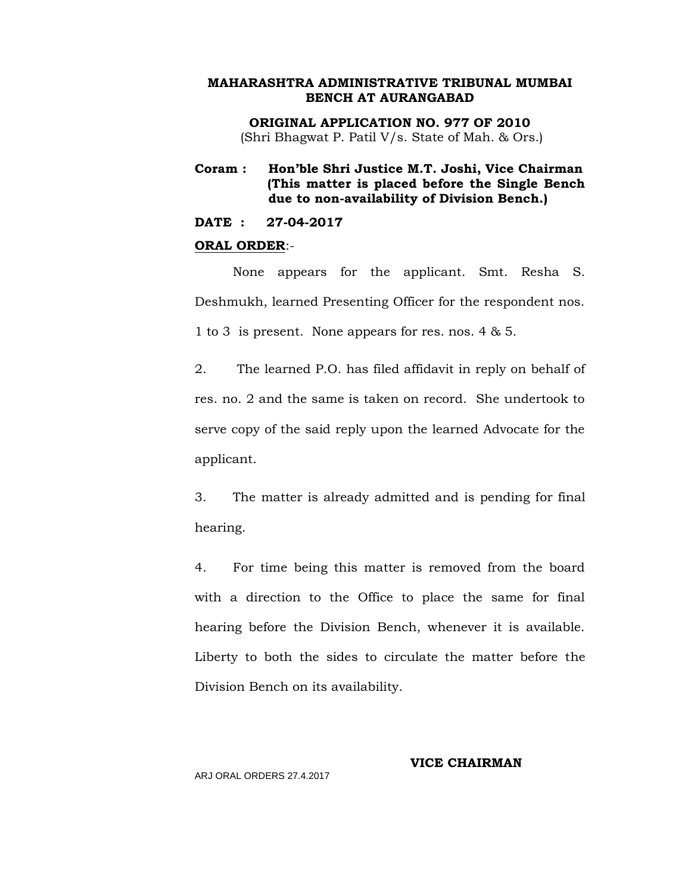**MAHARASHTRA ADMINISTRATIVE TRIBUNAL MUMBAI BENCH AT AURANGABAD**

**ORIGINAL APPLICATION NO. 977 OF 2010**
(Shri Bhagwat P. Patil V/s. State of Mah. & Ors.)

**Coram : Hon'ble Shri Justice M.T. Joshi, Vice Chairman (This matter is placed before the Single Bench due to non-availability of Division Bench.)**

**DATE : 27-04-2017**

**ORAL ORDER**:-

None appears for the applicant. Smt. Resha S. Deshmukh, learned Presenting Officer for the respondent nos. 1 to 3 is present. None appears for res. nos. 4 & 5.

2. The learned P.O. has filed affidavit in reply on behalf of res. no. 2 and the same is taken on record. She undertook to serve copy of the said reply upon the learned Advocate for the applicant.

3. The matter is already admitted and is pending for final hearing.

4. For time being this matter is removed from the board with a direction to the Office to place the same for final hearing before the Division Bench, whenever it is available. Liberty to both the sides to circulate the matter before the Division Bench on its availability.

**VICE CHAIRMAN**

ARJ ORAL ORDERS 27.4.2017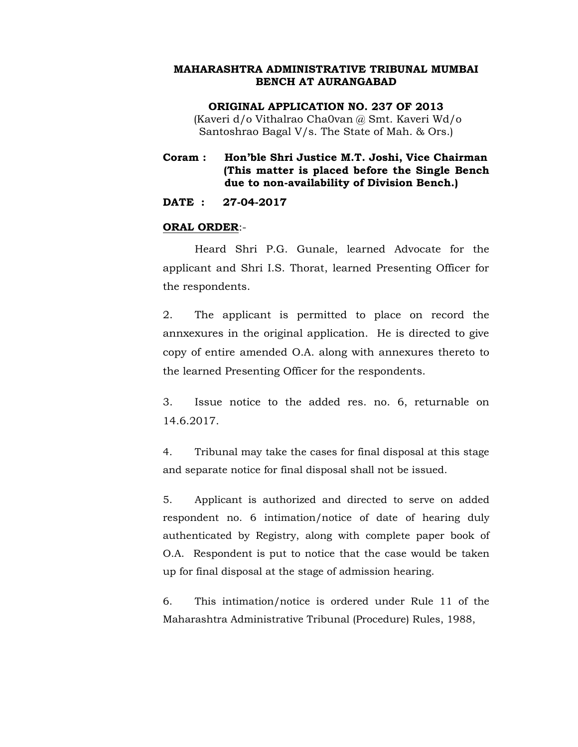**MAHARASHTRA ADMINISTRATIVE TRIBUNAL MUMBAI BENCH AT AURANGABAD**

**ORIGINAL APPLICATION NO. 237 OF 2013**
(Kaveri d/o Vithalrao Cha0van @ Smt. Kaveri Wd/o Santoshrao Bagal V/s. The State of Mah. & Ors.)

**Coram : Hon'ble Shri Justice M.T. Joshi, Vice Chairman (This matter is placed before the Single Bench due to non-availability of Division Bench.)**

**DATE : 27-04-2017**

**ORAL ORDER**:-

Heard Shri P.G. Gunale, learned Advocate for the applicant and Shri I.S. Thorat, learned Presenting Officer for the respondents.

2. The applicant is permitted to place on record the annxexures in the original application. He is directed to give copy of entire amended O.A. along with annexures thereto to the learned Presenting Officer for the respondents.

3. Issue notice to the added res. no. 6, returnable on 14.6.2017.

4. Tribunal may take the cases for final disposal at this stage and separate notice for final disposal shall not be issued.

5. Applicant is authorized and directed to serve on added respondent no. 6 intimation/notice of date of hearing duly authenticated by Registry, along with complete paper book of O.A. Respondent is put to notice that the case would be taken up for final disposal at the stage of admission hearing.

6. This intimation/notice is ordered under Rule 11 of the Maharashtra Administrative Tribunal (Procedure) Rules, 1988,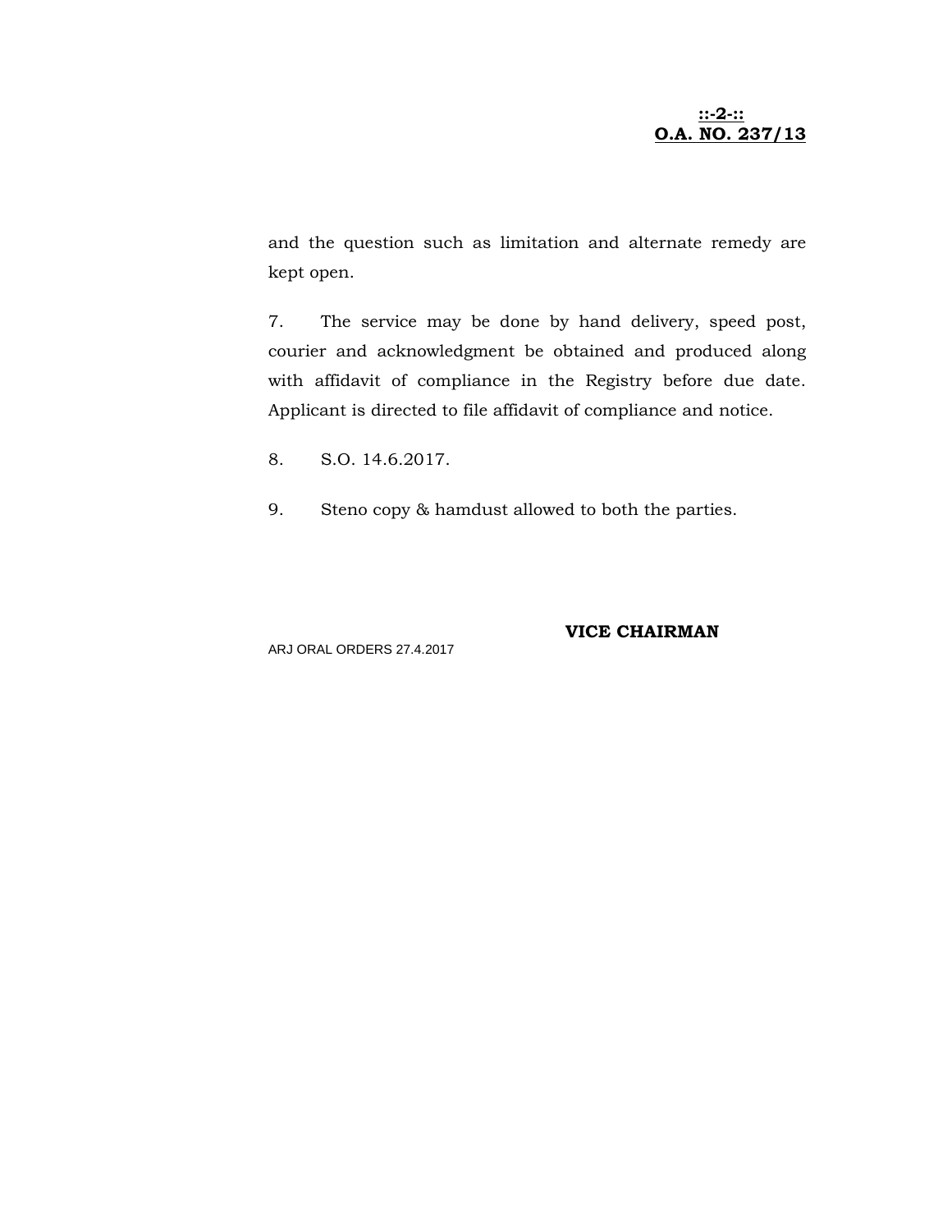and the question such as limitation and alternate remedy are kept open.

7. The service may be done by hand delivery, speed post, courier and acknowledgment be obtained and produced along with affidavit of compliance in the Registry before due date. Applicant is directed to file affidavit of compliance and notice.

8. S.O. 14.6.2017.

9. Steno copy & hamdust allowed to both the parties.

**VICE CHAIRMAN**

ARJ ORAL ORDERS 27.4.2017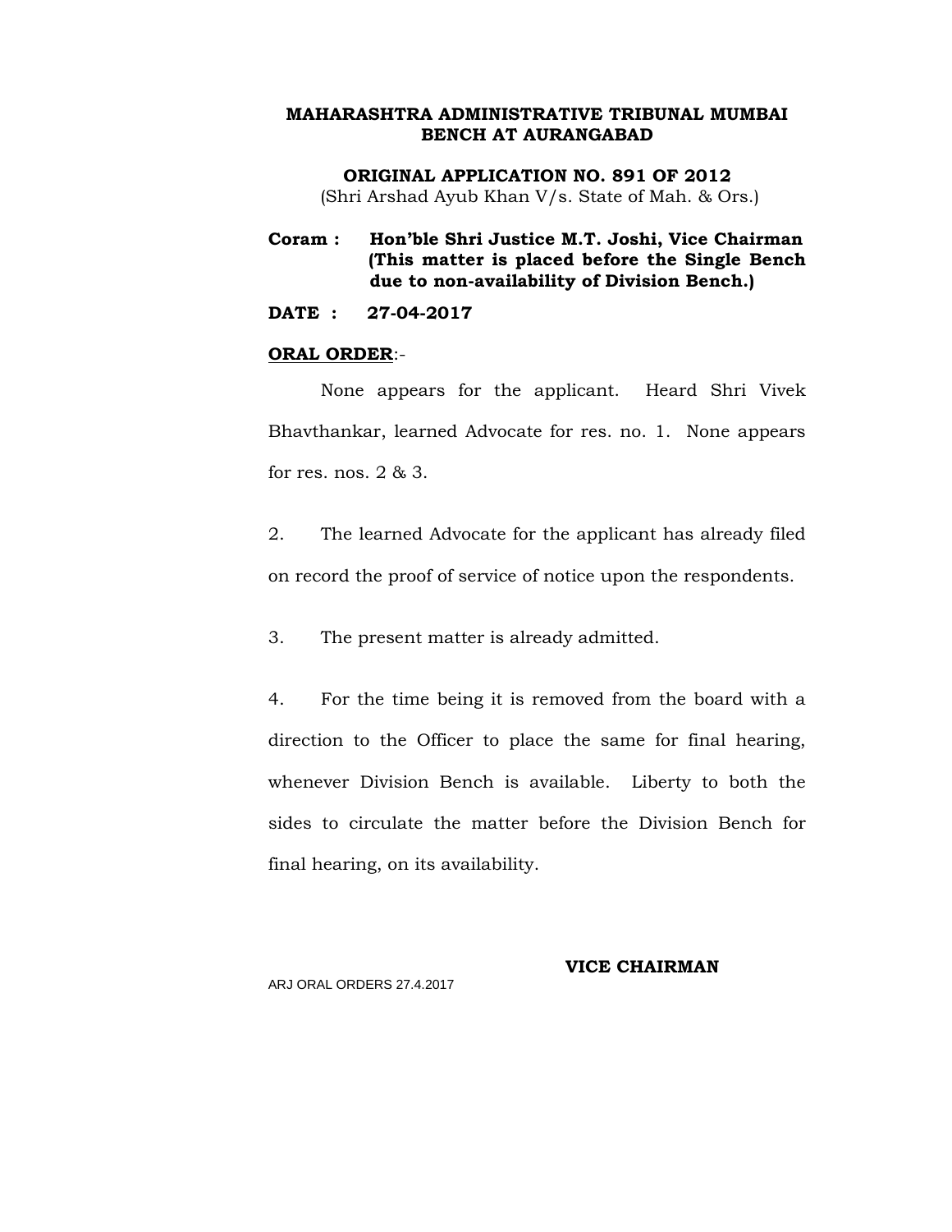**MAHARASHTRA ADMINISTRATIVE TRIBUNAL MUMBAI BENCH AT AURANGABAD**

**ORIGINAL APPLICATION NO. 891 OF 2012**
(Shri Arshad Ayub Khan V/s. State of Mah. & Ors.)

**Coram : Hon'ble Shri Justice M.T. Joshi, Vice Chairman (This matter is placed before the Single Bench due to non-availability of Division Bench.)**

**DATE : 27-04-2017**

**ORAL ORDER**:-

None appears for the applicant. Heard Shri Vivek Bhavthankar, learned Advocate for res. no. 1. None appears for res. nos. 2 & 3.

2. The learned Advocate for the applicant has already filed on record the proof of service of notice upon the respondents.

3. The present matter is already admitted.

4. For the time being it is removed from the board with a direction to the Officer to place the same for final hearing, whenever Division Bench is available. Liberty to both the sides to circulate the matter before the Division Bench for final hearing, on its availability.

**VICE CHAIRMAN**

ARJ ORAL ORDERS 27.4.2017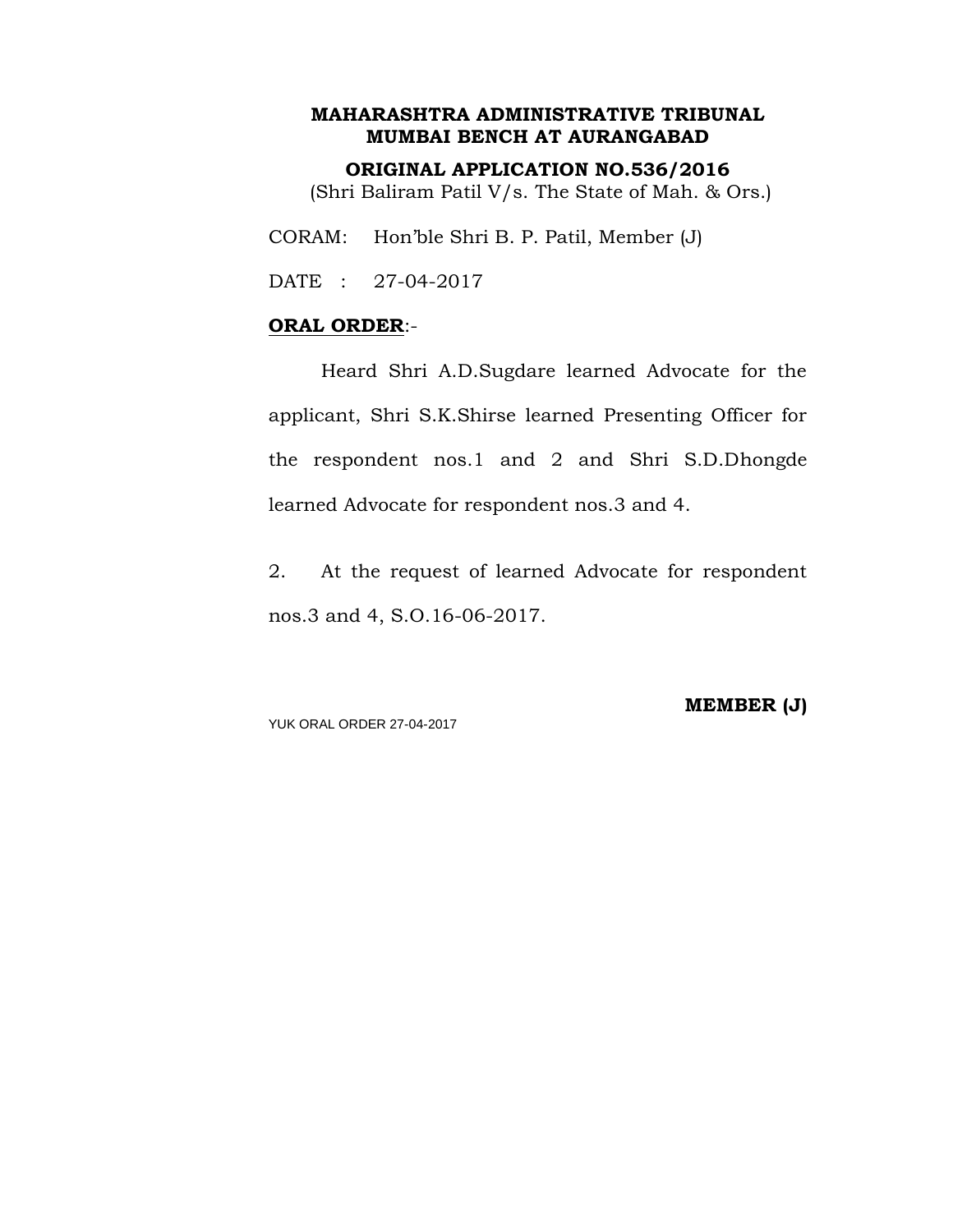**MAHARASHTRA ADMINISTRATIVE TRIBUNAL**
**MUMBAI BENCH AT AURANGABAD**

**ORIGINAL APPLICATION NO.536/2016**
(Shri Baliram Patil V/s. The State of Mah. & Ors.)

CORAM: Hon'ble Shri B. P. Patil, Member (J)

DATE : 27-04-2017

**<u>ORAL ORDER</u>**:-

Heard Shri A.D.Sugdare learned Advocate for the applicant, Shri S.K.Shirse learned Presenting Officer for the respondent nos.1 and 2 and Shri S.D.Dhongde learned Advocate for respondent nos.3 and 4.

2. At the request of learned Advocate for respondent nos.3 and 4, S.O.16-06-2017.

**MEMBER (J)**

YUK ORAL ORDER 27-04-2017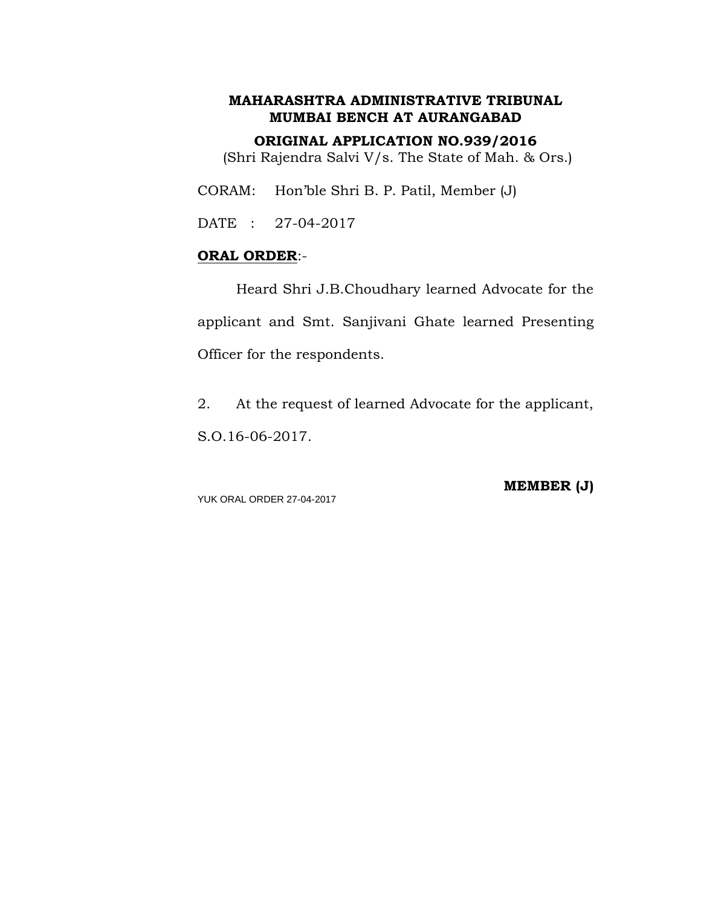**MAHARASHTRA ADMINISTRATIVE TRIBUNAL**
**MUMBAI BENCH AT AURANGABAD**

**ORIGINAL APPLICATION NO.939/2016**
(Shri Rajendra Salvi V/s. The State of Mah. & Ors.)

CORAM: Hon'ble Shri B. P. Patil, Member (J)

DATE : 27-04-2017

**ORAL ORDER**:-

Heard Shri J.B.Choudhary learned Advocate for the applicant and Smt. Sanjivani Ghate learned Presenting Officer for the respondents.

2. At the request of learned Advocate for the applicant, S.O.16-06-2017.

**MEMBER (J)**

YUK ORAL ORDER 27-04-2017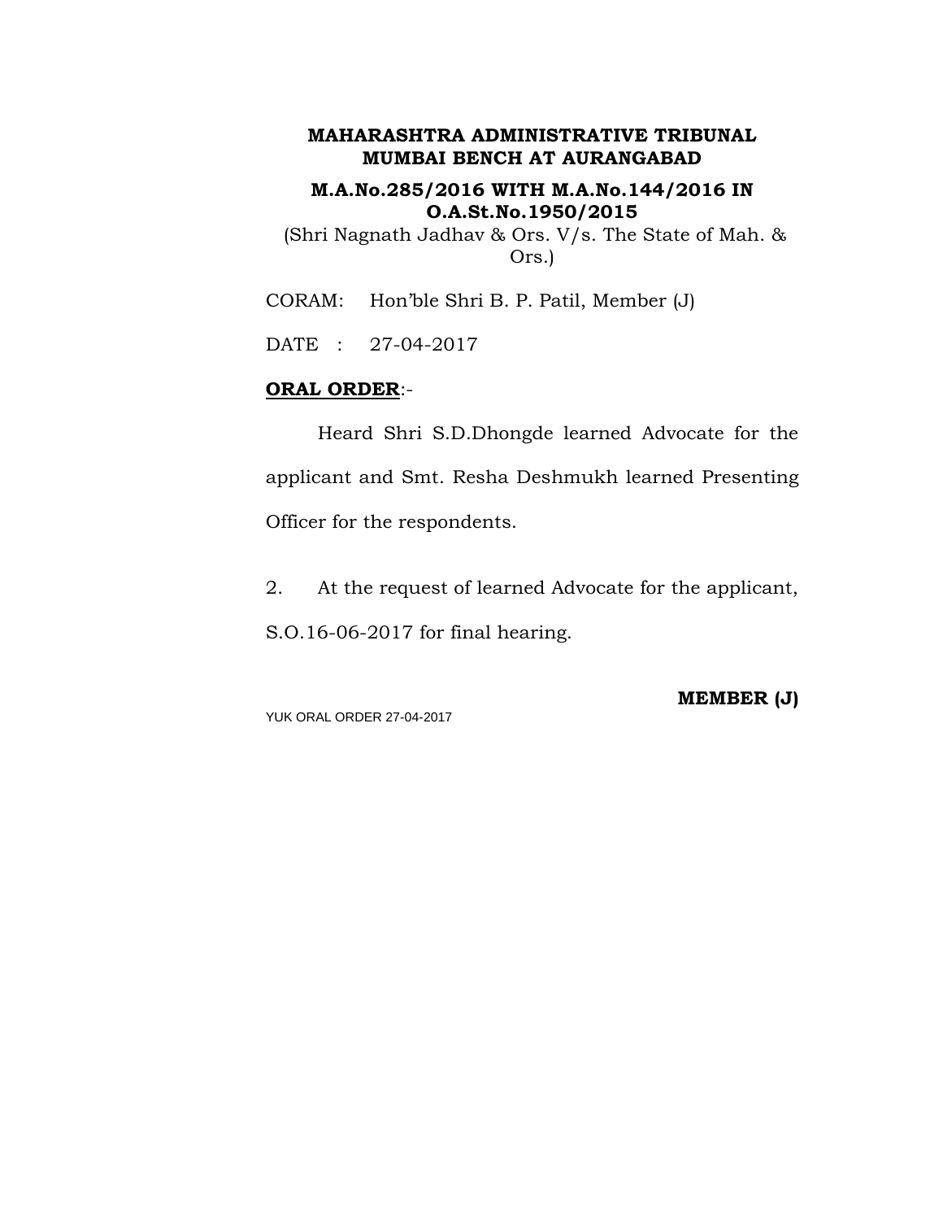**MAHARASHTRA ADMINISTRATIVE TRIBUNAL**
**MUMBAI BENCH AT AURANGABAD**

**M.A.No.285/2016 WITH M.A.No.144/2016 IN O.A.St.No.1950/2015**

(Shri Nagnath Jadhav & Ors. V/s. The State of Mah. & Ors.)

CORAM: Hon'ble Shri B. P. Patil, Member (J)

DATE : 27-04-2017

**ORAL ORDER**:-

Heard Shri S.D.Dhongde learned Advocate for the applicant and Smt. Resha Deshmukh learned Presenting Officer for the respondents.

2. At the request of learned Advocate for the applicant, S.O.16-06-2017 for final hearing.

**MEMBER (J)**

YUK ORAL ORDER 27-04-2017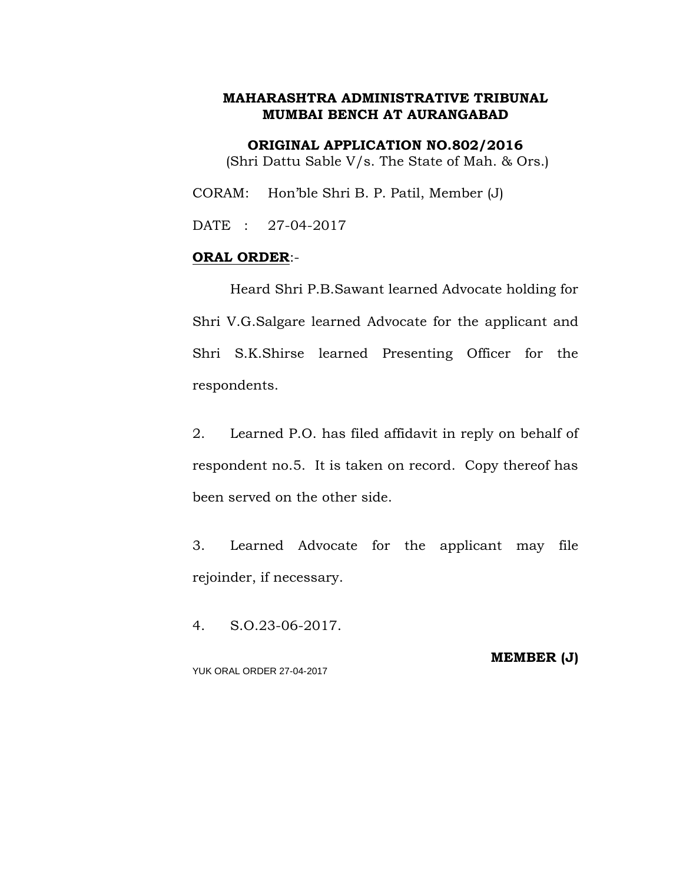**MAHARASHTRA ADMINISTRATIVE TRIBUNAL**
**MUMBAI BENCH AT AURANGABAD**

**ORIGINAL APPLICATION NO.802/2016**
(Shri Dattu Sable V/s. The State of Mah. & Ors.)

CORAM: Hon'ble Shri B. P. Patil, Member (J)

DATE : 27-04-2017

**ORAL ORDER**:-

Heard Shri P.B.Sawant learned Advocate holding for Shri V.G.Salgare learned Advocate for the applicant and Shri S.K.Shirse learned Presenting Officer for the respondents.

2. Learned P.O. has filed affidavit in reply on behalf of respondent no.5. It is taken on record. Copy thereof has been served on the other side.

3. Learned Advocate for the applicant may file rejoinder, if necessary.

4. S.O.23-06-2017.

**MEMBER (J)**

YUK ORAL ORDER 27-04-2017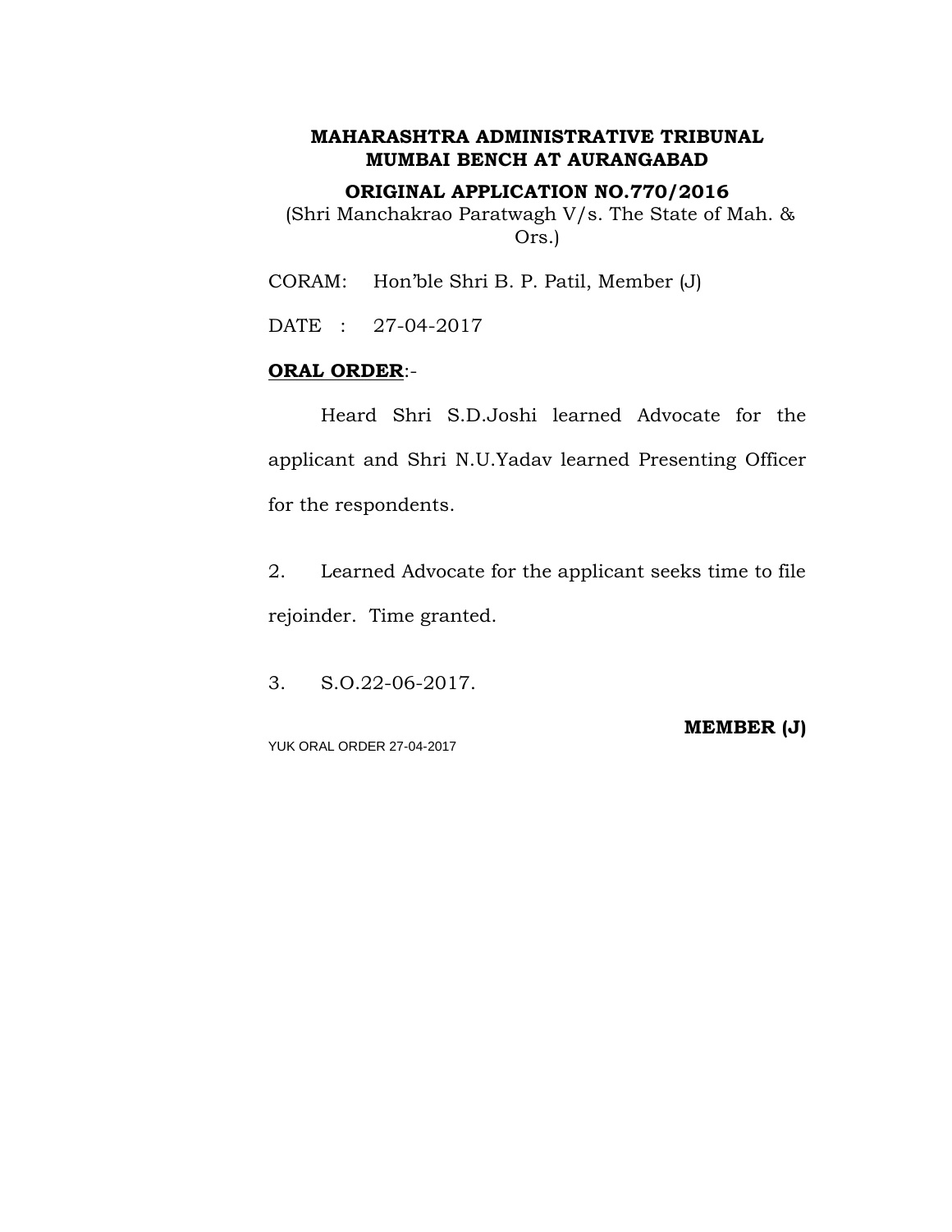**MAHARASHTRA ADMINISTRATIVE TRIBUNAL**
**MUMBAI BENCH AT AURANGABAD**

**ORIGINAL APPLICATION NO.770/2016**
(Shri Manchakrao Paratwagh V/s. The State of Mah. & Ors.)

CORAM: Hon'ble Shri B. P. Patil, Member (J)

DATE : 27-04-2017

**ORAL ORDER**:-

Heard Shri S.D.Joshi learned Advocate for the applicant and Shri N.U.Yadav learned Presenting Officer for the respondents.

2. Learned Advocate for the applicant seeks time to file rejoinder. Time granted.

3. S.O.22-06-2017.

**MEMBER (J)**

YUK ORAL ORDER 27-04-2017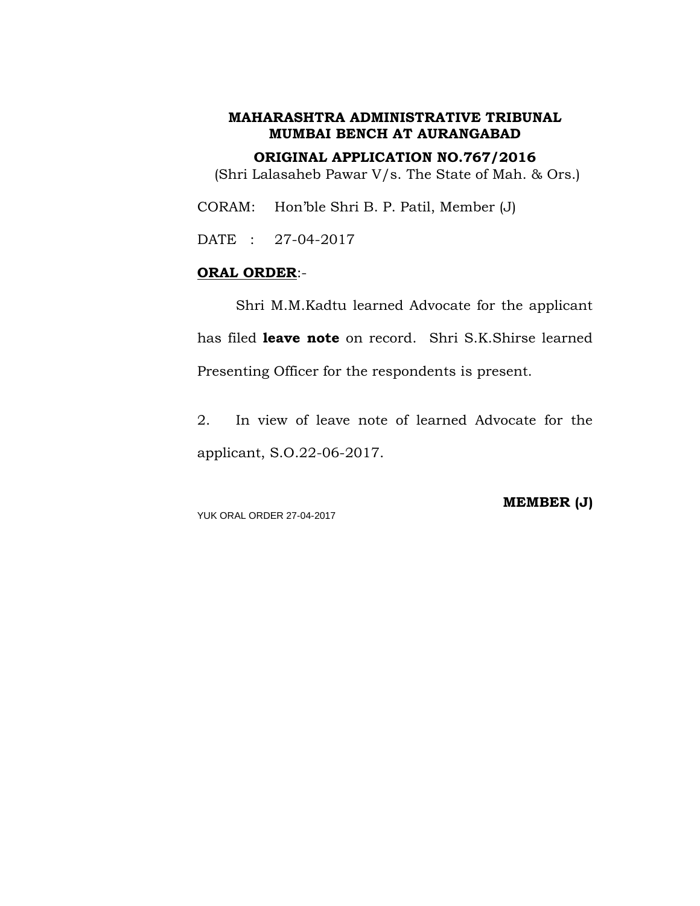**MAHARASHTRA ADMINISTRATIVE TRIBUNAL**
**MUMBAI BENCH AT AURANGABAD**

**ORIGINAL APPLICATION NO.767/2016**
(Shri Lalasaheb Pawar V/s. The State of Mah. & Ors.)

CORAM: Hon'ble Shri B. P. Patil, Member (J)

DATE : 27-04-2017

**ORAL ORDER**:-

Shri M.M.Kadtu learned Advocate for the applicant has filed **leave note** on record. Shri S.K.Shirse learned Presenting Officer for the respondents is present.

2. In view of leave note of learned Advocate for the applicant, S.O.22-06-2017.

**MEMBER (J)**

YUK ORAL ORDER 27-04-2017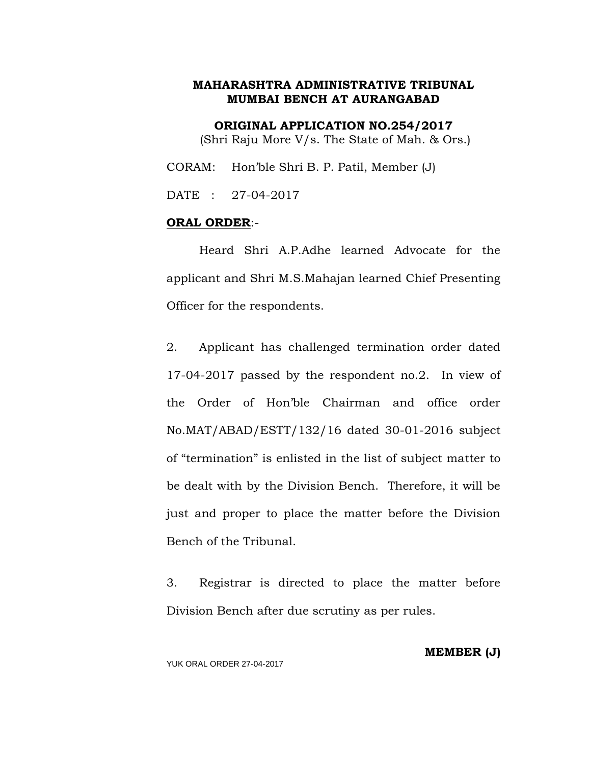**MAHARASHTRA ADMINISTRATIVE TRIBUNAL**
**MUMBAI BENCH AT AURANGABAD**

**ORIGINAL APPLICATION NO.254/2017**
(Shri Raju More V/s. The State of Mah. & Ors.)

CORAM: Hon'ble Shri B. P. Patil, Member (J)

DATE : 27-04-2017

**ORAL ORDER**:-

Heard Shri A.P.Adhe learned Advocate for the applicant and Shri M.S.Mahajan learned Chief Presenting Officer for the respondents.

2. Applicant has challenged termination order dated 17-04-2017 passed by the respondent no.2. In view of the Order of Hon'ble Chairman and office order No.MAT/ABAD/ESTT/132/16 dated 30-01-2016 subject of "termination" is enlisted in the list of subject matter to be dealt with by the Division Bench. Therefore, it will be just and proper to place the matter before the Division Bench of the Tribunal.

3. Registrar is directed to place the matter before Division Bench after due scrutiny as per rules.

**MEMBER (J)**

YUK ORAL ORDER 27-04-2017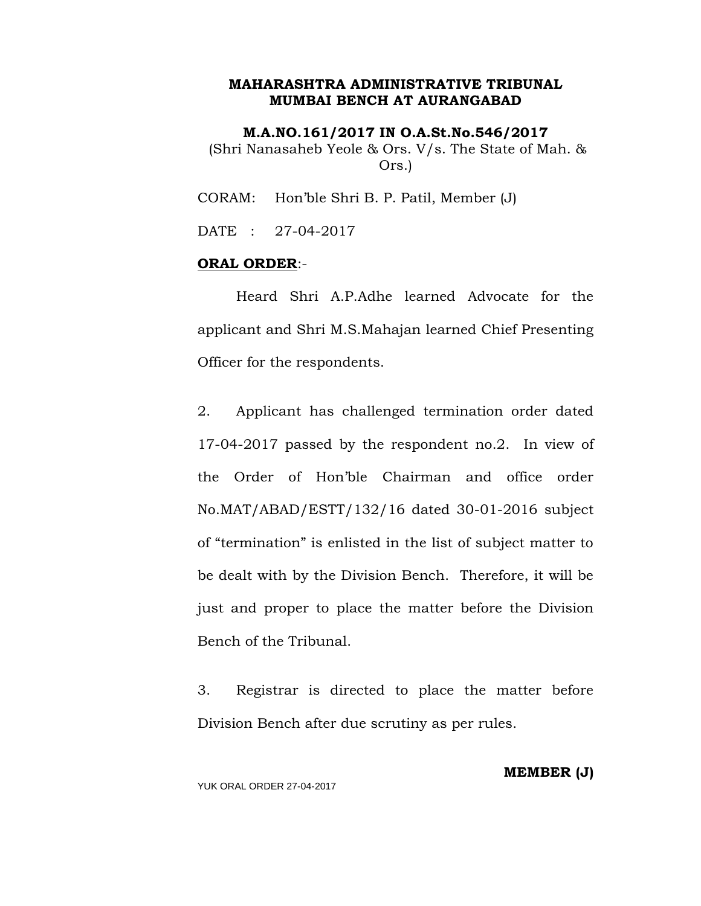**MAHARASHTRA ADMINISTRATIVE TRIBUNAL**
**MUMBAI BENCH AT AURANGABAD**

**M.A.NO.161/2017 IN O.A.St.No.546/2017**
(Shri Nanasaheb Yeole & Ors. V/s. The State of Mah. & Ors.)

CORAM: Hon'ble Shri B. P. Patil, Member (J)

DATE : 27-04-2017

**ORAL ORDER**:-

Heard Shri A.P.Adhe learned Advocate for the applicant and Shri M.S.Mahajan learned Chief Presenting Officer for the respondents.

2. Applicant has challenged termination order dated 17-04-2017 passed by the respondent no.2. In view of the Order of Hon'ble Chairman and office order No.MAT/ABAD/ESTT/132/16 dated 30-01-2016 subject of "termination" is enlisted in the list of subject matter to be dealt with by the Division Bench. Therefore, it will be just and proper to place the matter before the Division Bench of the Tribunal.

3. Registrar is directed to place the matter before Division Bench after due scrutiny as per rules.

**MEMBER (J)**

YUK ORAL ORDER 27-04-2017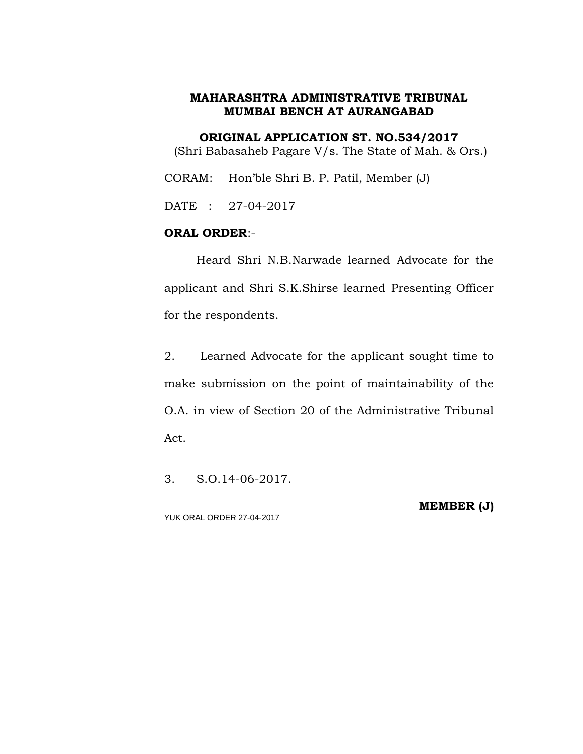**MAHARASHTRA ADMINISTRATIVE TRIBUNAL**
**MUMBAI BENCH AT AURANGABAD**

**ORIGINAL APPLICATION ST. NO.534/2017**
(Shri Babasaheb Pagare V/s. The State of Mah. & Ors.)

CORAM: Hon'ble Shri B. P. Patil, Member (J)

DATE : 27-04-2017

**ORAL ORDER**:-

Heard Shri N.B.Narwade learned Advocate for the applicant and Shri S.K.Shirse learned Presenting Officer for the respondents.

2. Learned Advocate for the applicant sought time to make submission on the point of maintainability of the O.A. in view of Section 20 of the Administrative Tribunal Act.

3. S.O.14-06-2017.

**MEMBER (J)**

YUK ORAL ORDER 27-04-2017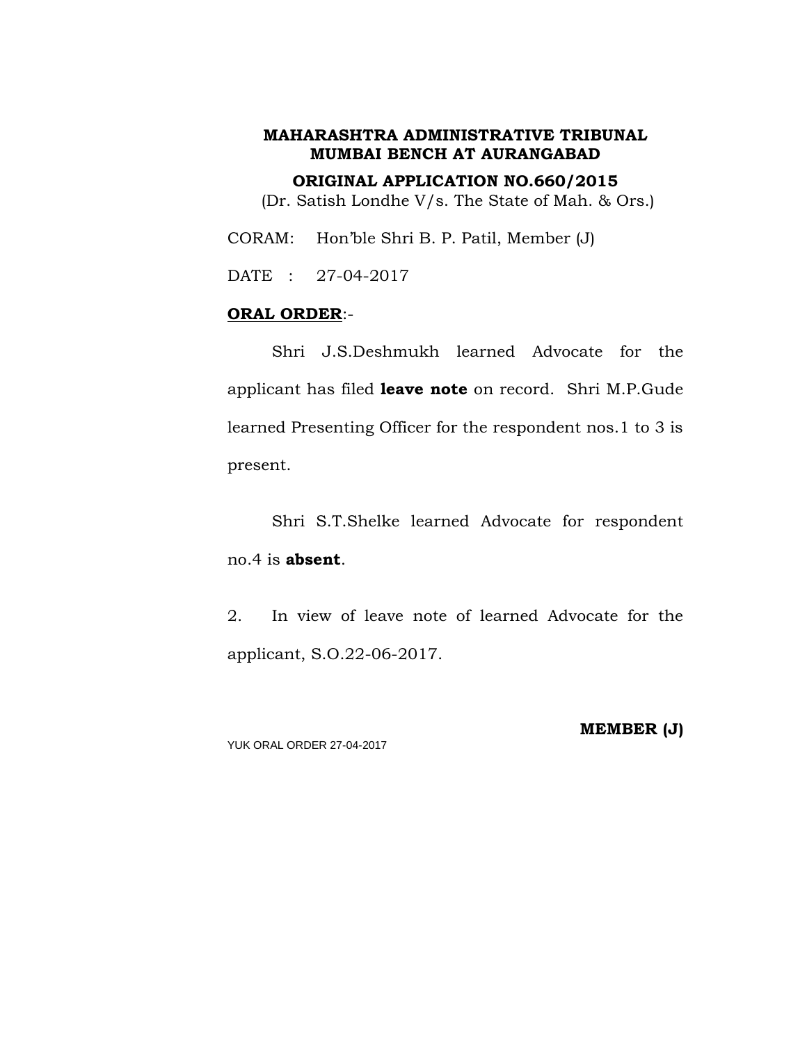**MAHARASHTRA ADMINISTRATIVE TRIBUNAL**
**MUMBAI BENCH AT AURANGABAD**

**ORIGINAL APPLICATION NO.660/2015**
(Dr. Satish Londhe V/s. The State of Mah. & Ors.)

CORAM: Hon'ble Shri B. P. Patil, Member (J)

DATE : 27-04-2017

**ORAL ORDER**:-

Shri J.S.Deshmukh learned Advocate for the applicant has filed **leave note** on record. Shri M.P.Gude learned Presenting Officer for the respondent nos.1 to 3 is present.

Shri S.T.Shelke learned Advocate for respondent no.4 is **absent**.

2. In view of leave note of learned Advocate for the applicant, S.O.22-06-2017.

**MEMBER (J)**

YUK ORAL ORDER 27-04-2017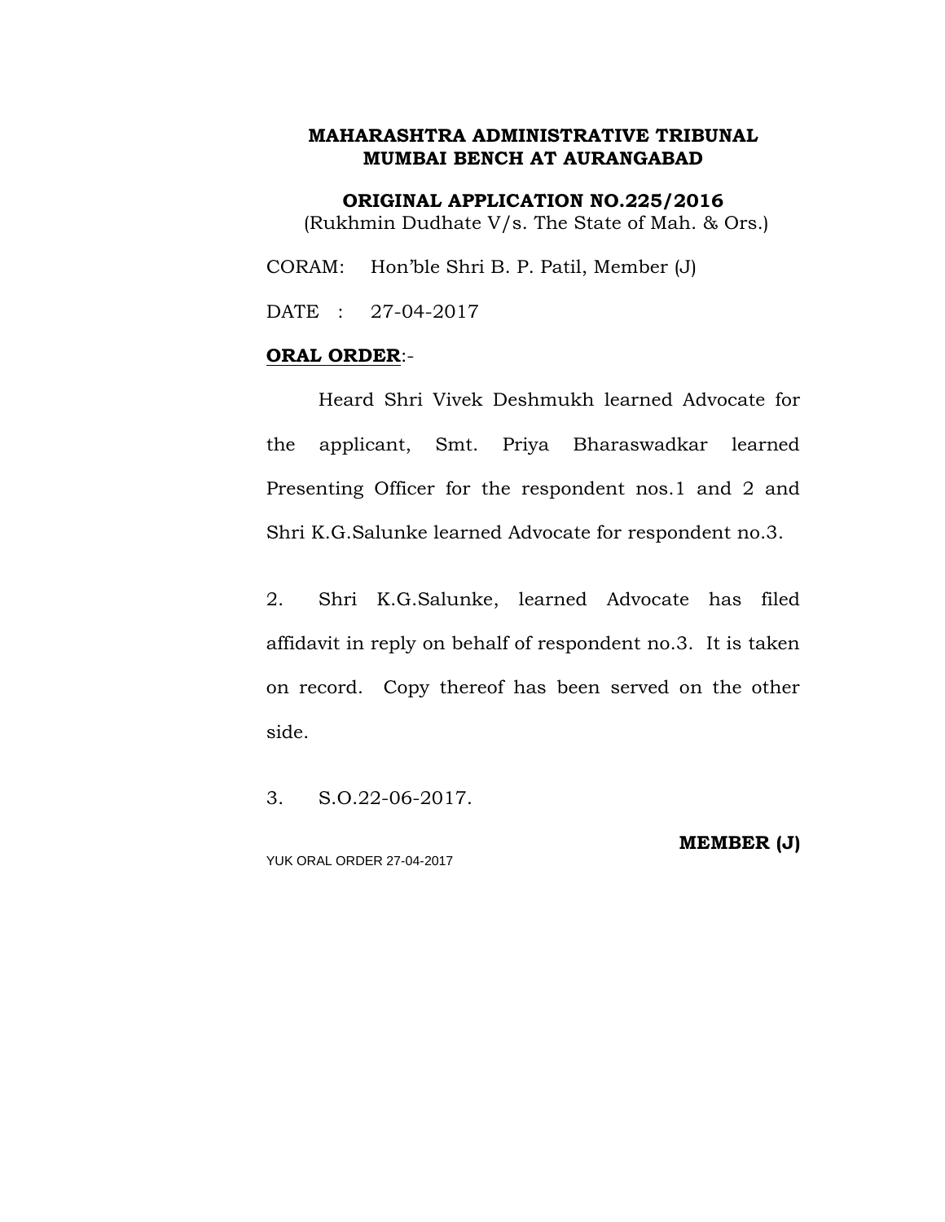**MAHARASHTRA ADMINISTRATIVE TRIBUNAL**
**MUMBAI BENCH AT AURANGABAD**

**ORIGINAL APPLICATION NO.225/2016**
(Rukhmin Dudhate V/s. The State of Mah. & Ors.)

CORAM: Hon'ble Shri B. P. Patil, Member (J)

DATE : 27-04-2017

**ORAL ORDER**:-

Heard Shri Vivek Deshmukh learned Advocate for the applicant, Smt. Priya Bharaswadkar learned Presenting Officer for the respondent nos.1 and 2 and Shri K.G.Salunke learned Advocate for respondent no.3.

2. Shri K.G.Salunke, learned Advocate has filed affidavit in reply on behalf of respondent no.3. It is taken on record. Copy thereof has been served on the other side.

3. S.O.22-06-2017.

**MEMBER (J)**

YUK ORAL ORDER 27-04-2017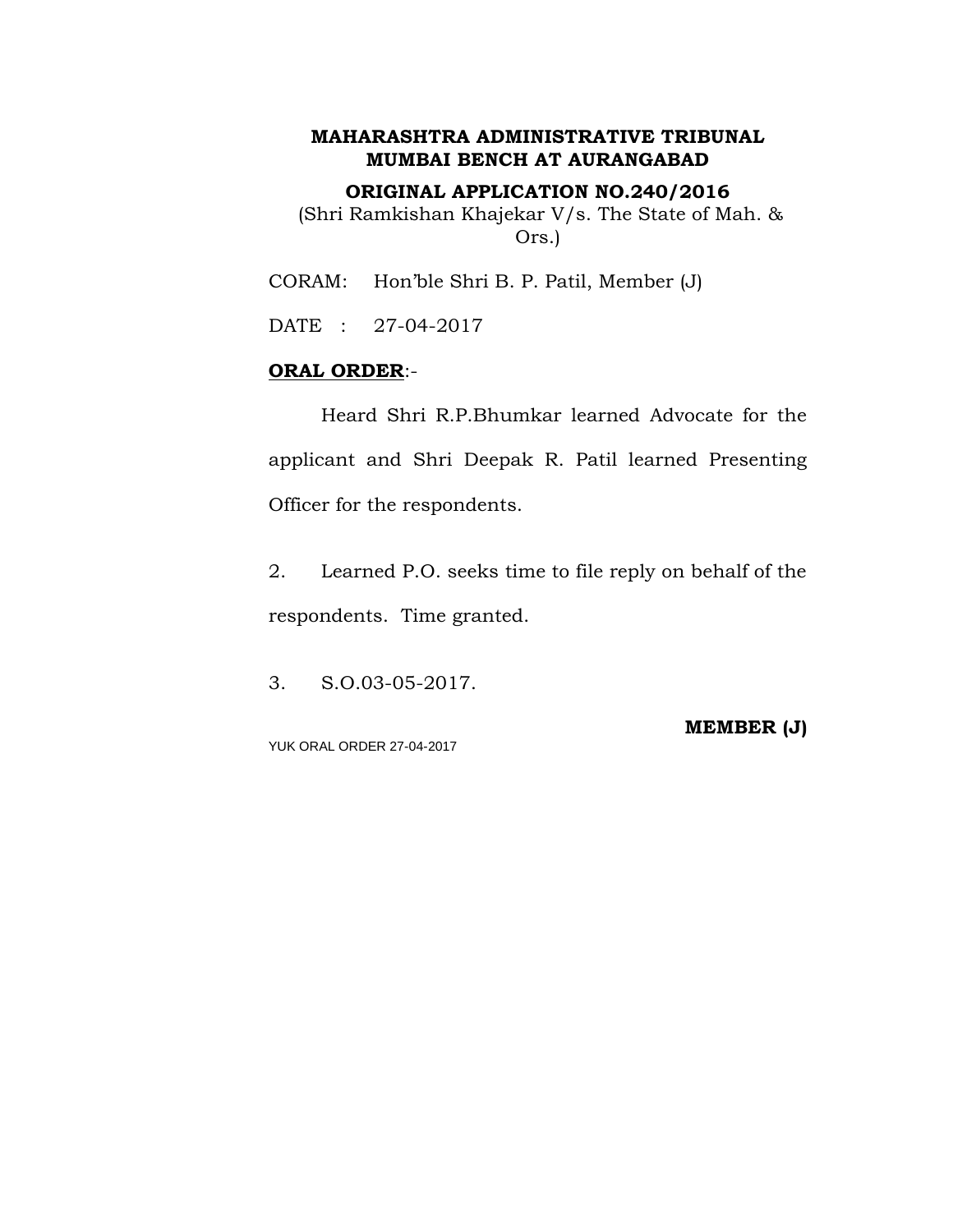**MAHARASHTRA ADMINISTRATIVE TRIBUNAL**
**MUMBAI BENCH AT AURANGABAD**

**ORIGINAL APPLICATION NO.240/2016**
(Shri Ramkishan Khajekar V/s. The State of Mah. & Ors.)

CORAM: Hon'ble Shri B. P. Patil, Member (J)

DATE : 27-04-2017

**ORAL ORDER**:-

Heard Shri R.P.Bhumkar learned Advocate for the applicant and Shri Deepak R. Patil learned Presenting Officer for the respondents.

2. Learned P.O. seeks time to file reply on behalf of the respondents. Time granted.

3. S.O.03-05-2017.

**MEMBER (J)**

YUK ORAL ORDER 27-04-2017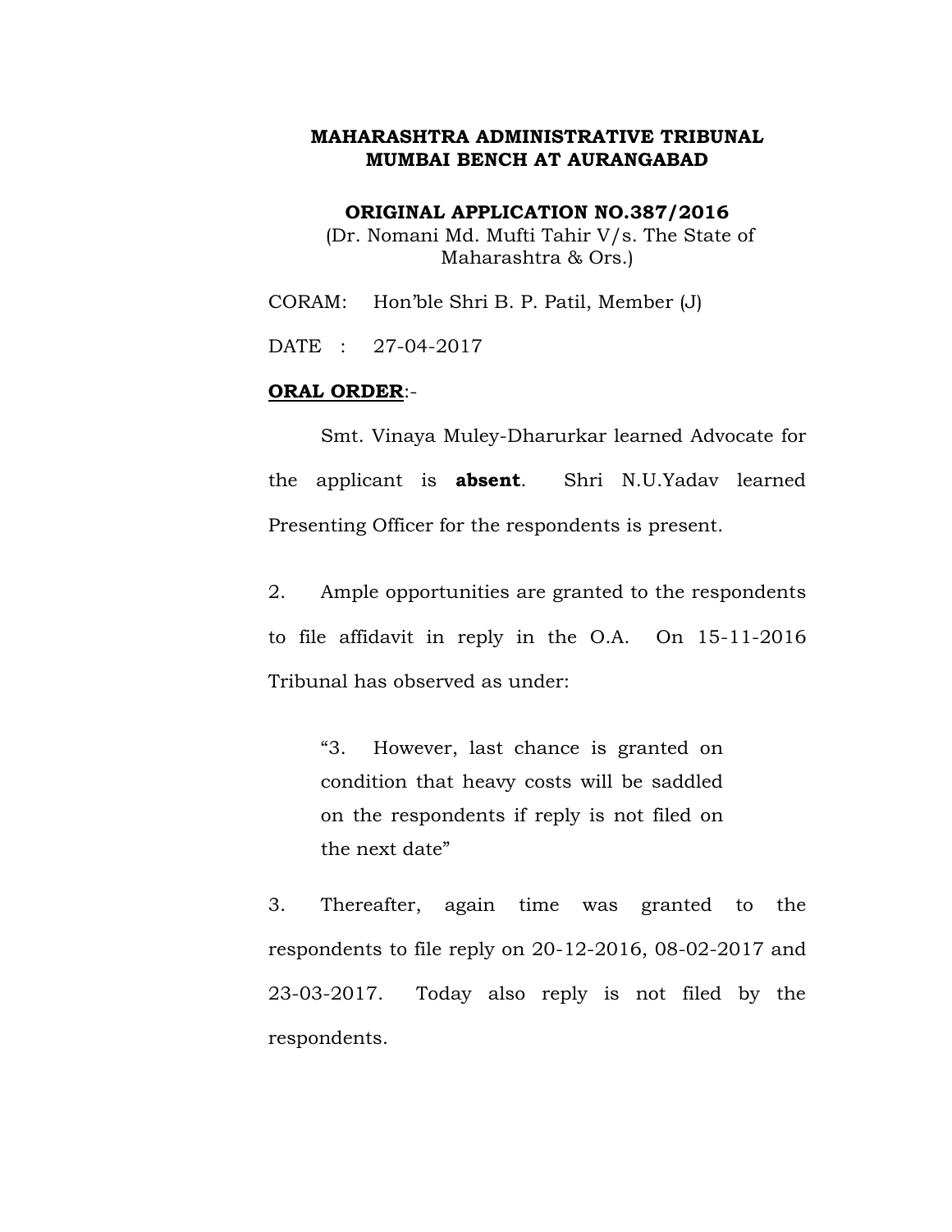**MAHARASHTRA ADMINISTRATIVE TRIBUNAL**
**MUMBAI BENCH AT AURANGABAD**

**ORIGINAL APPLICATION NO.387/2016**
(Dr. Nomani Md. Mufti Tahir V/s. The State of Maharashtra & Ors.)

CORAM: Hon'ble Shri B. P. Patil, Member (J)

DATE : 27-04-2017

**<u>ORAL ORDER</u>**:-

Smt. Vinaya Muley-Dharurkar learned Advocate for the applicant is **absent**. Shri N.U.Yadav learned Presenting Officer for the respondents is present.

2. Ample opportunities are granted to the respondents to file affidavit in reply in the O.A. On 15-11-2016 Tribunal has observed as under:

> "3. However, last chance is granted on condition that heavy costs will be saddled on the respondents if reply is not filed on the next date"

3. Thereafter, again time was granted to the respondents to file reply on 20-12-2016, 08-02-2017 and 23-03-2017. Today also reply is not filed by the respondents.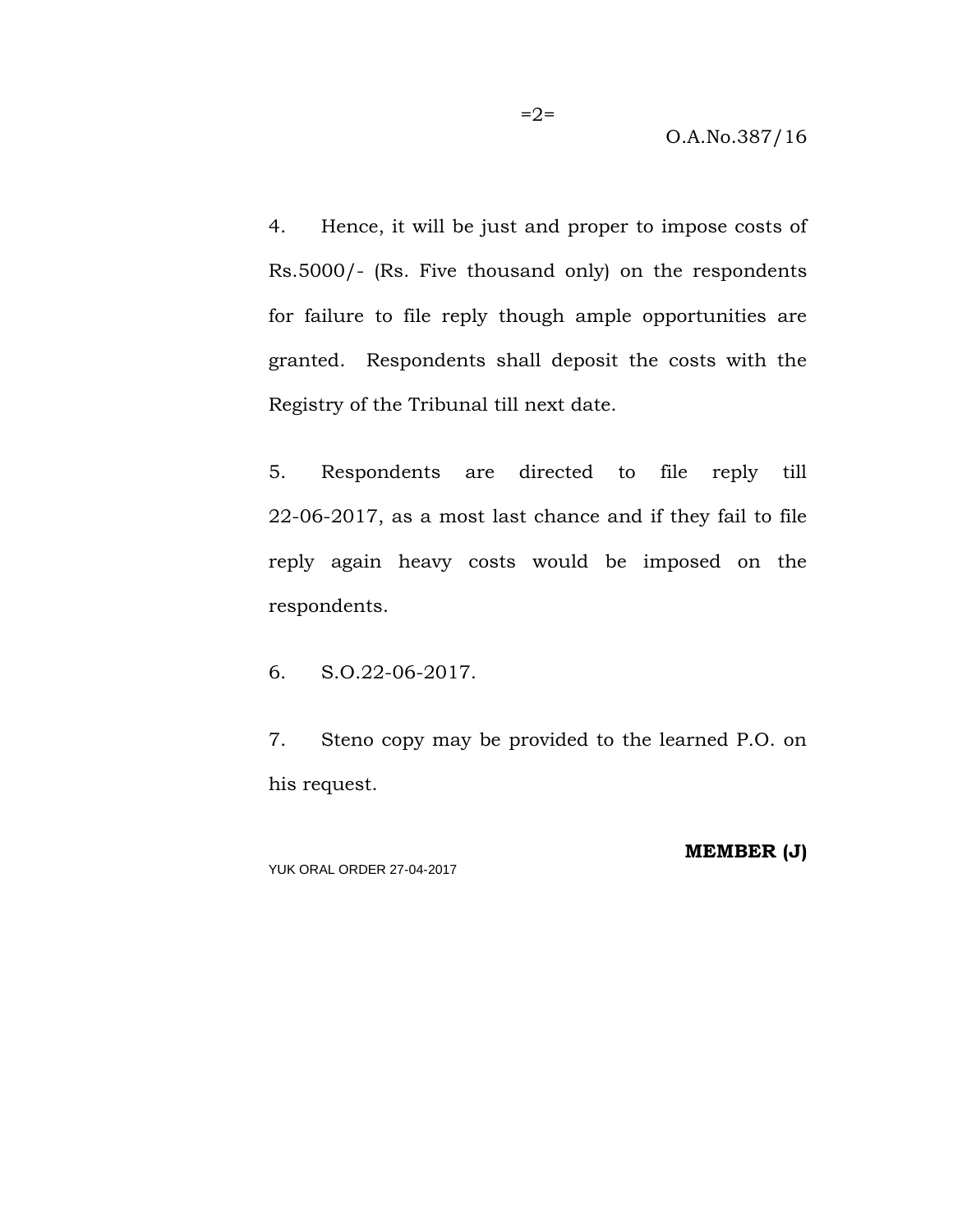O.A.No.387/16

4. Hence, it will be just and proper to impose costs of Rs.5000/- (Rs. Five thousand only) on the respondents for failure to file reply though ample opportunities are granted. Respondents shall deposit the costs with the Registry of the Tribunal till next date.

5. Respondents are directed to file reply till 22-06-2017, as a most last chance and if they fail to file reply again heavy costs would be imposed on the respondents.

6. S.O.22-06-2017.

7. Steno copy may be provided to the learned P.O. on his request.

**MEMBER (J)**

YUK ORAL ORDER 27-04-2017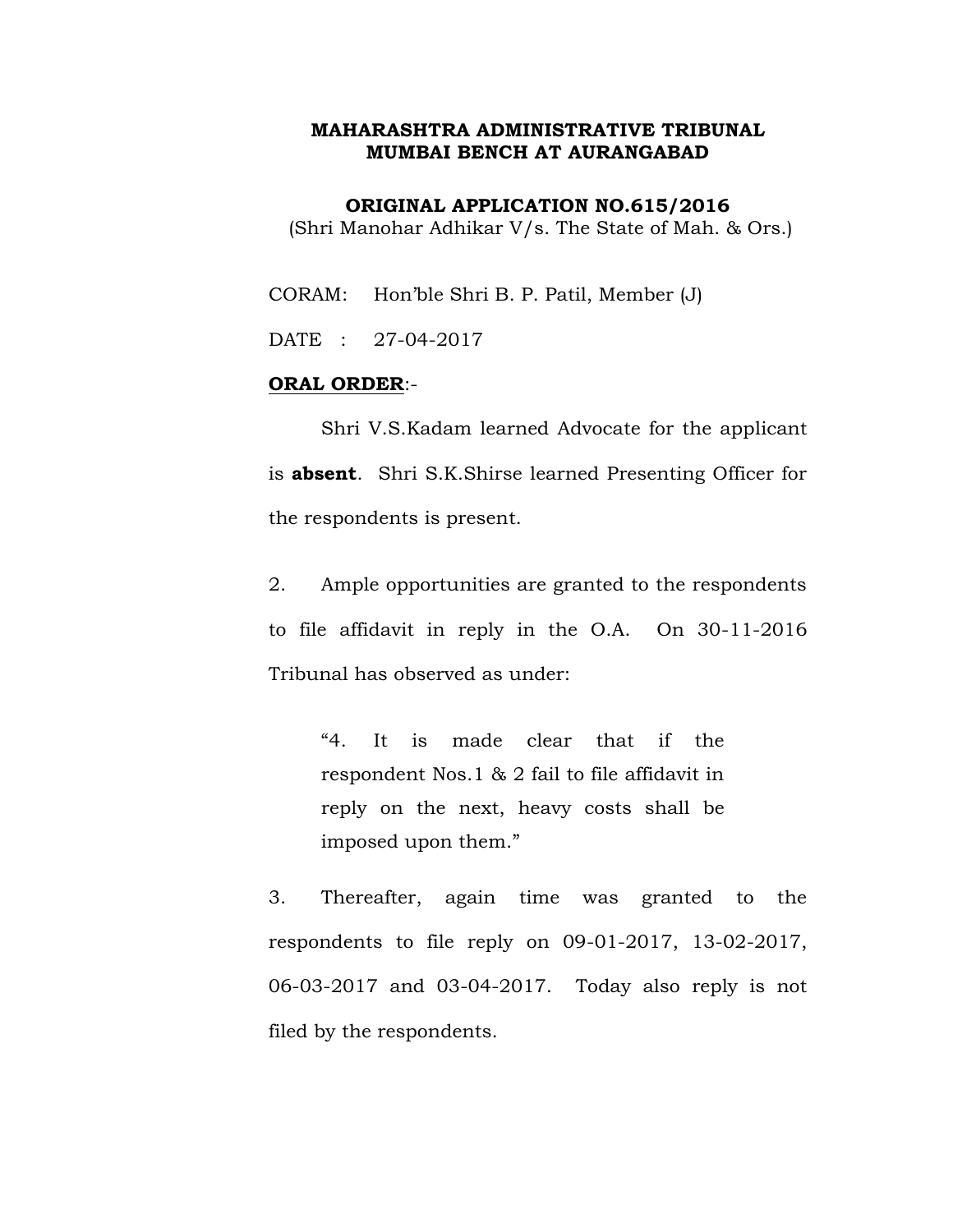**MAHARASHTRA ADMINISTRATIVE TRIBUNAL**
**MUMBAI BENCH AT AURANGABAD**

**ORIGINAL APPLICATION NO.615/2016**
(Shri Manohar Adhikar V/s. The State of Mah. & Ors.)

CORAM: Hon'ble Shri B. P. Patil, Member (J)

DATE : 27-04-2017

**ORAL ORDER**:-

Shri V.S.Kadam learned Advocate for the applicant is **absent**. Shri S.K.Shirse learned Presenting Officer for the respondents is present.

2. Ample opportunities are granted to the respondents to file affidavit in reply in the O.A. On 30-11-2016 Tribunal has observed as under:

> "4. It is made clear that if the respondent Nos.1 & 2 fail to file affidavit in reply on the next, heavy costs shall be imposed upon them."

3. Thereafter, again time was granted to the respondents to file reply on 09-01-2017, 13-02-2017, 06-03-2017 and 03-04-2017. Today also reply is not filed by the respondents.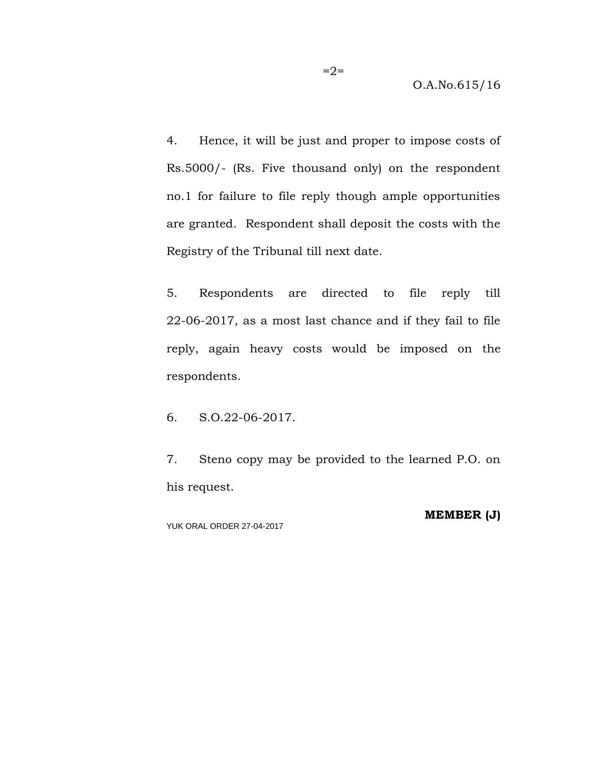O.A.No.615/16

4. Hence, it will be just and proper to impose costs of Rs.5000/- (Rs. Five thousand only) on the respondent no.1 for failure to file reply though ample opportunities are granted. Respondent shall deposit the costs with the Registry of the Tribunal till next date.

5. Respondents are directed to file reply till 22-06-2017, as a most last chance and if they fail to file reply, again heavy costs would be imposed on the respondents.

6. S.O.22-06-2017.

7. Steno copy may be provided to the learned P.O. on his request.

**MEMBER (J)**

YUK ORAL ORDER 27-04-2017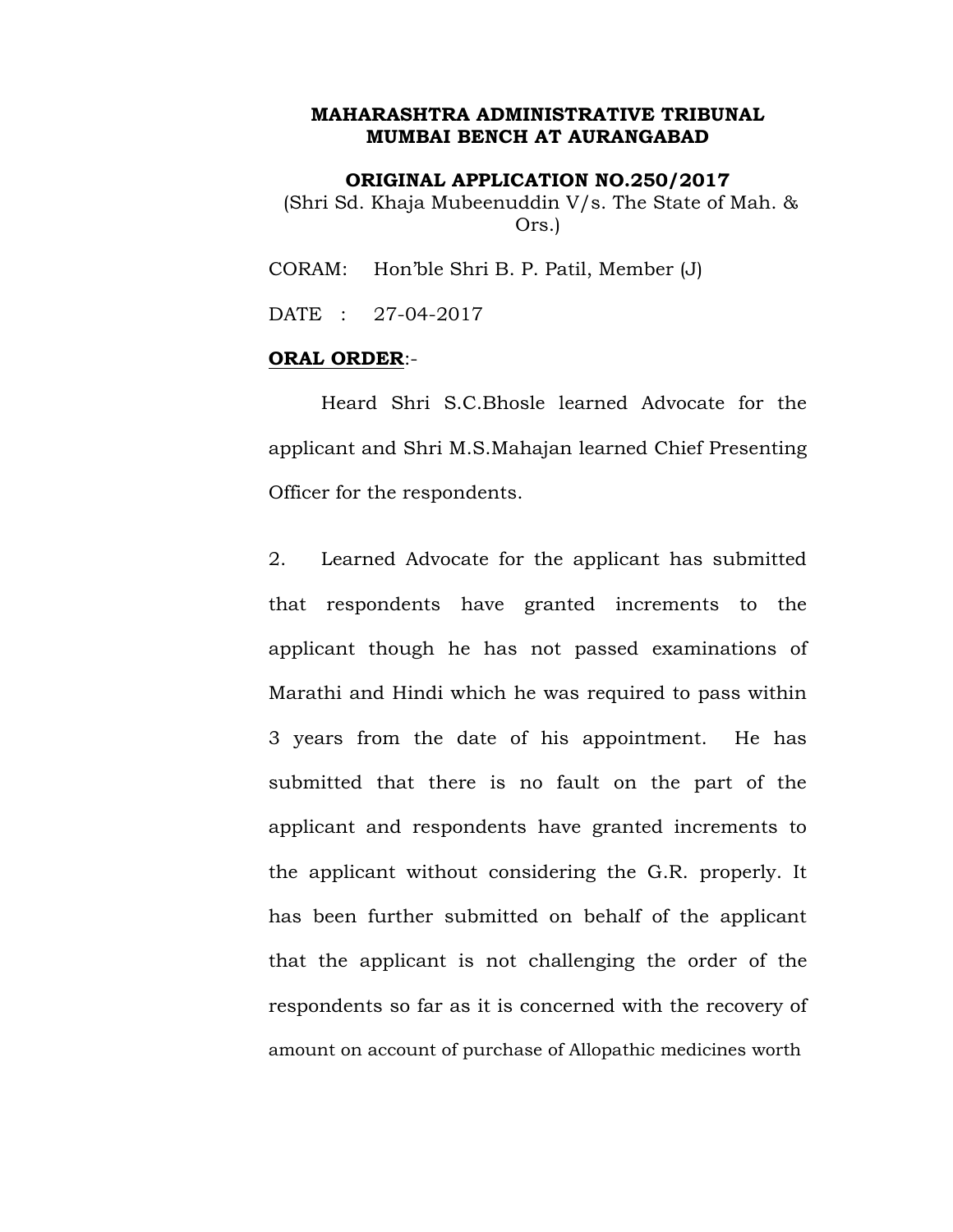**MAHARASHTRA ADMINISTRATIVE TRIBUNAL**
**MUMBAI BENCH AT AURANGABAD**

**ORIGINAL APPLICATION NO.250/2017**
(Shri Sd. Khaja Mubeenuddin V/s. The State of Mah. & Ors.)

CORAM: Hon'ble Shri B. P. Patil, Member (J)

DATE : 27-04-2017

**ORAL ORDER**:-

Heard Shri S.C.Bhosle learned Advocate for the applicant and Shri M.S.Mahajan learned Chief Presenting Officer for the respondents.

2. Learned Advocate for the applicant has submitted that respondents have granted increments to the applicant though he has not passed examinations of Marathi and Hindi which he was required to pass within 3 years from the date of his appointment. He has submitted that there is no fault on the part of the applicant and respondents have granted increments to the applicant without considering the G.R. properly. It has been further submitted on behalf of the applicant that the applicant is not challenging the order of the respondents so far as it is concerned with the recovery of amount on account of purchase of Allopathic medicines worth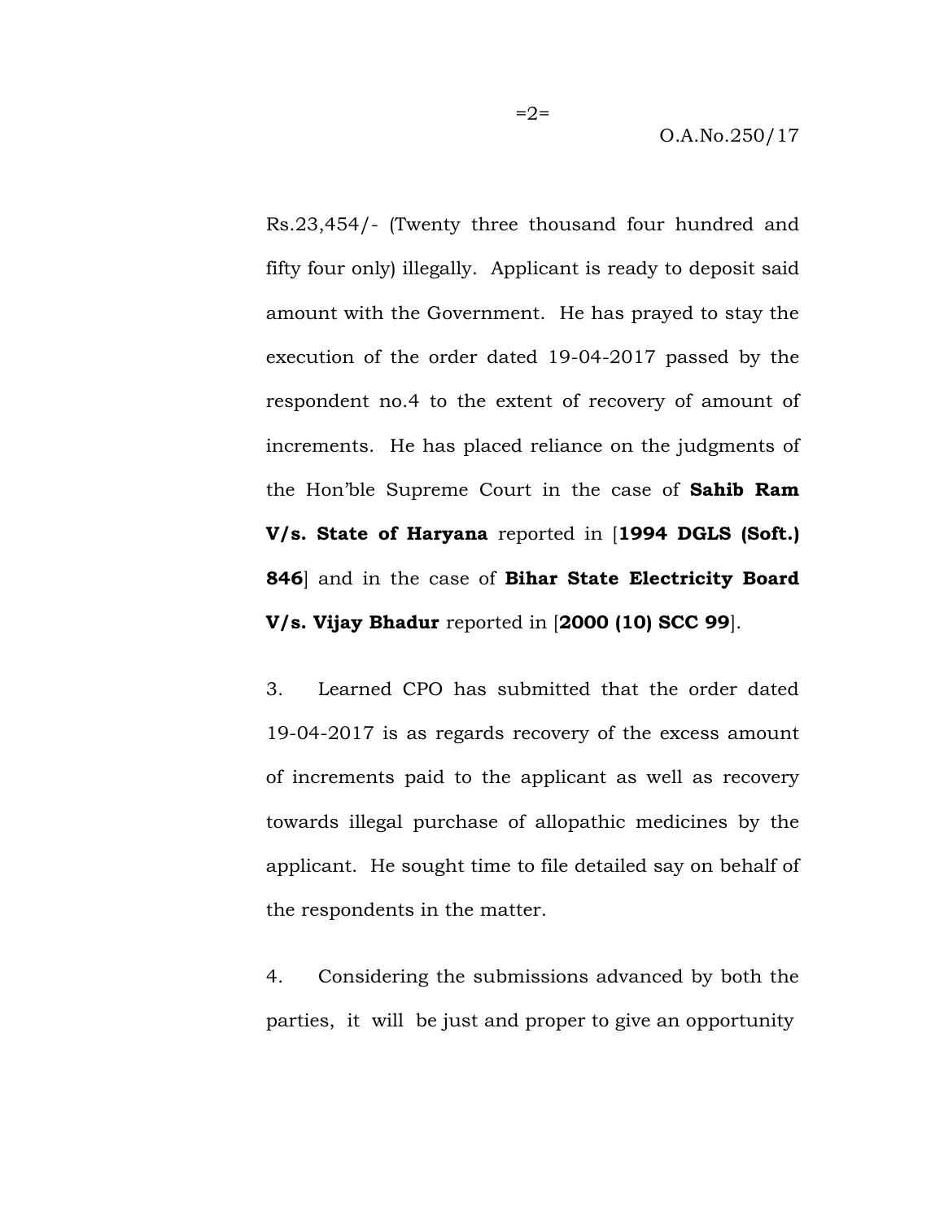Rs.23,454/- (Twenty three thousand four hundred and fifty four only) illegally. Applicant is ready to deposit said amount with the Government. He has prayed to stay the execution of the order dated 19-04-2017 passed by the respondent no.4 to the extent of recovery of amount of increments. He has placed reliance on the judgments of the Hon'ble Supreme Court in the case of **Sahib Ram V/s. State of Haryana** reported in [**1994 DGLS (Soft.) 846**] and in the case of **Bihar State Electricity Board V/s. Vijay Bhadur** reported in [**2000 (10) SCC 99**].

3. Learned CPO has submitted that the order dated 19-04-2017 is as regards recovery of the excess amount of increments paid to the applicant as well as recovery towards illegal purchase of allopathic medicines by the applicant. He sought time to file detailed say on behalf of the respondents in the matter.

4. Considering the submissions advanced by both the parties, it will be just and proper to give an opportunity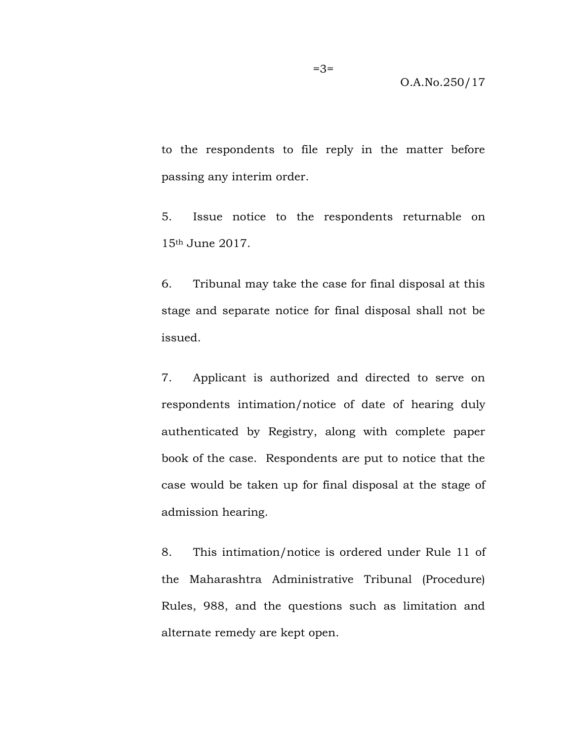to the respondents to file reply in the matter before passing any interim order.

5. Issue notice to the respondents returnable on 15th June 2017.

6. Tribunal may take the case for final disposal at this stage and separate notice for final disposal shall not be issued.

7. Applicant is authorized and directed to serve on respondents intimation/notice of date of hearing duly authenticated by Registry, along with complete paper book of the case. Respondents are put to notice that the case would be taken up for final disposal at the stage of admission hearing.

8. This intimation/notice is ordered under Rule 11 of the Maharashtra Administrative Tribunal (Procedure) Rules, 988, and the questions such as limitation and alternate remedy are kept open.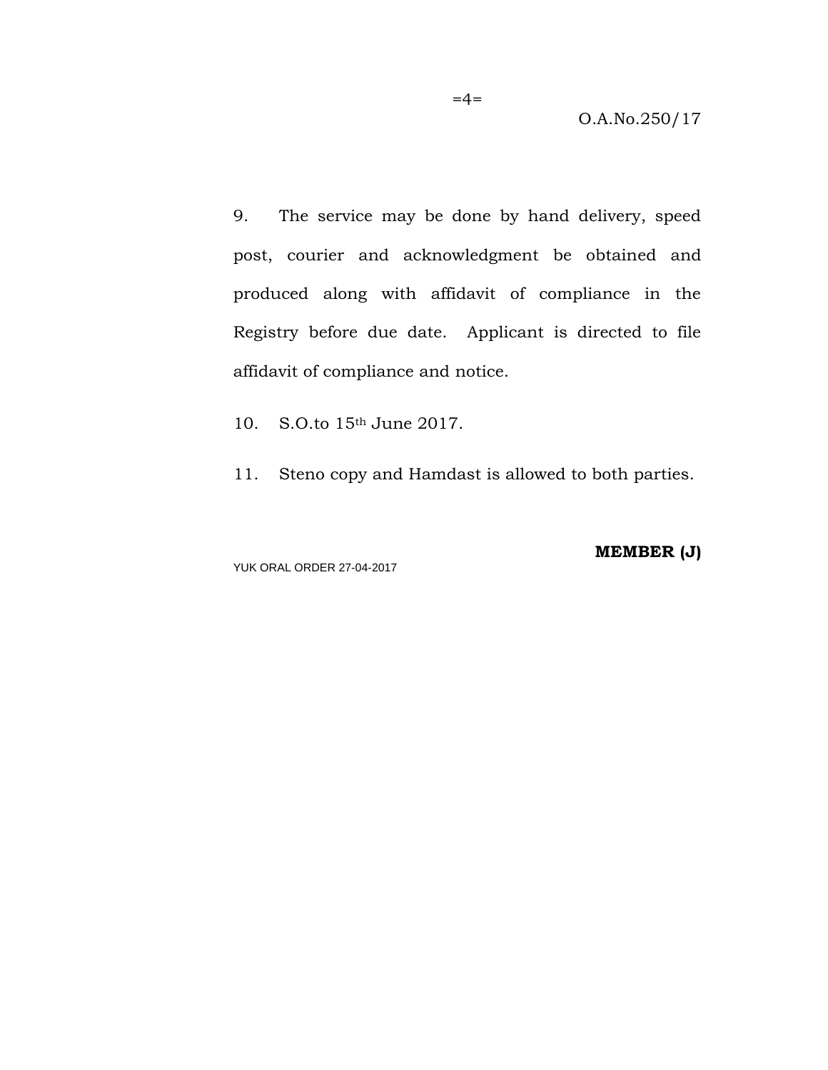9. The service may be done by hand delivery, speed post, courier and acknowledgment be obtained and produced along with affidavit of compliance in the Registry before due date. Applicant is directed to file affidavit of compliance and notice.

10. S.O.to 15th June 2017.

11. Steno copy and Hamdast is allowed to both parties.

**MEMBER (J)**

YUK ORAL ORDER 27-04-2017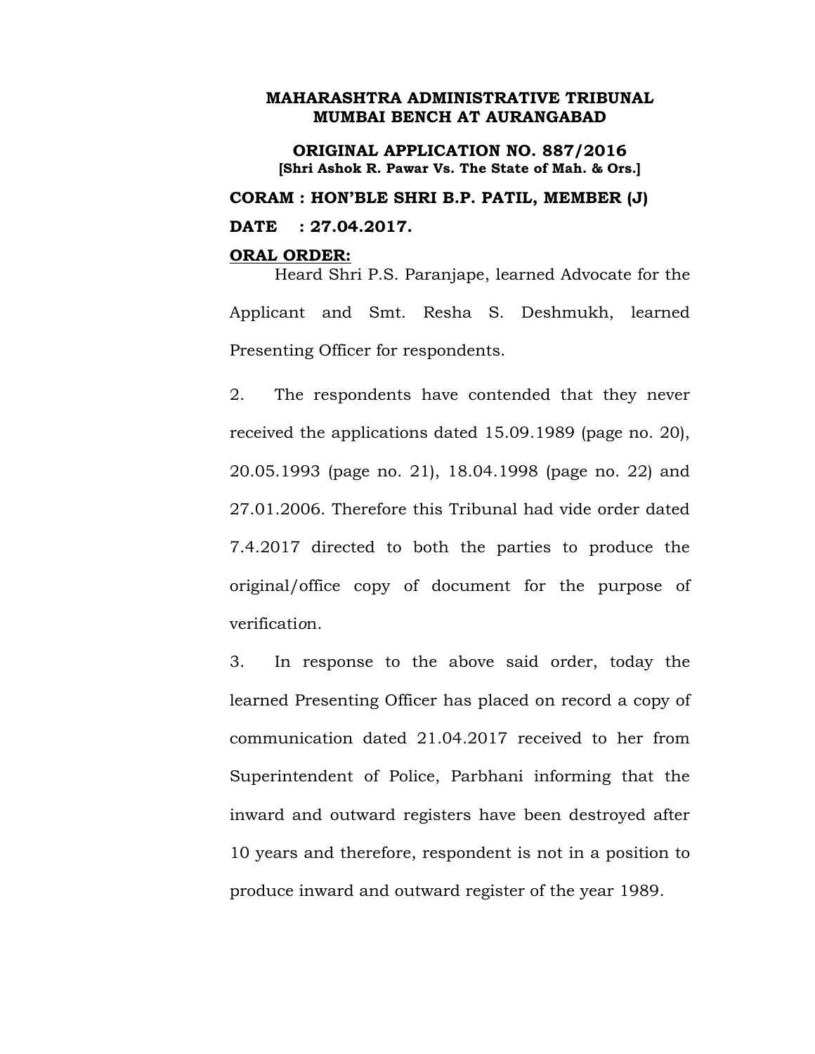**MAHARASHTRA ADMINISTRATIVE TRIBUNAL**
**MUMBAI BENCH AT AURANGABAD**

**ORIGINAL APPLICATION NO. 887/2016**
**[Shri Ashok R. Pawar Vs. The State of Mah. & Ors.]**

**CORAM : HON'BLE SHRI B.P. PATIL, MEMBER (J)**

**DATE : 27.04.2017.**

**ORAL ORDER:**

Heard Shri P.S. Paranjape, learned Advocate for the Applicant and Smt. Resha S. Deshmukh, learned Presenting Officer for respondents.

2. The respondents have contended that they never received the applications dated 15.09.1989 (page no. 20), 20.05.1993 (page no. 21), 18.04.1998 (page no. 22) and 27.01.2006. Therefore this Tribunal had vide order dated 7.4.2017 directed to both the parties to produce the original/office copy of document for the purpose of verification.

3. In response to the above said order, today the learned Presenting Officer has placed on record a copy of communication dated 21.04.2017 received to her from Superintendent of Police, Parbhani informing that the inward and outward registers have been destroyed after 10 years and therefore, respondent is not in a position to produce inward and outward register of the year 1989.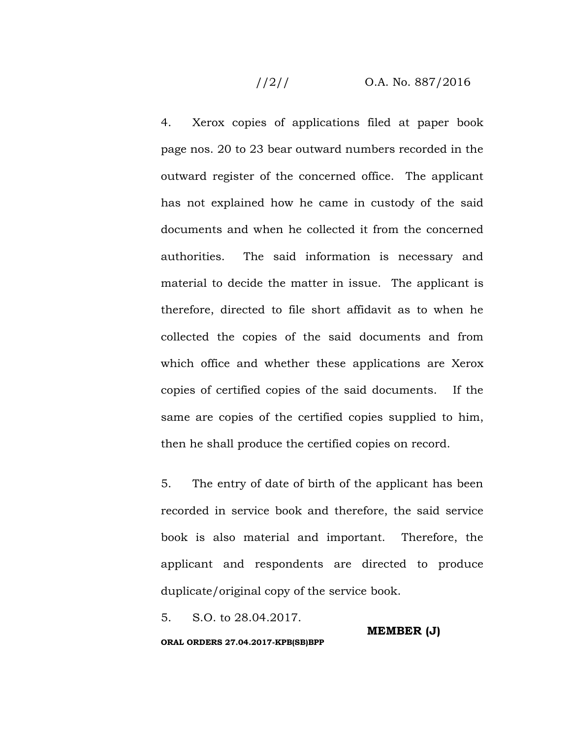4. Xerox copies of applications filed at paper book page nos. 20 to 23 bear outward numbers recorded in the outward register of the concerned office. The applicant has not explained how he came in custody of the said documents and when he collected it from the concerned authorities. The said information is necessary and material to decide the matter in issue. The applicant is therefore, directed to file short affidavit as to when he collected the copies of the said documents and from which office and whether these applications are Xerox copies of certified copies of the said documents. If the same are copies of the certified copies supplied to him, then he shall produce the certified copies on record.

5. The entry of date of birth of the applicant has been recorded in service book and therefore, the said service book is also material and important. Therefore, the applicant and respondents are directed to produce duplicate/original copy of the service book.

5. S.O. to 28.04.2017.

**MEMBER (J)**

**ORAL ORDERS 27.04.2017-KPB(SB)BPP**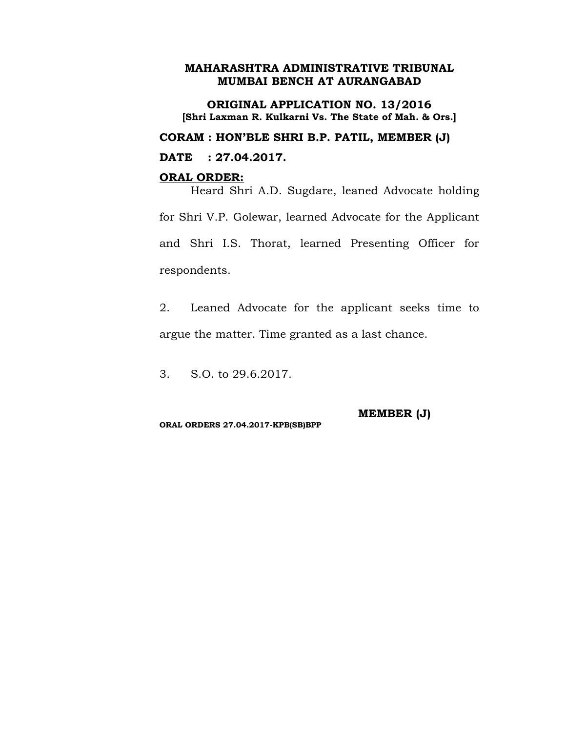**MAHARASHTRA ADMINISTRATIVE TRIBUNAL**
**MUMBAI BENCH AT AURANGABAD**

**ORIGINAL APPLICATION NO. 13/2016**
**[Shri Laxman R. Kulkarni Vs. The State of Mah. & Ors.]**

**CORAM : HON'BLE SHRI B.P. PATIL, MEMBER (J)**

**DATE : 27.04.2017.**

**ORAL ORDER:**

Heard Shri A.D. Sugdare, leaned Advocate holding for Shri V.P. Golewar, learned Advocate for the Applicant and Shri I.S. Thorat, learned Presenting Officer for respondents.

2. Leaned Advocate for the applicant seeks time to argue the matter. Time granted as a last chance.

3. S.O. to 29.6.2017.

**MEMBER (J)**

**ORAL ORDERS 27.04.2017-KPB(SB)BPP**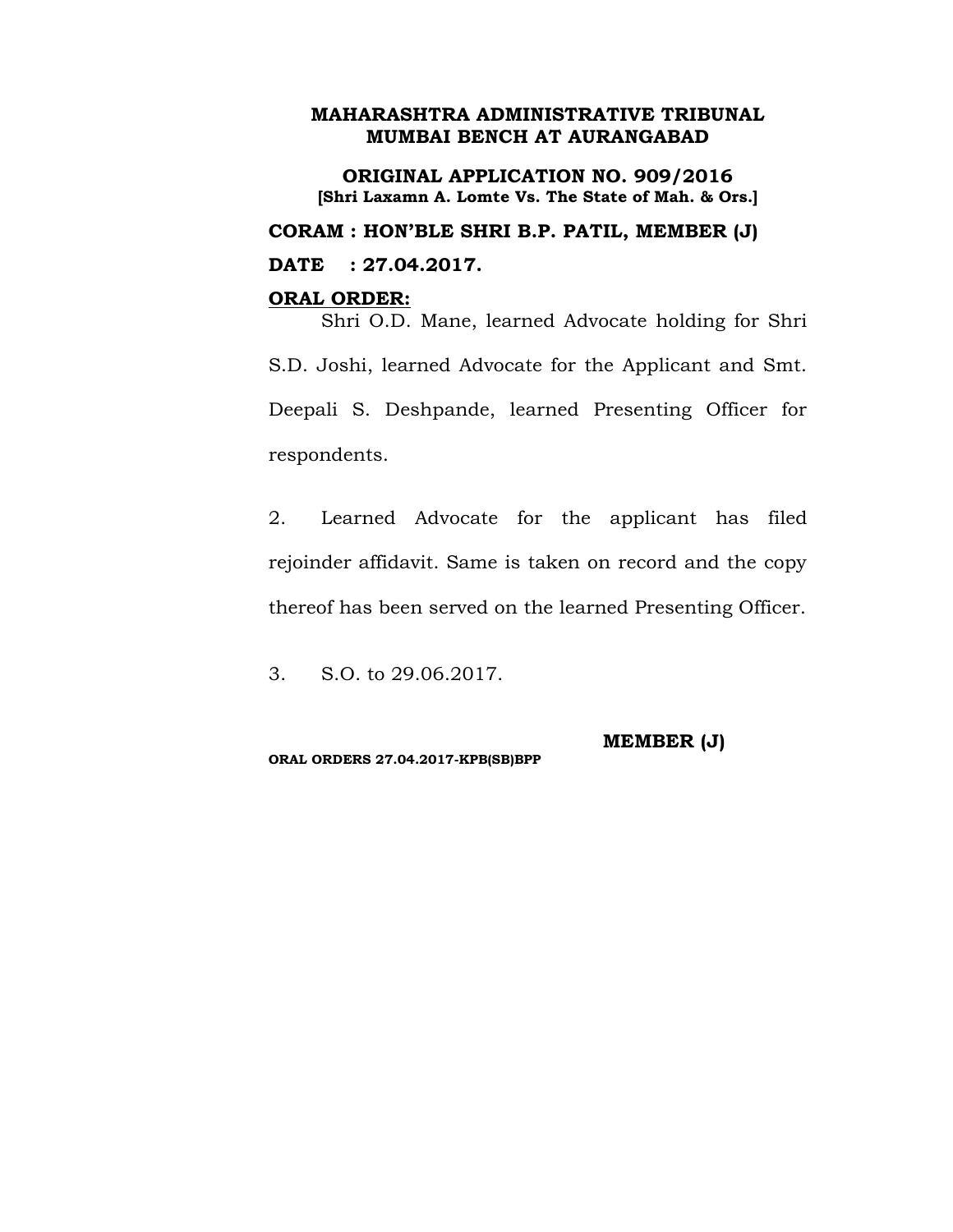**MAHARASHTRA ADMINISTRATIVE TRIBUNAL**
**MUMBAI BENCH AT AURANGABAD**

**ORIGINAL APPLICATION NO. 909/2016**
**[Shri Laxamn A. Lomte Vs. The State of Mah. & Ors.]**

**CORAM : HON'BLE SHRI B.P. PATIL, MEMBER (J)**

**DATE : 27.04.2017.**

**ORAL ORDER:**

Shri O.D. Mane, learned Advocate holding for Shri S.D. Joshi, learned Advocate for the Applicant and Smt. Deepali S. Deshpande, learned Presenting Officer for respondents.

2. Learned Advocate for the applicant has filed rejoinder affidavit. Same is taken on record and the copy thereof has been served on the learned Presenting Officer.

3. S.O. to 29.06.2017.

**MEMBER (J)**

**ORAL ORDERS 27.04.2017-KPB(SB)BPP**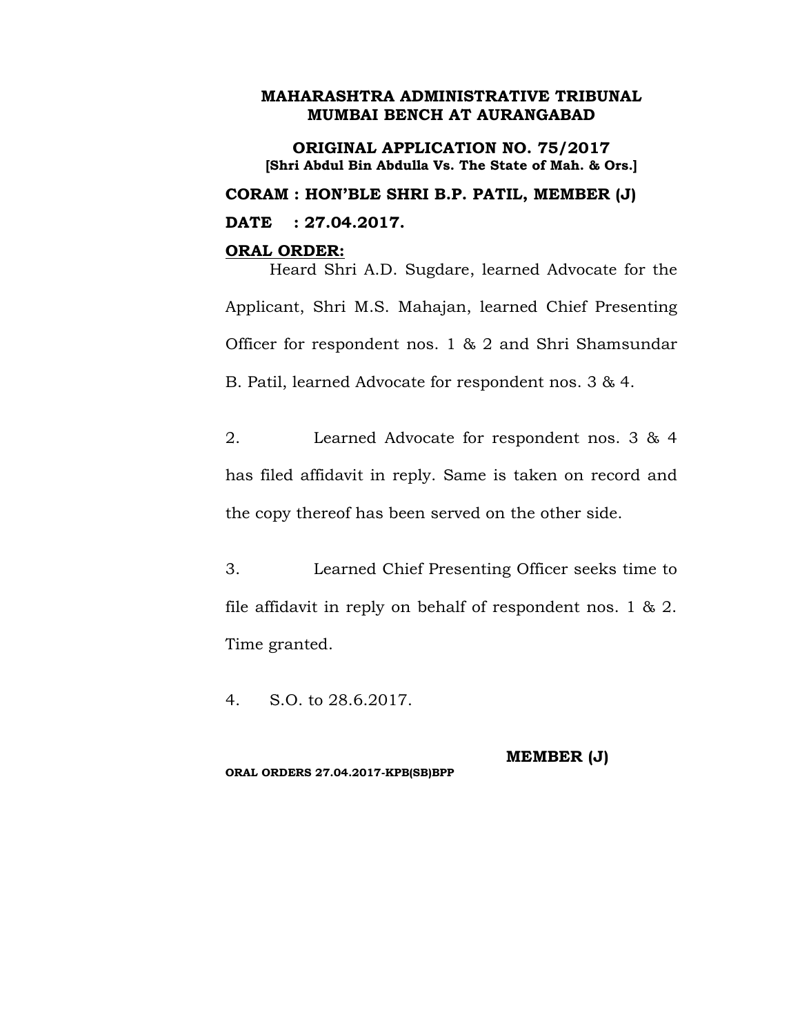**MAHARASHTRA ADMINISTRATIVE TRIBUNAL**
**MUMBAI BENCH AT AURANGABAD**

**ORIGINAL APPLICATION NO. 75/2017**
**[Shri Abdul Bin Abdulla Vs. The State of Mah. & Ors.]**

**CORAM : HON'BLE SHRI B.P. PATIL, MEMBER (J)**

**DATE : 27.04.2017.**

**ORAL ORDER:**

Heard Shri A.D. Sugdare, learned Advocate for the Applicant, Shri M.S. Mahajan, learned Chief Presenting Officer for respondent nos. 1 & 2 and Shri Shamsundar B. Patil, learned Advocate for respondent nos. 3 & 4.

2. Learned Advocate for respondent nos. 3 & 4 has filed affidavit in reply. Same is taken on record and the copy thereof has been served on the other side.

3. Learned Chief Presenting Officer seeks time to file affidavit in reply on behalf of respondent nos. 1 & 2. Time granted.

4. S.O. to 28.6.2017.

**MEMBER (J)**

**ORAL ORDERS 27.04.2017-KPB(SB)BPP**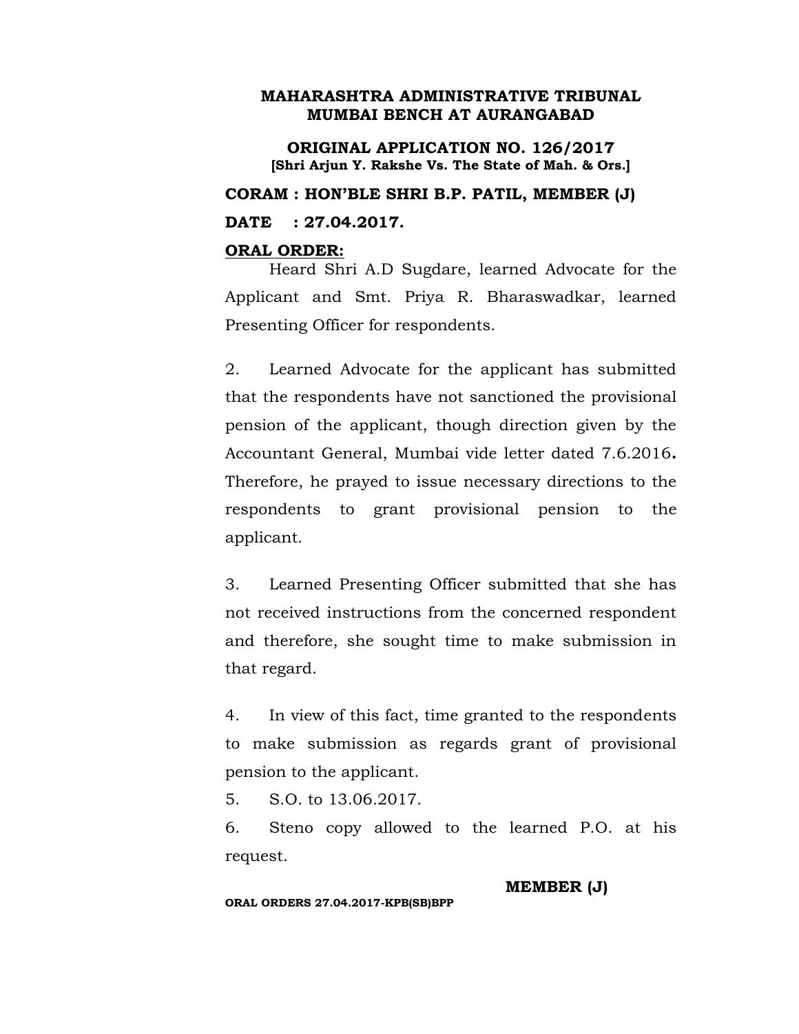**MAHARASHTRA ADMINISTRATIVE TRIBUNAL**
**MUMBAI BENCH AT AURANGABAD**

**ORIGINAL APPLICATION NO. 126/2017**
**[Shri Arjun Y. Rakshe Vs. The State of Mah. & Ors.]**

**CORAM : HON'BLE SHRI B.P. PATIL, MEMBER (J)**

**DATE : 27.04.2017.**

**ORAL ORDER:**

Heard Shri A.D Sugdare, learned Advocate for the Applicant and Smt. Priya R. Bharaswadkar, learned Presenting Officer for respondents.

2. Learned Advocate for the applicant has submitted that the respondents have not sanctioned the provisional pension of the applicant, though direction given by the Accountant General, Mumbai vide letter dated 7.6.2016**.** Therefore, he prayed to issue necessary directions to the respondents to grant provisional pension to the applicant.

3. Learned Presenting Officer submitted that she has not received instructions from the concerned respondent and therefore, she sought time to make submission in that regard.

4. In view of this fact, time granted to the respondents to make submission as regards grant of provisional pension to the applicant.

5. S.O. to 13.06.2017.

6. Steno copy allowed to the learned P.O. at his request.

**MEMBER (J)**

**ORAL ORDERS 27.04.2017-KPB(SB)BPP**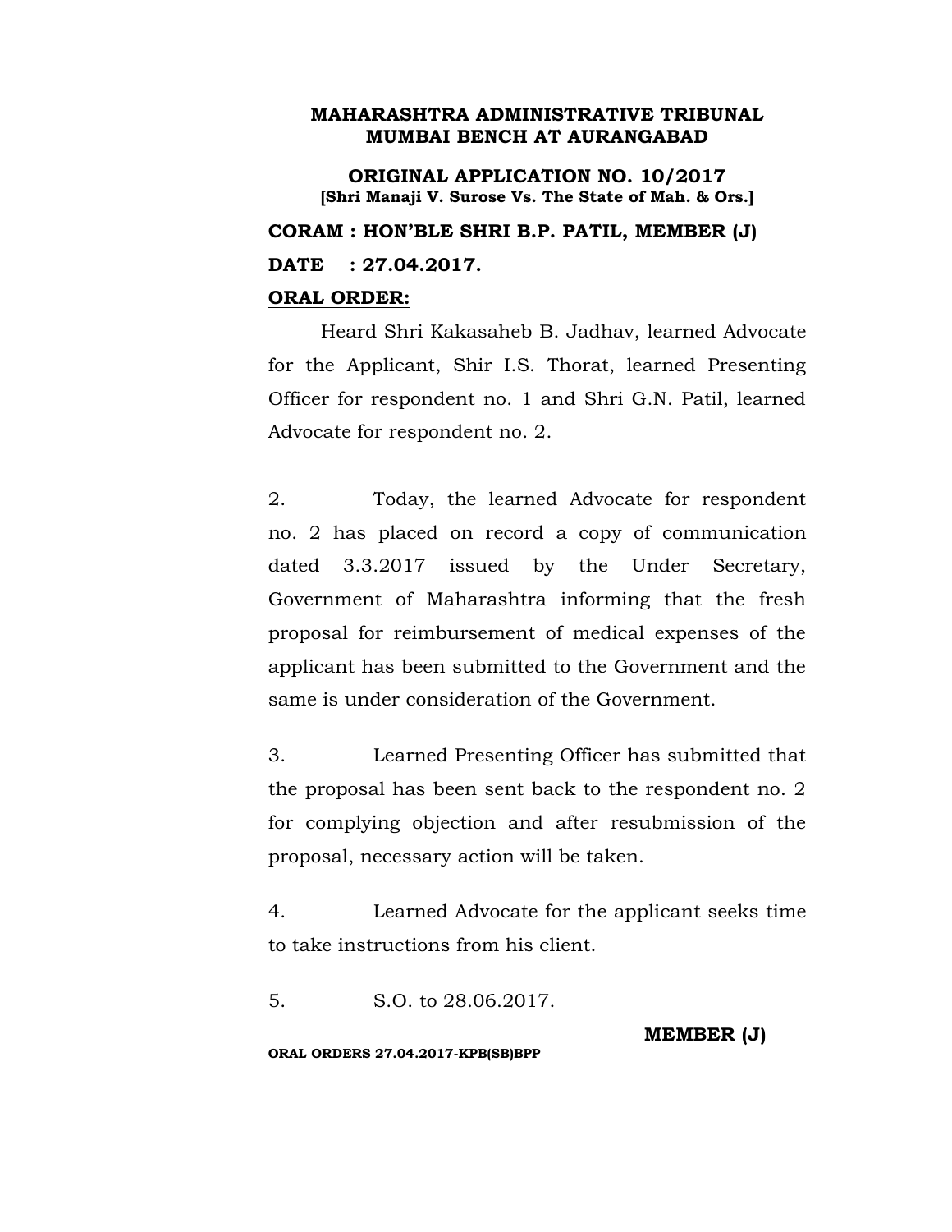**MAHARASHTRA ADMINISTRATIVE TRIBUNAL**
**MUMBAI BENCH AT AURANGABAD**

**ORIGINAL APPLICATION NO. 10/2017**
**[Shri Manaji V. Surose Vs. The State of Mah. & Ors.]**

**CORAM : HON'BLE SHRI B.P. PATIL, MEMBER (J)**

**DATE : 27.04.2017.**

**ORAL ORDER:**

Heard Shri Kakasaheb B. Jadhav, learned Advocate for the Applicant, Shir I.S. Thorat, learned Presenting Officer for respondent no. 1 and Shri G.N. Patil, learned Advocate for respondent no. 2.

2. Today, the learned Advocate for respondent no. 2 has placed on record a copy of communication dated 3.3.2017 issued by the Under Secretary, Government of Maharashtra informing that the fresh proposal for reimbursement of medical expenses of the applicant has been submitted to the Government and the same is under consideration of the Government.

3. Learned Presenting Officer has submitted that the proposal has been sent back to the respondent no. 2 for complying objection and after resubmission of the proposal, necessary action will be taken.

4. Learned Advocate for the applicant seeks time to take instructions from his client.

5. S.O. to 28.06.2017.

**MEMBER (J)**

**ORAL ORDERS 27.04.2017-KPB(SB)BPP**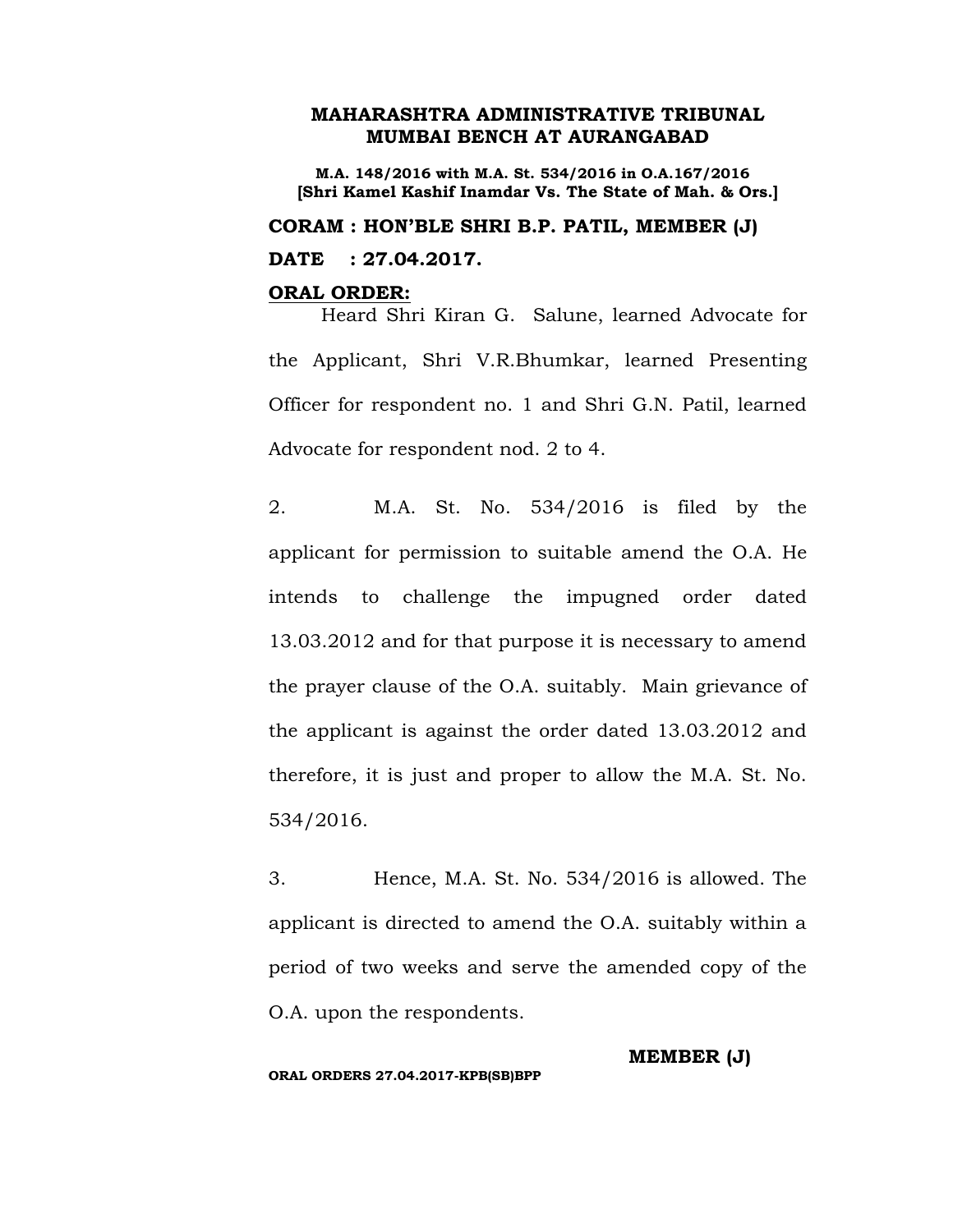**MAHARASHTRA ADMINISTRATIVE TRIBUNAL**
**MUMBAI BENCH AT AURANGABAD**

**M.A. 148/2016 with M.A. St. 534/2016 in O.A.167/2016**
**[Shri Kamel Kashif Inamdar Vs. The State of Mah. & Ors.]**

**CORAM : HON'BLE SHRI B.P. PATIL, MEMBER (J)**

**DATE : 27.04.2017.**

**ORAL ORDER:**

Heard Shri Kiran G. Salune, learned Advocate for the Applicant, Shri V.R.Bhumkar, learned Presenting Officer for respondent no. 1 and Shri G.N. Patil, learned Advocate for respondent nod. 2 to 4.

2. M.A. St. No. 534/2016 is filed by the applicant for permission to suitable amend the O.A. He intends to challenge the impugned order dated 13.03.2012 and for that purpose it is necessary to amend the prayer clause of the O.A. suitably. Main grievance of the applicant is against the order dated 13.03.2012 and therefore, it is just and proper to allow the M.A. St. No. 534/2016.

3. Hence, M.A. St. No. 534/2016 is allowed. The applicant is directed to amend the O.A. suitably within a period of two weeks and serve the amended copy of the O.A. upon the respondents.

**MEMBER (J)**

**ORAL ORDERS 27.04.2017-KPB(SB)BPP**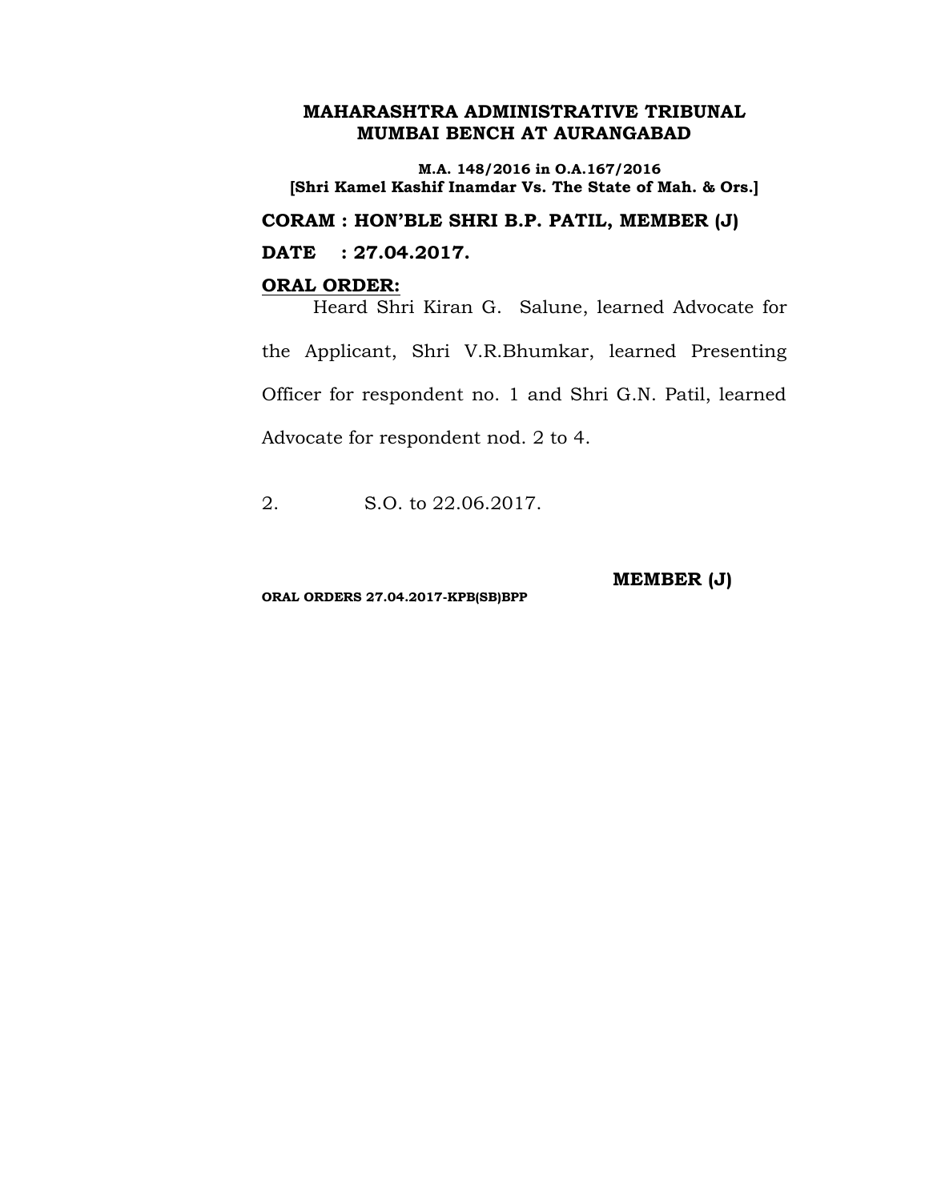**MAHARASHTRA ADMINISTRATIVE TRIBUNAL**
**MUMBAI BENCH AT AURANGABAD**

**M.A. 148/2016 in O.A.167/2016**
**[Shri Kamel Kashif Inamdar Vs. The State of Mah. & Ors.]**

**CORAM : HON'BLE SHRI B.P. PATIL, MEMBER (J)**

**DATE : 27.04.2017.**

**ORAL ORDER:**

Heard Shri Kiran G. Salune, learned Advocate for the Applicant, Shri V.R.Bhumkar, learned Presenting Officer for respondent no. 1 and Shri G.N. Patil, learned Advocate for respondent nod. 2 to 4.

2. S.O. to 22.06.2017.

**MEMBER (J)**

**ORAL ORDERS 27.04.2017-KPB(SB)BPP**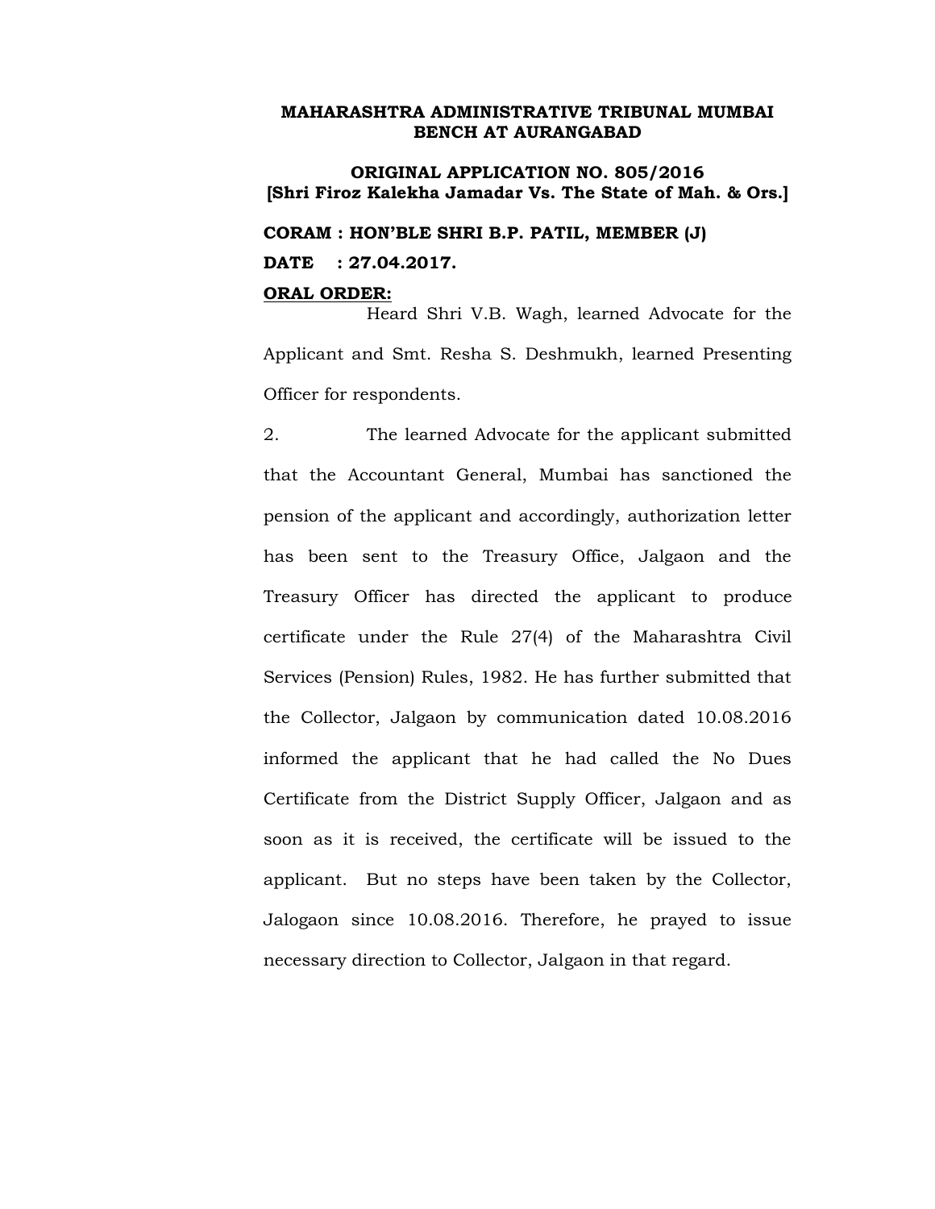**MAHARASHTRA ADMINISTRATIVE TRIBUNAL MUMBAI BENCH AT AURANGABAD**

**ORIGINAL APPLICATION NO. 805/2016**
**[Shri Firoz Kalekha Jamadar Vs. The State of Mah. & Ors.]**

**CORAM : HON'BLE SHRI B.P. PATIL, MEMBER (J)**

**DATE : 27.04.2017.**

**ORAL ORDER:**

Heard Shri V.B. Wagh, learned Advocate for the Applicant and Smt. Resha S. Deshmukh, learned Presenting Officer for respondents.

2. The learned Advocate for the applicant submitted that the Accountant General, Mumbai has sanctioned the pension of the applicant and accordingly, authorization letter has been sent to the Treasury Office, Jalgaon and the Treasury Officer has directed the applicant to produce certificate under the Rule 27(4) of the Maharashtra Civil Services (Pension) Rules, 1982. He has further submitted that the Collector, Jalgaon by communication dated 10.08.2016 informed the applicant that he had called the No Dues Certificate from the District Supply Officer, Jalgaon and as soon as it is received, the certificate will be issued to the applicant. But no steps have been taken by the Collector, Jalogaon since 10.08.2016. Therefore, he prayed to issue necessary direction to Collector, Jalgaon in that regard.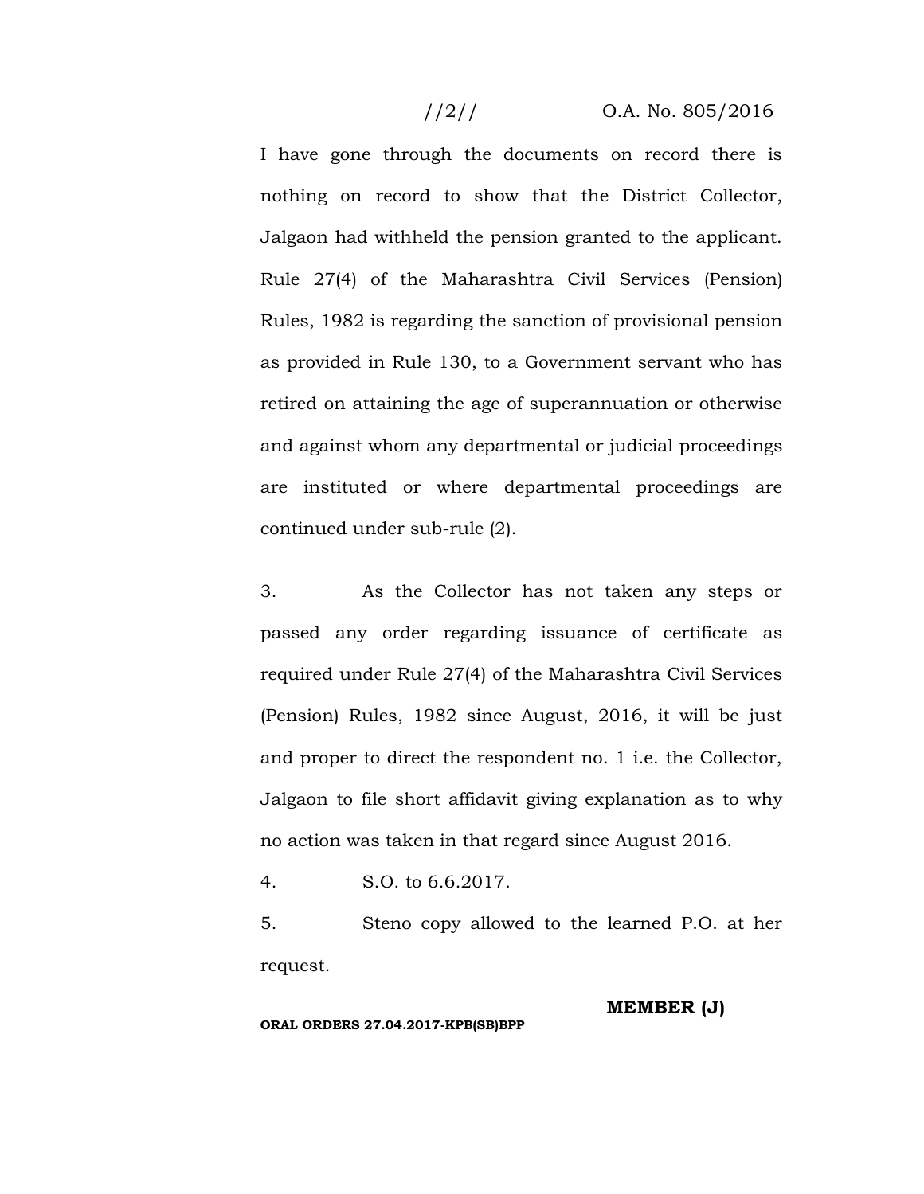I have gone through the documents on record there is nothing on record to show that the District Collector, Jalgaon had withheld the pension granted to the applicant. Rule 27(4) of the Maharashtra Civil Services (Pension) Rules, 1982 is regarding the sanction of provisional pension as provided in Rule 130, to a Government servant who has retired on attaining the age of superannuation or otherwise and against whom any departmental or judicial proceedings are instituted or where departmental proceedings are continued under sub-rule (2).

3. As the Collector has not taken any steps or passed any order regarding issuance of certificate as required under Rule 27(4) of the Maharashtra Civil Services (Pension) Rules, 1982 since August, 2016, it will be just and proper to direct the respondent no. 1 i.e. the Collector, Jalgaon to file short affidavit giving explanation as to why no action was taken in that regard since August 2016.

4. S.O. to 6.6.2017.

5. Steno copy allowed to the learned P.O. at her request.

**MEMBER (J)**

**ORAL ORDERS 27.04.2017-KPB(SB)BPP**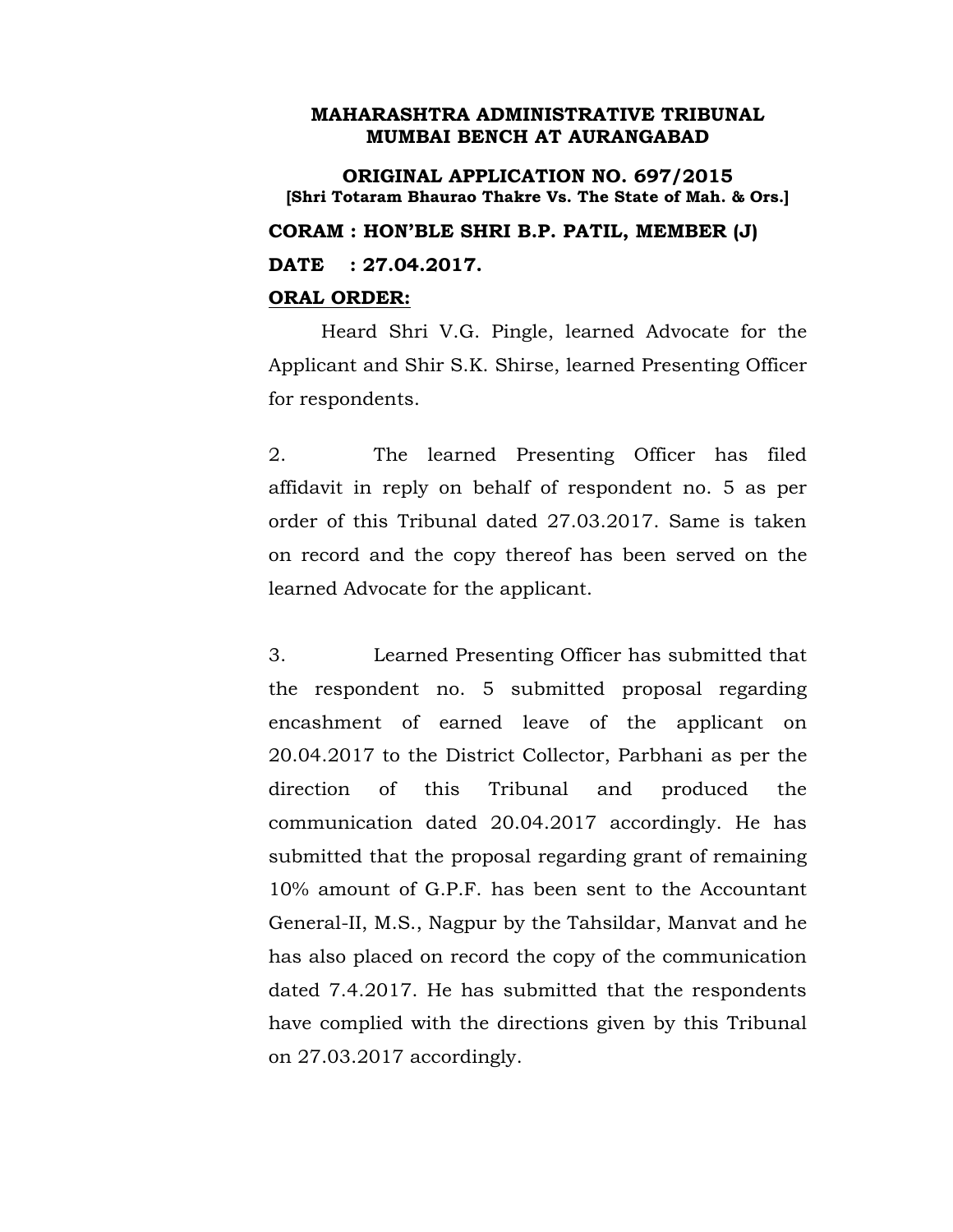**MAHARASHTRA ADMINISTRATIVE TRIBUNAL**
**MUMBAI BENCH AT AURANGABAD**

**ORIGINAL APPLICATION NO. 697/2015**
**[Shri Totaram Bhaurao Thakre Vs. The State of Mah. & Ors.]**

**CORAM : HON'BLE SHRI B.P. PATIL, MEMBER (J)**

**DATE : 27.04.2017.**

**ORAL ORDER:**

Heard Shri V.G. Pingle, learned Advocate for the Applicant and Shir S.K. Shirse, learned Presenting Officer for respondents.

2. The learned Presenting Officer has filed affidavit in reply on behalf of respondent no. 5 as per order of this Tribunal dated 27.03.2017. Same is taken on record and the copy thereof has been served on the learned Advocate for the applicant.

3. Learned Presenting Officer has submitted that the respondent no. 5 submitted proposal regarding encashment of earned leave of the applicant on 20.04.2017 to the District Collector, Parbhani as per the direction of this Tribunal and produced the communication dated 20.04.2017 accordingly. He has submitted that the proposal regarding grant of remaining 10% amount of G.P.F. has been sent to the Accountant General-II, M.S., Nagpur by the Tahsildar, Manvat and he has also placed on record the copy of the communication dated 7.4.2017. He has submitted that the respondents have complied with the directions given by this Tribunal on 27.03.2017 accordingly.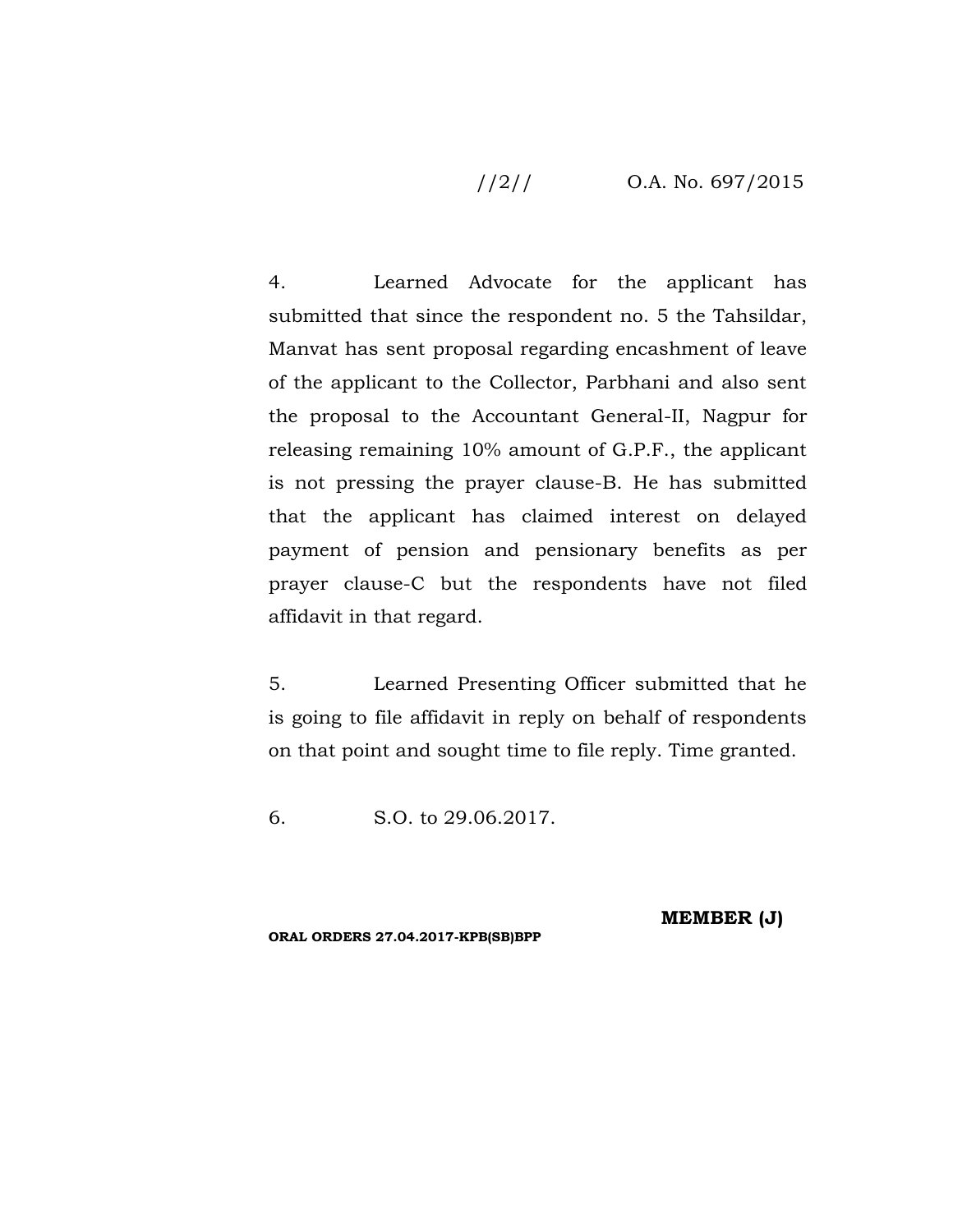4. Learned Advocate for the applicant has submitted that since the respondent no. 5 the Tahsildar, Manvat has sent proposal regarding encashment of leave of the applicant to the Collector, Parbhani and also sent the proposal to the Accountant General-II, Nagpur for releasing remaining 10% amount of G.P.F., the applicant is not pressing the prayer clause-B. He has submitted that the applicant has claimed interest on delayed payment of pension and pensionary benefits as per prayer clause-C but the respondents have not filed affidavit in that regard.

5. Learned Presenting Officer submitted that he is going to file affidavit in reply on behalf of respondents on that point and sought time to file reply. Time granted.

6. S.O. to 29.06.2017.

**MEMBER (J)**

**ORAL ORDERS 27.04.2017-KPB(SB)BPP**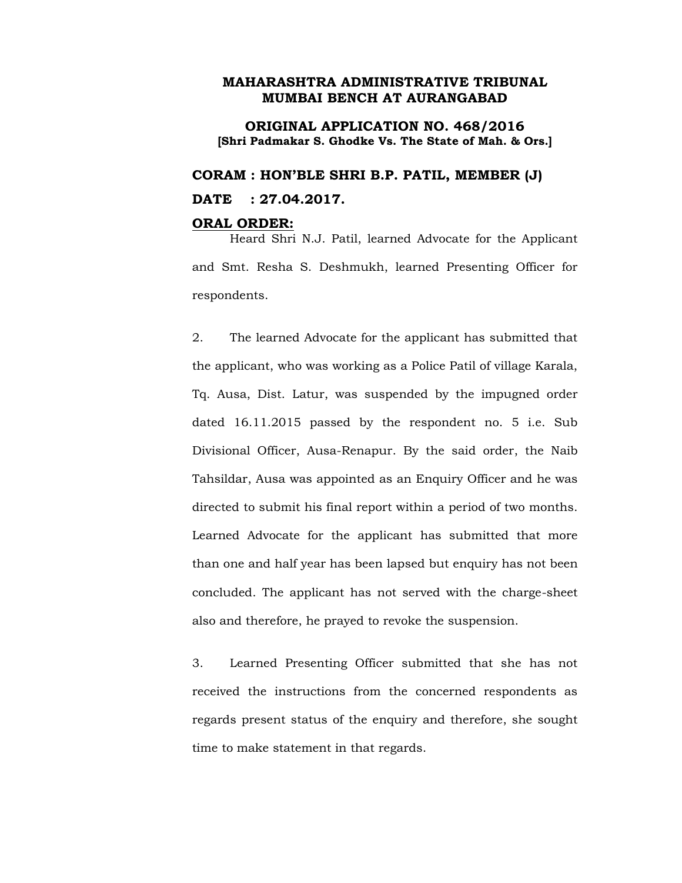**MAHARASHTRA ADMINISTRATIVE TRIBUNAL**
**MUMBAI BENCH AT AURANGABAD**

**ORIGINAL APPLICATION NO. 468/2016**
**[Shri Padmakar S. Ghodke Vs. The State of Mah. & Ors.]**

**CORAM : HON'BLE SHRI B.P. PATIL, MEMBER (J)**

**DATE : 27.04.2017.**

**ORAL ORDER:**

Heard Shri N.J. Patil, learned Advocate for the Applicant and Smt. Resha S. Deshmukh, learned Presenting Officer for respondents.

2. The learned Advocate for the applicant has submitted that the applicant, who was working as a Police Patil of village Karala, Tq. Ausa, Dist. Latur, was suspended by the impugned order dated 16.11.2015 passed by the respondent no. 5 i.e. Sub Divisional Officer, Ausa-Renapur. By the said order, the Naib Tahsildar, Ausa was appointed as an Enquiry Officer and he was directed to submit his final report within a period of two months. Learned Advocate for the applicant has submitted that more than one and half year has been lapsed but enquiry has not been concluded. The applicant has not served with the charge-sheet also and therefore, he prayed to revoke the suspension.

3. Learned Presenting Officer submitted that she has not received the instructions from the concerned respondents as regards present status of the enquiry and therefore, she sought time to make statement in that regards.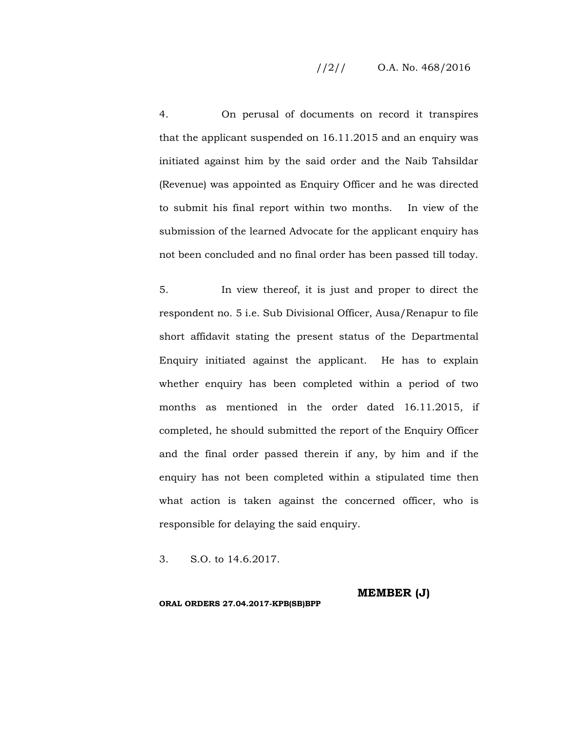//2//          O.A. No. 468/2016

4.        On perusal of documents on record it transpires that the applicant suspended on 16.11.2015 and an enquiry was initiated against him by the said order and the Naib Tahsildar (Revenue) was appointed as Enquiry Officer and he was directed to submit his final report within two months.  In view of the submission of the learned Advocate for the applicant enquiry has not been concluded and no final order has been passed till today.

5.        In view thereof, it is just and proper to direct the respondent no. 5 i.e. Sub Divisional Officer, Ausa/Renapur to file short affidavit stating the present status of the Departmental Enquiry initiated against the applicant. He has to explain whether enquiry has been completed within a period of two months as mentioned in the order dated 16.11.2015, if completed, he should submitted the report of the Enquiry Officer and the final order passed therein if any, by him and if the enquiry has not been completed within a stipulated time then what action is taken against the concerned officer, who is responsible for delaying the said enquiry.

3.   S.O. to 14.6.2017.

**MEMBER (J)**

**ORAL ORDERS 27.04.2017-KPB(SB)BPP**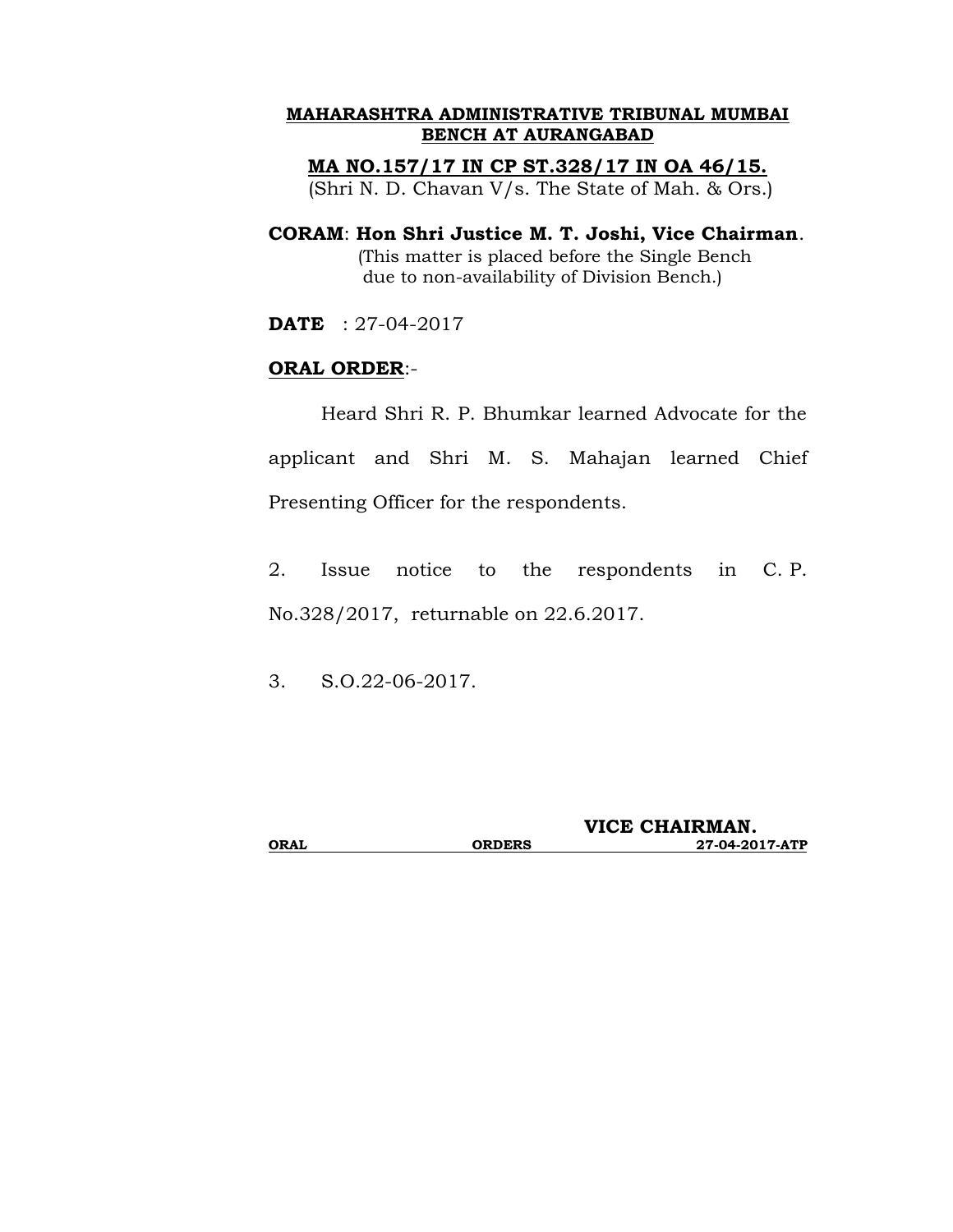**MAHARASHTRA ADMINISTRATIVE TRIBUNAL MUMBAI BENCH AT AURANGABAD**

**MA NO.157/17 IN CP ST.328/17 IN OA 46/15.**
(Shri N. D. Chavan V/s. The State of Mah. & Ors.)

**CORAM**: **Hon Shri Justice M. T. Joshi, Vice Chairman**.
(This matter is placed before the Single Bench due to non-availability of Division Bench.)

**DATE** : 27-04-2017

**ORAL ORDER**:-

Heard Shri R. P. Bhumkar learned Advocate for the applicant and Shri M. S. Mahajan learned Chief Presenting Officer for the respondents.

2. Issue notice to the respondents in C. P. No.328/2017, returnable on 22.6.2017.

3. S.O.22-06-2017.

**VICE CHAIRMAN.**

**ORAL ORDERS 27-04-2017-ATP**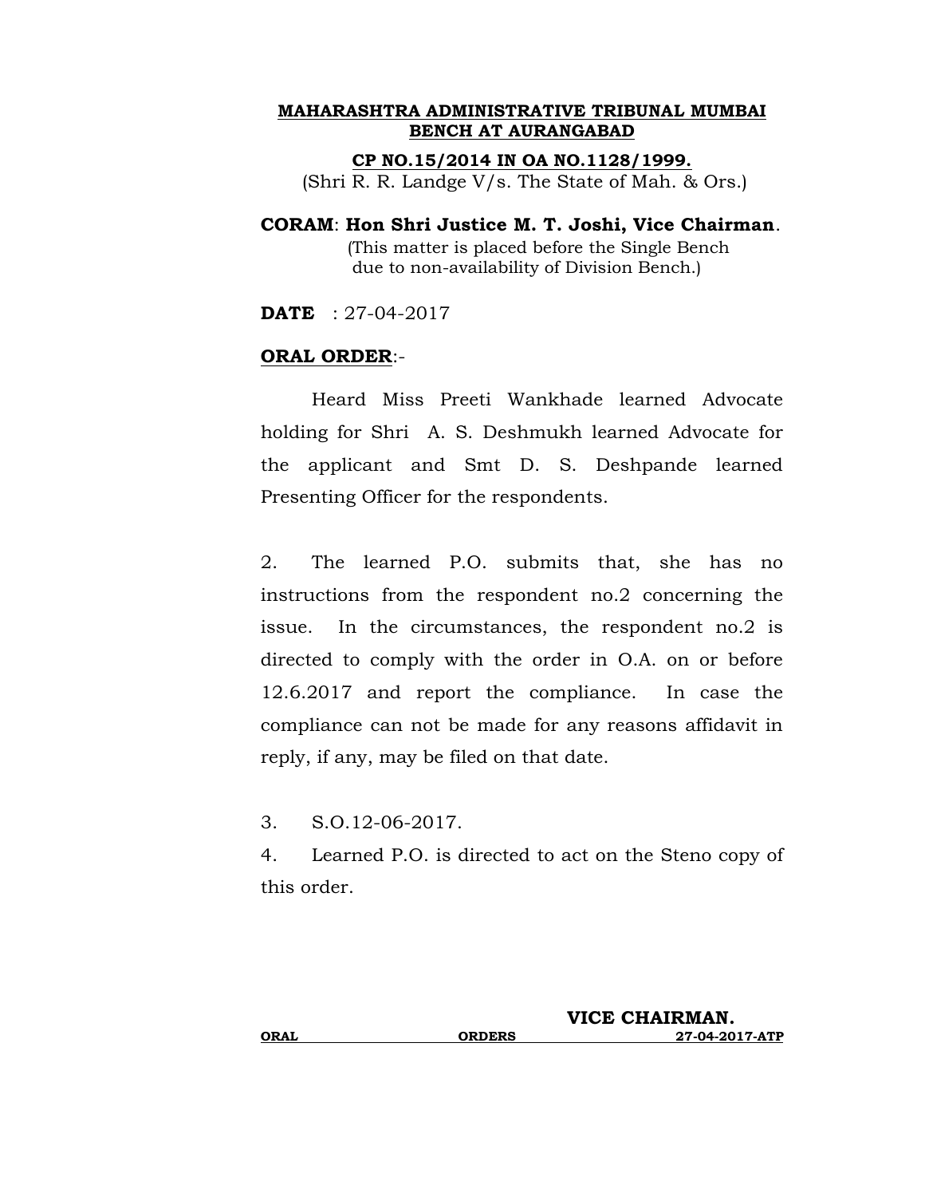**MAHARASHTRA ADMINISTRATIVE TRIBUNAL MUMBAI BENCH AT AURANGABAD**

**CP NO.15/2014 IN OA NO.1128/1999.**
(Shri R. R. Landge V/s. The State of Mah. & Ors.)

**CORAM**: **Hon Shri Justice M. T. Joshi, Vice Chairman**.
(This matter is placed before the Single Bench due to non-availability of Division Bench.)

**DATE** : 27-04-2017

**ORAL ORDER**:-

Heard Miss Preeti Wankhade learned Advocate holding for Shri A. S. Deshmukh learned Advocate for the applicant and Smt D. S. Deshpande learned Presenting Officer for the respondents.

2. The learned P.O. submits that, she has no instructions from the respondent no.2 concerning the issue. In the circumstances, the respondent no.2 is directed to comply with the order in O.A. on or before 12.6.2017 and report the compliance. In case the compliance can not be made for any reasons affidavit in reply, if any, may be filed on that date.

3. S.O.12-06-2017.

4. Learned P.O. is directed to act on the Steno copy of this order.

**VICE CHAIRMAN.**

**ORAL ORDERS 27-04-2017-ATP**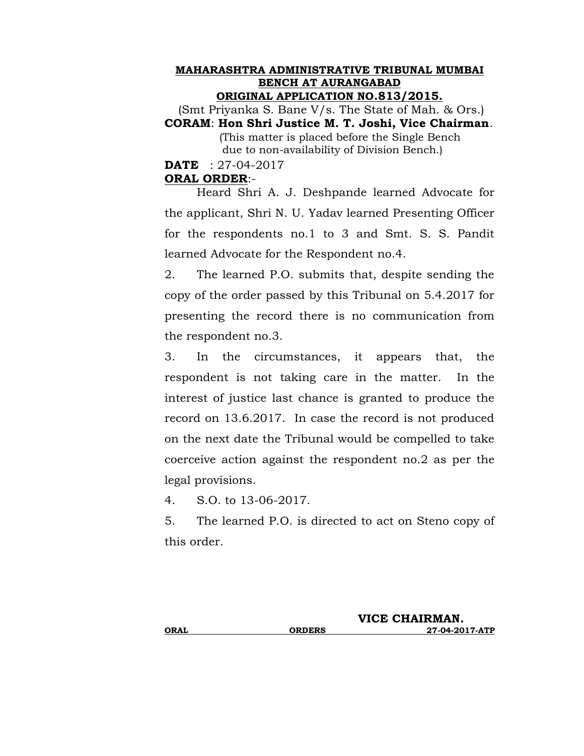**MAHARASHTRA ADMINISTRATIVE TRIBUNAL MUMBAI BENCH AT AURANGABAD**
**ORIGINAL APPLICATION NO.813/2015.**

(Smt Priyanka S. Bane V/s. The State of Mah. & Ors.)

**CORAM**: **Hon Shri Justice M. T. Joshi, Vice Chairman**.

(This matter is placed before the Single Bench due to non-availability of Division Bench.)

**DATE** : 27-04-2017

**ORAL ORDER**:-

Heard Shri A. J. Deshpande learned Advocate for the applicant, Shri N. U. Yadav learned Presenting Officer for the respondents no.1 to 3 and Smt. S. S. Pandit learned Advocate for the Respondent no.4.

2. The learned P.O. submits that, despite sending the copy of the order passed by this Tribunal on 5.4.2017 for presenting the record there is no communication from the respondent no.3.

3. In the circumstances, it appears that, the respondent is not taking care in the matter. In the interest of justice last chance is granted to produce the record on 13.6.2017. In case the record is not produced on the next date the Tribunal would be compelled to take coerceive action against the respondent no.2 as per the legal provisions.

4. S.O. to 13-06-2017.

5. The learned P.O. is directed to act on Steno copy of this order.

**VICE CHAIRMAN.**

**ORAL ORDERS 27-04-2017-ATP**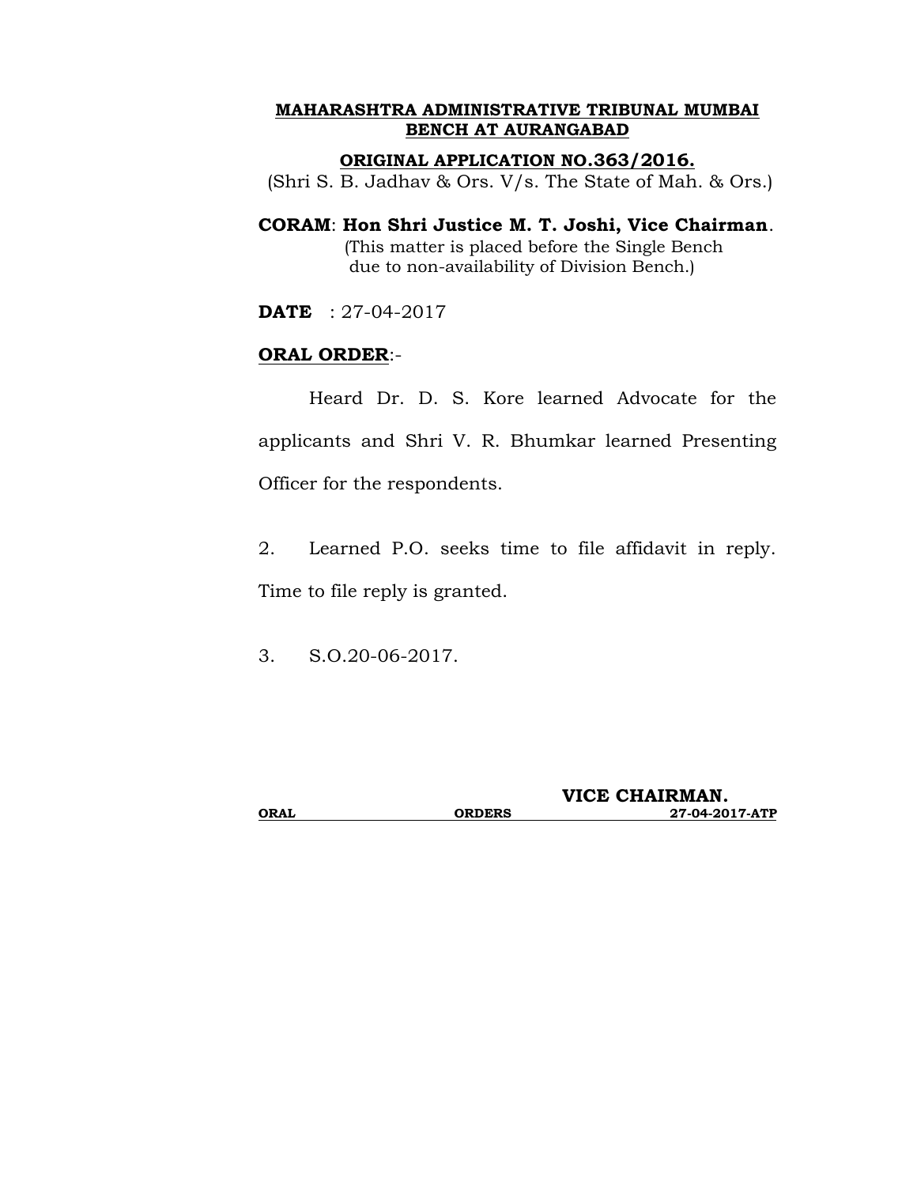**MAHARASHTRA ADMINISTRATIVE TRIBUNAL MUMBAI BENCH AT AURANGABAD**

**ORIGINAL APPLICATION NO.363/2016.**
(Shri S. B. Jadhav & Ors. V/s. The State of Mah. & Ors.)

**CORAM**: **Hon Shri Justice M. T. Joshi, Vice Chairman**.
(This matter is placed before the Single Bench due to non-availability of Division Bench.)

**DATE** : 27-04-2017

**ORAL ORDER**:-

Heard Dr. D. S. Kore learned Advocate for the applicants and Shri V. R. Bhumkar learned Presenting Officer for the respondents.

2. Learned P.O. seeks time to file affidavit in reply. Time to file reply is granted.

3. S.O.20-06-2017.

**VICE CHAIRMAN.**

**ORAL ORDERS 27-04-2017-ATP**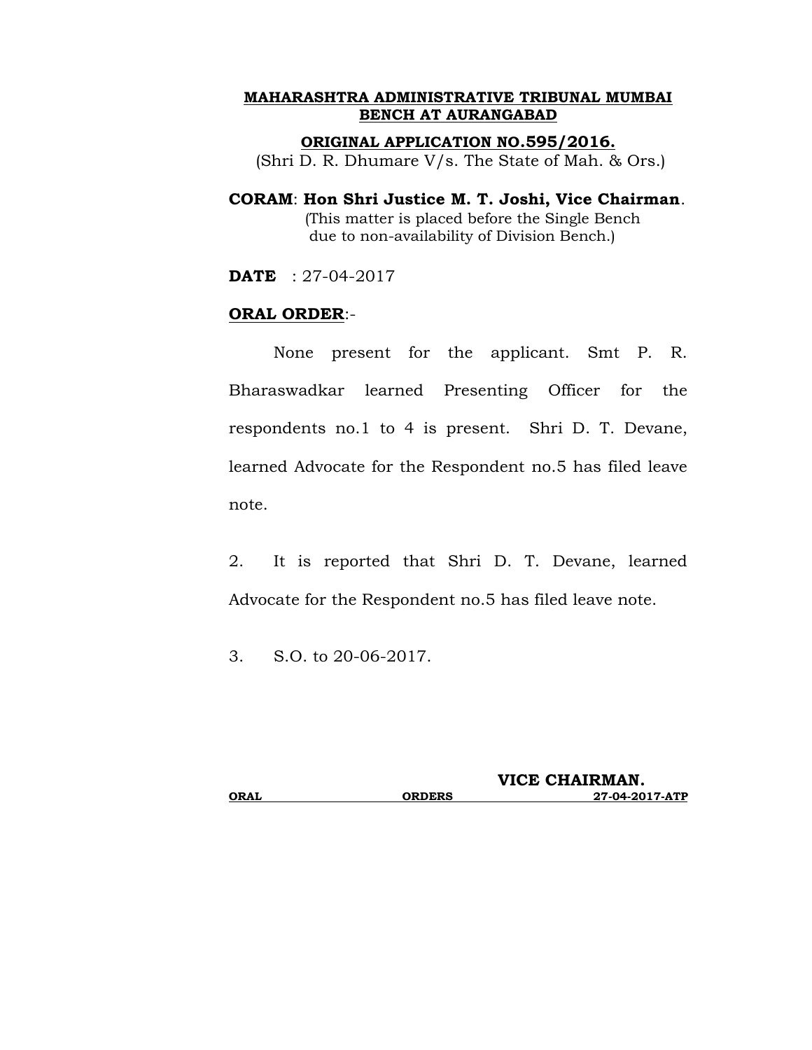**MAHARASHTRA ADMINISTRATIVE TRIBUNAL MUMBAI BENCH AT AURANGABAD**

**ORIGINAL APPLICATION NO.595/2016.**
(Shri D. R. Dhumare V/s. The State of Mah. & Ors.)

**CORAM**: **Hon Shri Justice M. T. Joshi, Vice Chairman**.
(This matter is placed before the Single Bench due to non-availability of Division Bench.)

**DATE** : 27-04-2017

**ORAL ORDER**:-

None present for the applicant. Smt P. R. Bharaswadkar learned Presenting Officer for the respondents no.1 to 4 is present. Shri D. T. Devane, learned Advocate for the Respondent no.5 has filed leave note.

2. It is reported that Shri D. T. Devane, learned Advocate for the Respondent no.5 has filed leave note.

3. S.O. to 20-06-2017.

**VICE CHAIRMAN.**

**ORAL ORDERS 27-04-2017-ATP**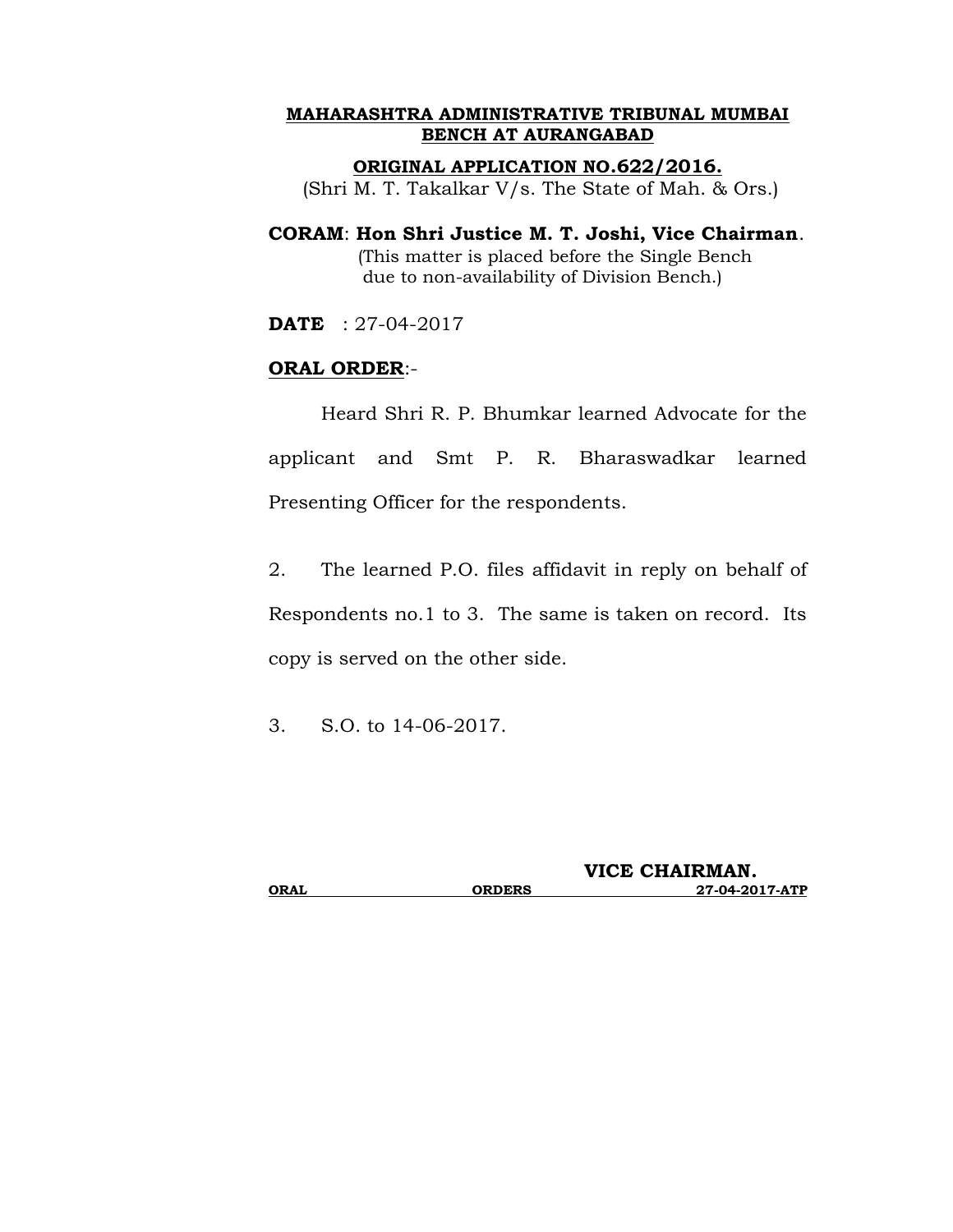**MAHARASHTRA ADMINISTRATIVE TRIBUNAL MUMBAI BENCH AT AURANGABAD**

**ORIGINAL APPLICATION NO.622/2016.**
(Shri M. T. Takalkar V/s. The State of Mah. & Ors.)

**CORAM**: **Hon Shri Justice M. T. Joshi, Vice Chairman**.
(This matter is placed before the Single Bench due to non-availability of Division Bench.)

**DATE** : 27-04-2017

**ORAL ORDER**:-

Heard Shri R. P. Bhumkar learned Advocate for the applicant and Smt P. R. Bharaswadkar learned Presenting Officer for the respondents.

2. The learned P.O. files affidavit in reply on behalf of Respondents no.1 to 3. The same is taken on record. Its copy is served on the other side.

3. S.O. to 14-06-2017.

**VICE CHAIRMAN.**

**ORAL ORDERS 27-04-2017-ATP**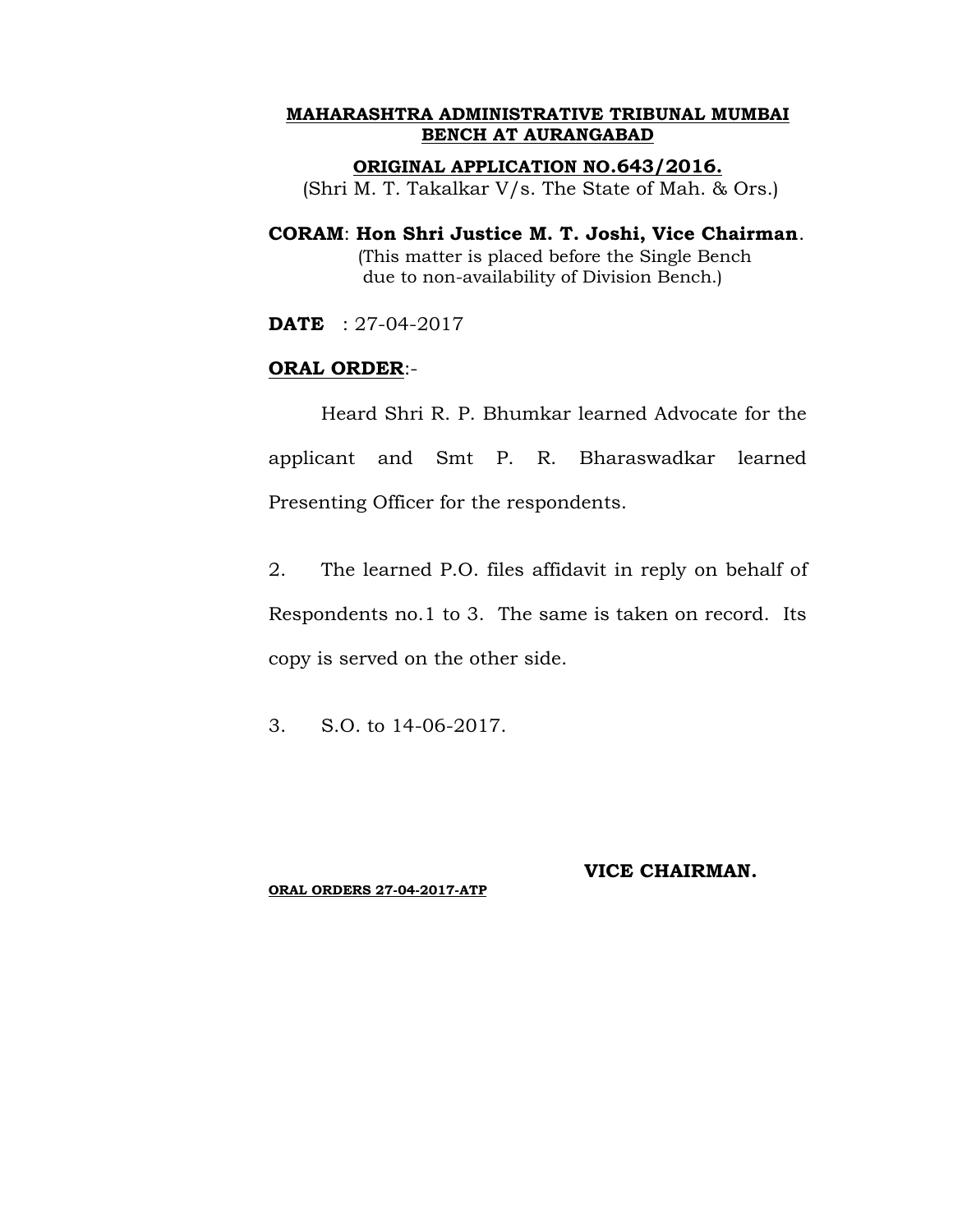**MAHARASHTRA ADMINISTRATIVE TRIBUNAL MUMBAI BENCH AT AURANGABAD**

**ORIGINAL APPLICATION NO.643/2016.**
(Shri M. T. Takalkar V/s. The State of Mah. & Ors.)

**CORAM**: **Hon Shri Justice M. T. Joshi, Vice Chairman**.
(This matter is placed before the Single Bench due to non-availability of Division Bench.)

**DATE** : 27-04-2017

**ORAL ORDER**:-

Heard Shri R. P. Bhumkar learned Advocate for the applicant and Smt P. R. Bharaswadkar learned Presenting Officer for the respondents.

2. The learned P.O. files affidavit in reply on behalf of Respondents no.1 to 3. The same is taken on record. Its copy is served on the other side.

3. S.O. to 14-06-2017.

**VICE CHAIRMAN.**

**ORAL ORDERS 27-04-2017-ATP**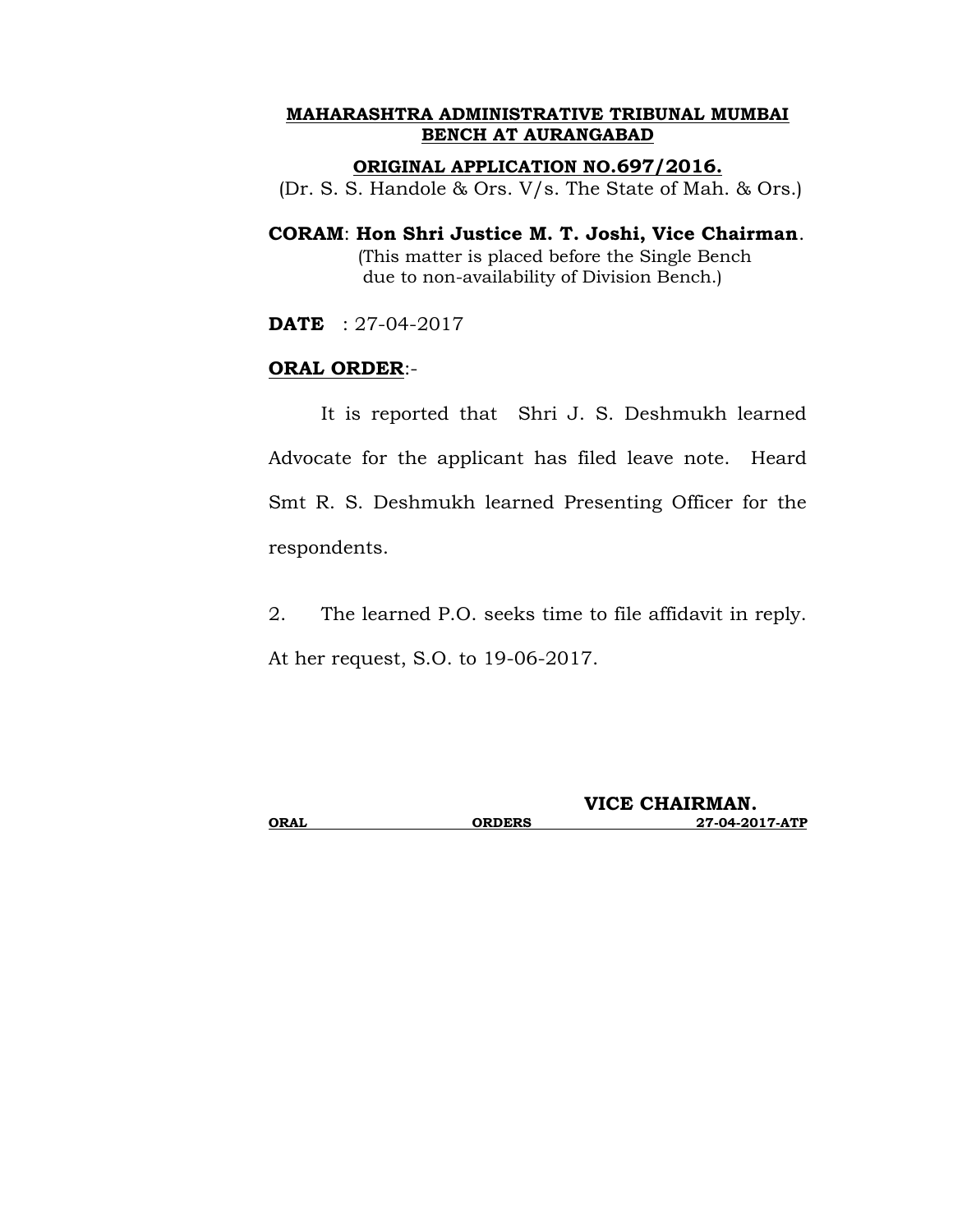**MAHARASHTRA ADMINISTRATIVE TRIBUNAL MUMBAI BENCH AT AURANGABAD**

**ORIGINAL APPLICATION NO.697/2016.**

(Dr. S. S. Handole & Ors. V/s. The State of Mah. & Ors.)

**CORAM**: **Hon Shri Justice M. T. Joshi, Vice Chairman**.

(This matter is placed before the Single Bench due to non-availability of Division Bench.)

**DATE** : 27-04-2017

**ORAL ORDER**:-

It is reported that Shri J. S. Deshmukh learned Advocate for the applicant has filed leave note. Heard Smt R. S. Deshmukh learned Presenting Officer for the respondents.

2. The learned P.O. seeks time to file affidavit in reply. At her request, S.O. to 19-06-2017.

**VICE CHAIRMAN.**

**ORAL ORDERS 27-04-2017-ATP**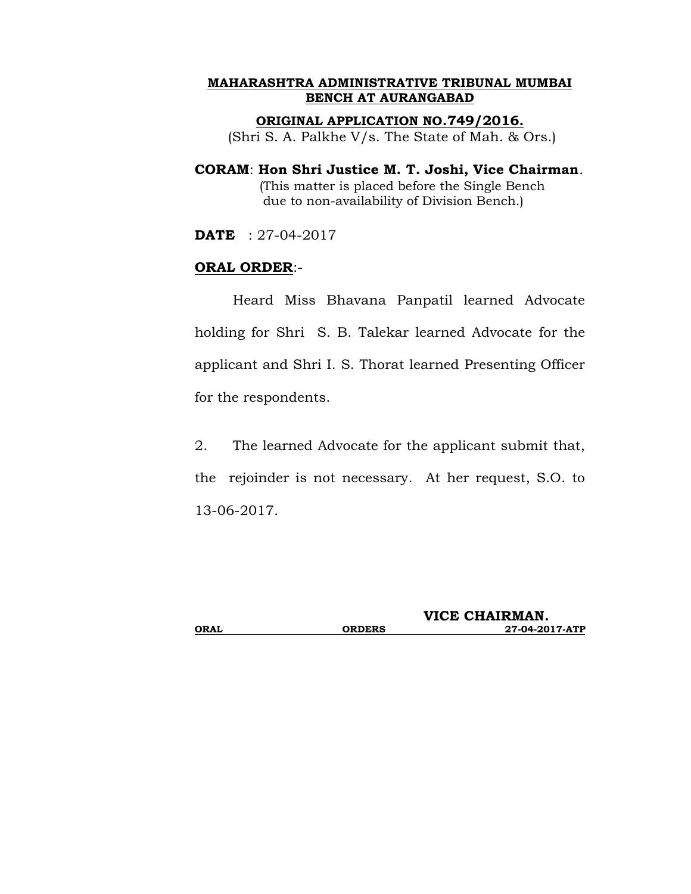**MAHARASHTRA ADMINISTRATIVE TRIBUNAL MUMBAI BENCH AT AURANGABAD**

**ORIGINAL APPLICATION NO.749/2016.**
(Shri S. A. Palkhe V/s. The State of Mah. & Ors.)

**CORAM**: **Hon Shri Justice M. T. Joshi, Vice Chairman**.
(This matter is placed before the Single Bench due to non-availability of Division Bench.)

**DATE** : 27-04-2017

**ORAL ORDER**:-

Heard Miss Bhavana Panpatil learned Advocate holding for Shri S. B. Talekar learned Advocate for the applicant and Shri I. S. Thorat learned Presenting Officer for the respondents.

2. The learned Advocate for the applicant submit that, the rejoinder is not necessary. At her request, S.O. to 13-06-2017.

**VICE CHAIRMAN.**

**ORAL ORDERS 27-04-2017-ATP**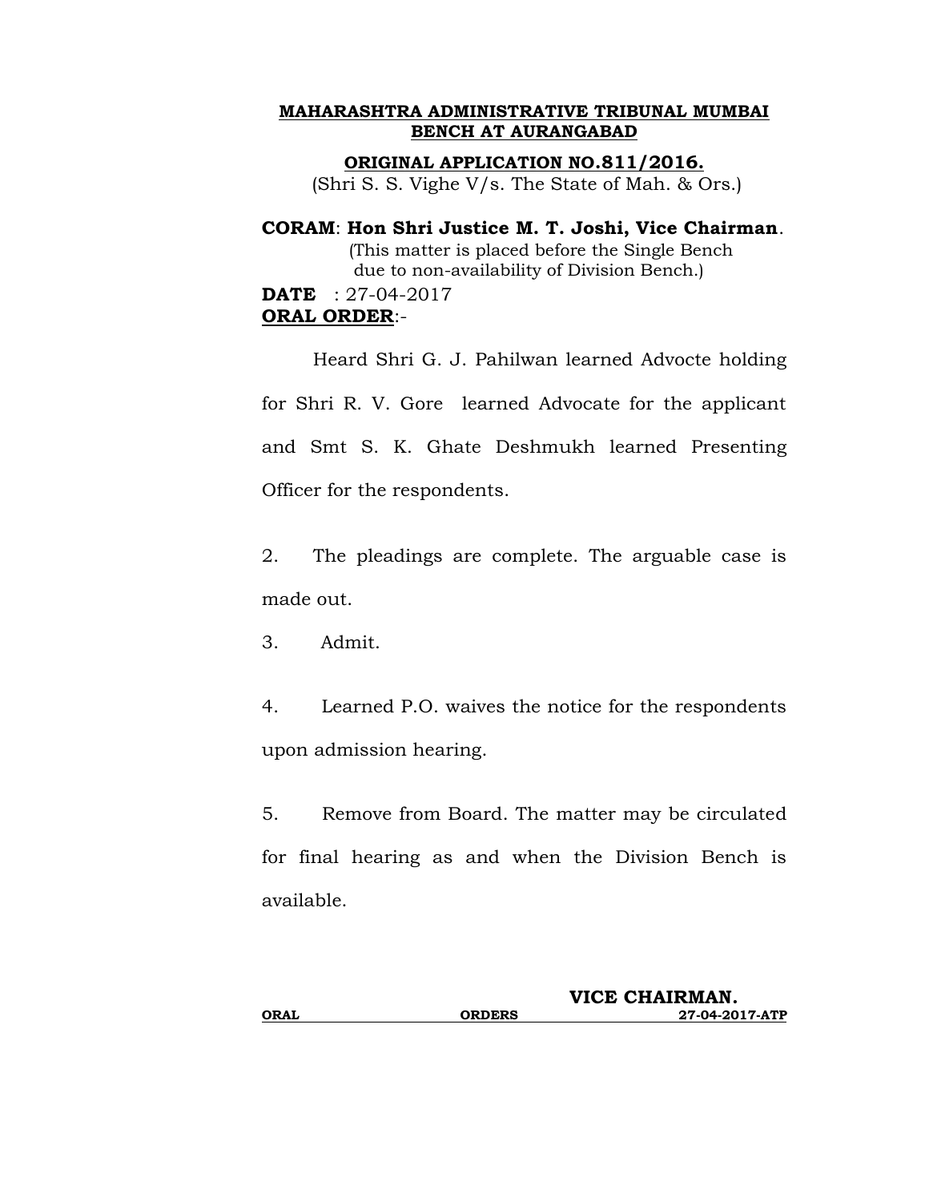**MAHARASHTRA ADMINISTRATIVE TRIBUNAL MUMBAI BENCH AT AURANGABAD**

**ORIGINAL APPLICATION NO.811/2016.**
(Shri S. S. Vighe V/s. The State of Mah. & Ors.)

**CORAM**: **Hon Shri Justice M. T. Joshi, Vice Chairman**.
(This matter is placed before the Single Bench due to non-availability of Division Bench.)

**DATE** : 27-04-2017

**ORAL ORDER**:-

Heard Shri G. J. Pahilwan learned Advocte holding for Shri R. V. Gore learned Advocate for the applicant and Smt S. K. Ghate Deshmukh learned Presenting Officer for the respondents.

2. The pleadings are complete. The arguable case is made out.

3. Admit.

4. Learned P.O. waives the notice for the respondents upon admission hearing.

5. Remove from Board. The matter may be circulated for final hearing as and when the Division Bench is available.

**VICE CHAIRMAN.**

**ORAL ORDERS 27-04-2017-ATP**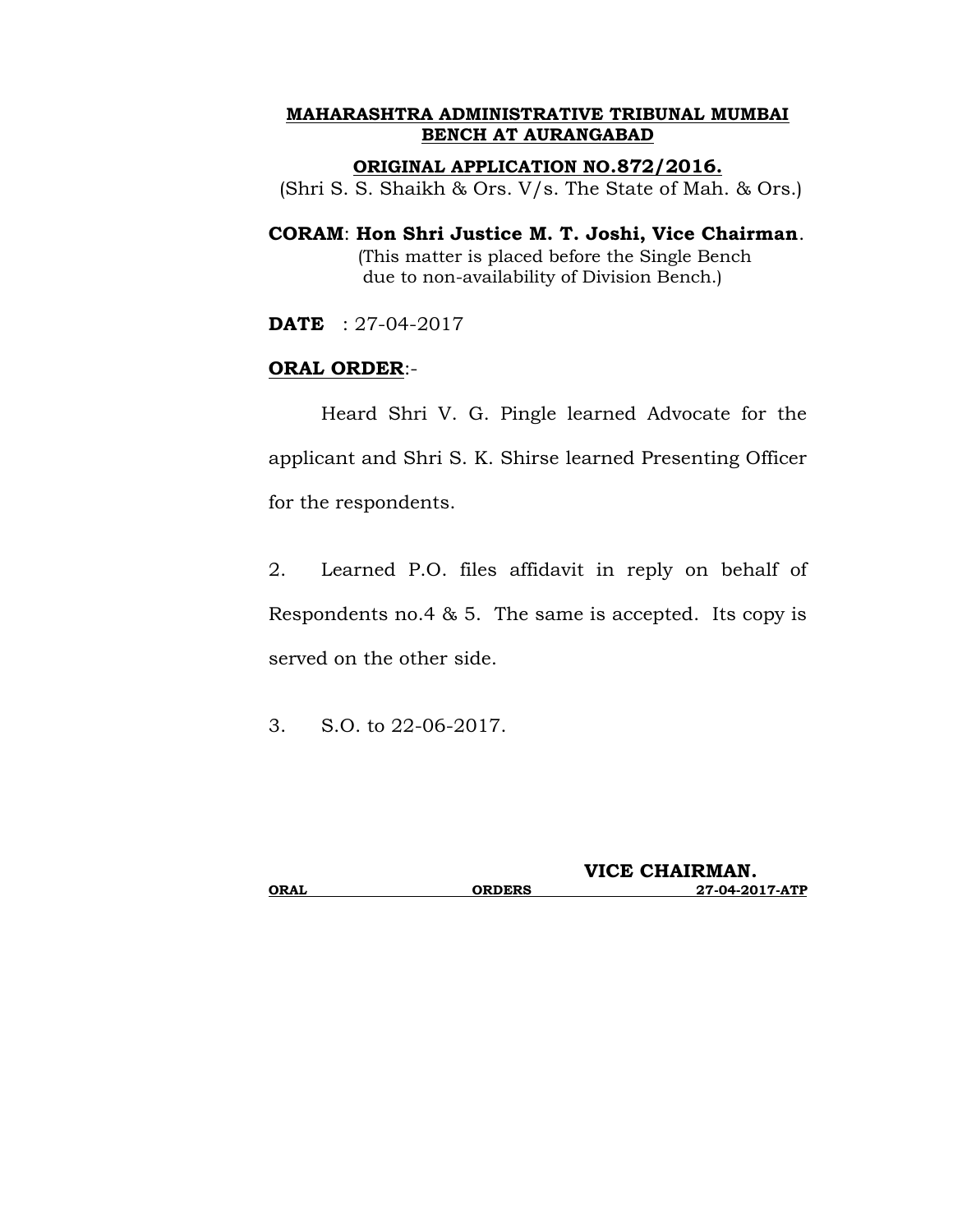**MAHARASHTRA ADMINISTRATIVE TRIBUNAL MUMBAI BENCH AT AURANGABAD**

**ORIGINAL APPLICATION NO.872/2016.**
(Shri S. S. Shaikh & Ors. V/s. The State of Mah. & Ors.)

**CORAM**: **Hon Shri Justice M. T. Joshi, Vice Chairman**.
(This matter is placed before the Single Bench due to non-availability of Division Bench.)

**DATE** : 27-04-2017

**ORAL ORDER**:-

Heard Shri V. G. Pingle learned Advocate for the applicant and Shri S. K. Shirse learned Presenting Officer for the respondents.

2. Learned P.O. files affidavit in reply on behalf of Respondents no.4 & 5. The same is accepted. Its copy is served on the other side.

3. S.O. to 22-06-2017.

**VICE CHAIRMAN.**

**ORAL ORDERS 27-04-2017-ATP**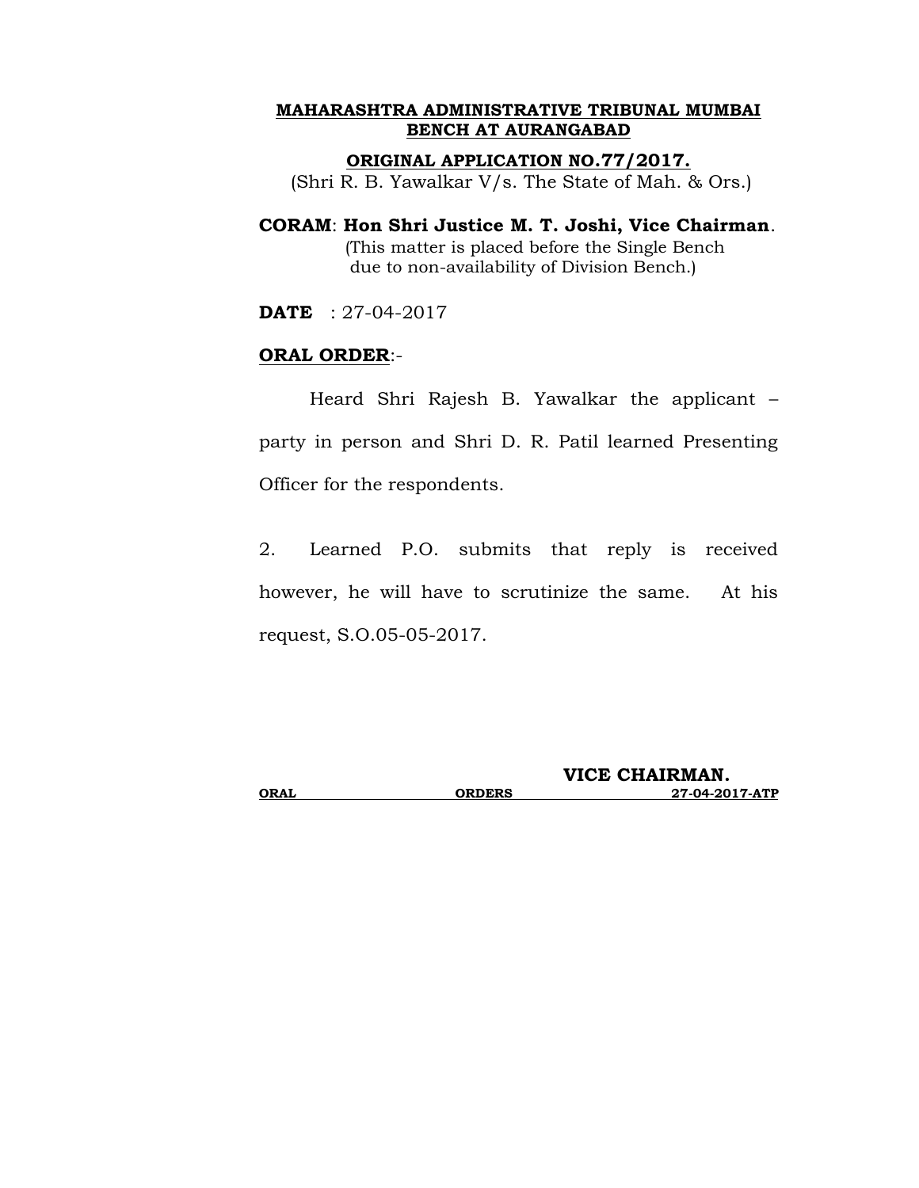**MAHARASHTRA ADMINISTRATIVE TRIBUNAL MUMBAI BENCH AT AURANGABAD**

**ORIGINAL APPLICATION NO.77/2017.**

(Shri R. B. Yawalkar V/s. The State of Mah. & Ors.)

**CORAM**: **Hon Shri Justice M. T. Joshi, Vice Chairman**.
(This matter is placed before the Single Bench due to non-availability of Division Bench.)

**DATE** : 27-04-2017

**ORAL ORDER**:-

Heard Shri Rajesh B. Yawalkar the applicant – party in person and Shri D. R. Patil learned Presenting Officer for the respondents.

2. Learned P.O. submits that reply is received however, he will have to scrutinize the same. At his request, S.O.05-05-2017.

**VICE CHAIRMAN.**

**ORAL ORDERS 27-04-2017-ATP**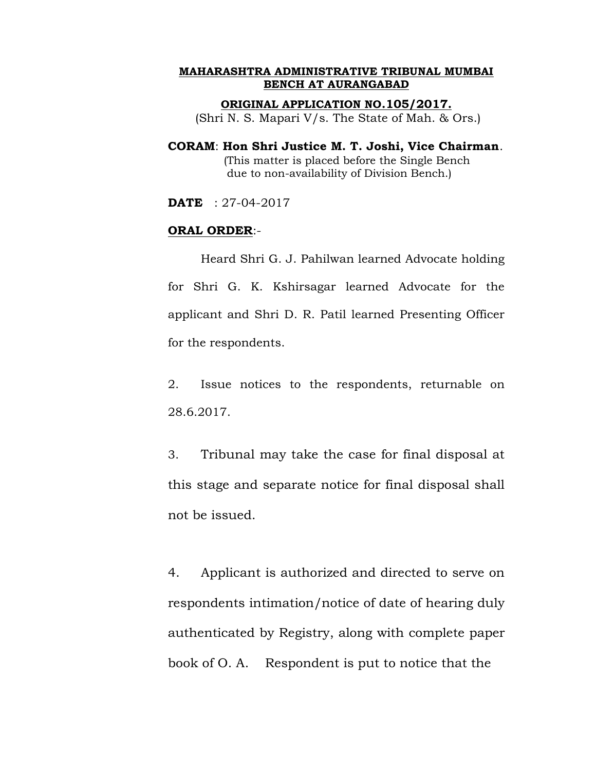**MAHARASHTRA ADMINISTRATIVE TRIBUNAL MUMBAI BENCH AT AURANGABAD**

**ORIGINAL APPLICATION NO.105/2017.**
(Shri N. S. Mapari V/s. The State of Mah. & Ors.)

**CORAM**: **Hon Shri Justice M. T. Joshi, Vice Chairman**.
(This matter is placed before the Single Bench due to non-availability of Division Bench.)

**DATE** : 27-04-2017

**ORAL ORDER**:-

Heard Shri G. J. Pahilwan learned Advocate holding for Shri G. K. Kshirsagar learned Advocate for the applicant and Shri D. R. Patil learned Presenting Officer for the respondents.

2. Issue notices to the respondents, returnable on 28.6.2017.

3. Tribunal may take the case for final disposal at this stage and separate notice for final disposal shall not be issued.

4. Applicant is authorized and directed to serve on respondents intimation/notice of date of hearing duly authenticated by Registry, along with complete paper book of O. A. Respondent is put to notice that the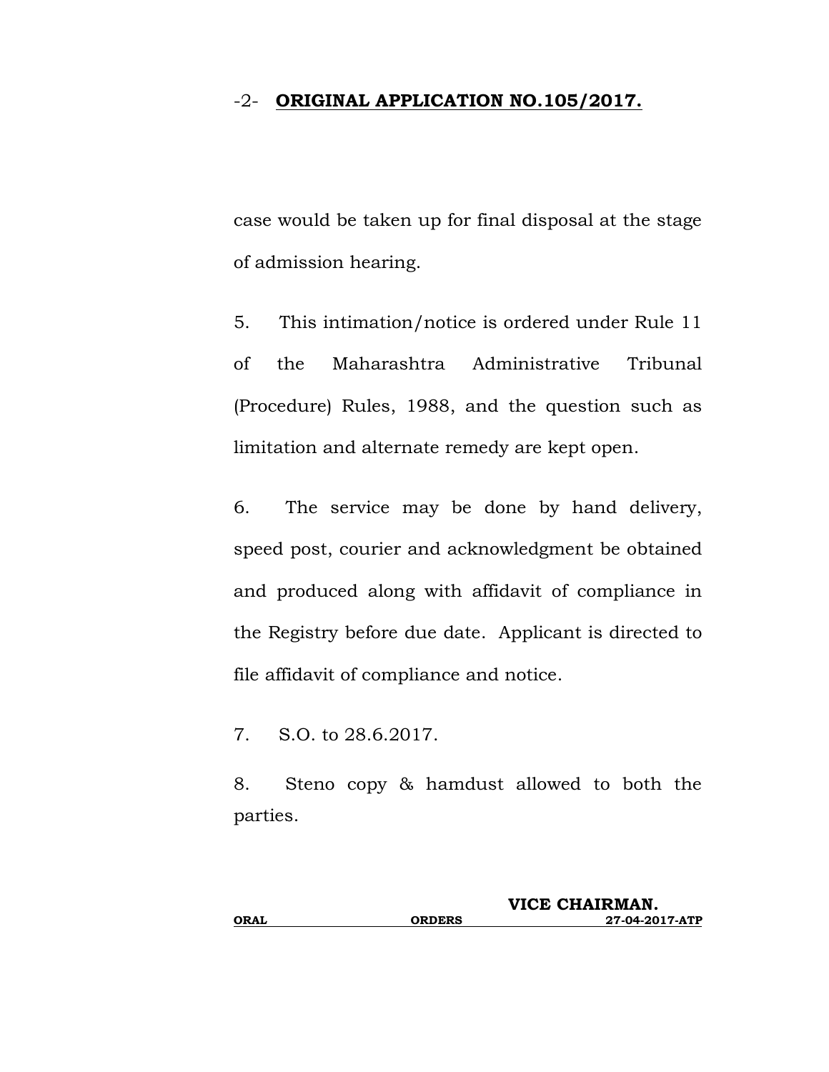-2- **ORIGINAL APPLICATION NO.105/2017.**

case would be taken up for final disposal at the stage of admission hearing.

5. This intimation/notice is ordered under Rule 11 of the Maharashtra Administrative Tribunal (Procedure) Rules, 1988, and the question such as limitation and alternate remedy are kept open.

6. The service may be done by hand delivery, speed post, courier and acknowledgment be obtained and produced along with affidavit of compliance in the Registry before due date. Applicant is directed to file affidavit of compliance and notice.

7. S.O. to 28.6.2017.

8. Steno copy & hamdust allowed to both the parties.

**VICE CHAIRMAN.**

**ORAL ORDERS 27-04-2017-ATP**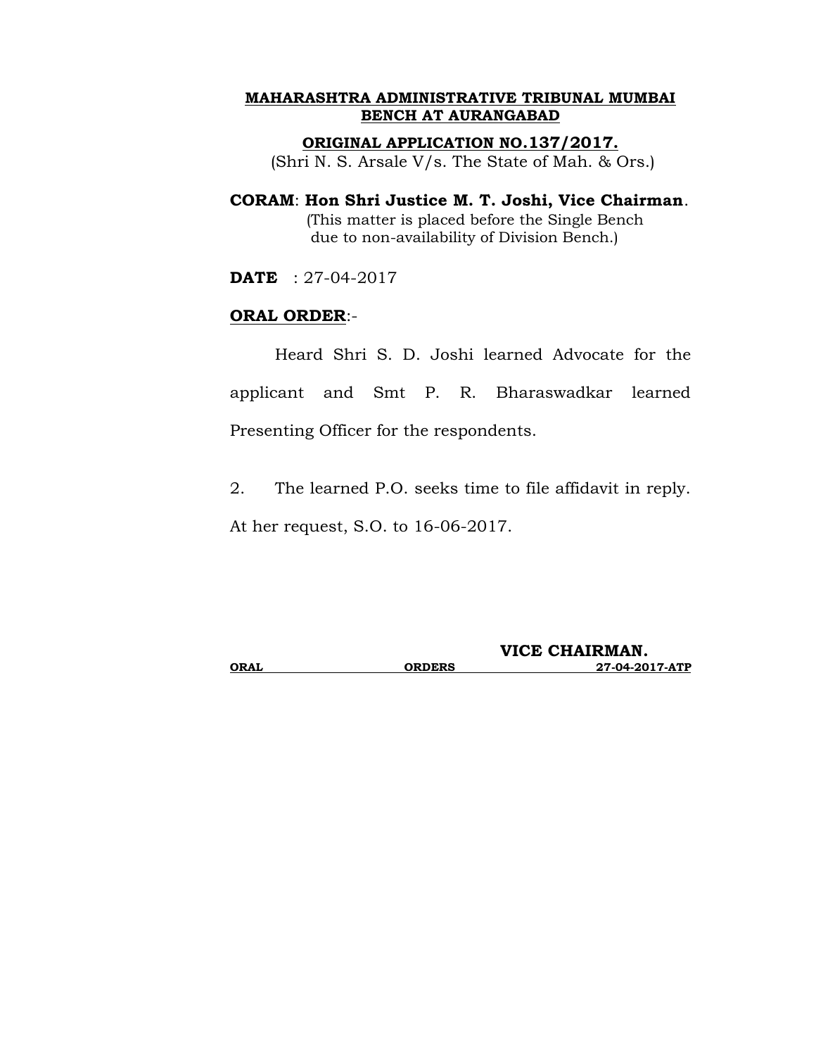**MAHARASHTRA ADMINISTRATIVE TRIBUNAL MUMBAI BENCH AT AURANGABAD**

**ORIGINAL APPLICATION NO.137/2017.**
(Shri N. S. Arsale V/s. The State of Mah. & Ors.)

**CORAM**: **Hon Shri Justice M. T. Joshi, Vice Chairman**.
(This matter is placed before the Single Bench due to non-availability of Division Bench.)

**DATE** : 27-04-2017

**ORAL ORDER**:-

Heard Shri S. D. Joshi learned Advocate for the applicant and Smt P. R. Bharaswadkar learned Presenting Officer for the respondents.

2. The learned P.O. seeks time to file affidavit in reply. At her request, S.O. to 16-06-2017.

**VICE CHAIRMAN.**

**ORAL ORDERS 27-04-2017-ATP**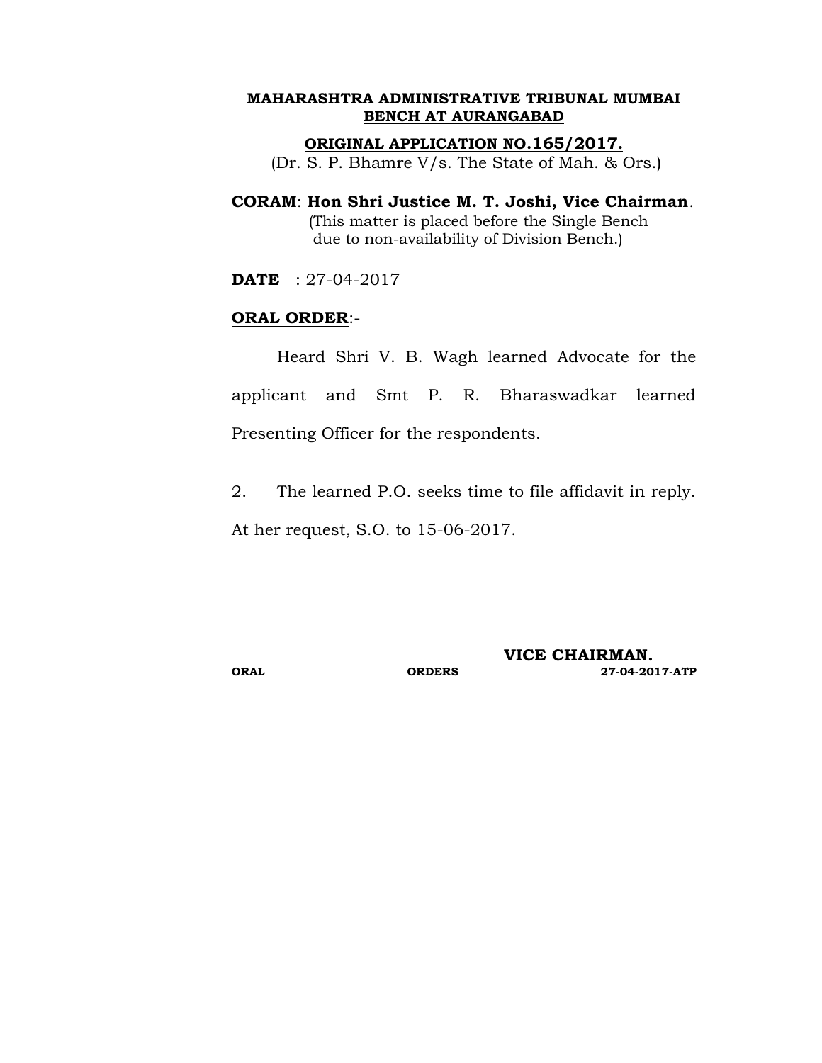**MAHARASHTRA ADMINISTRATIVE TRIBUNAL MUMBAI BENCH AT AURANGABAD**

**ORIGINAL APPLICATION NO.165/2017.**
(Dr. S. P. Bhamre V/s. The State of Mah. & Ors.)

**CORAM**: **Hon Shri Justice M. T. Joshi, Vice Chairman**.
(This matter is placed before the Single Bench due to non-availability of Division Bench.)

**DATE** : 27-04-2017

**ORAL ORDER**:-

Heard Shri V. B. Wagh learned Advocate for the applicant and Smt P. R. Bharaswadkar learned Presenting Officer for the respondents.

2. The learned P.O. seeks time to file affidavit in reply. At her request, S.O. to 15-06-2017.

**VICE CHAIRMAN.**

**ORAL ORDERS 27-04-2017-ATP**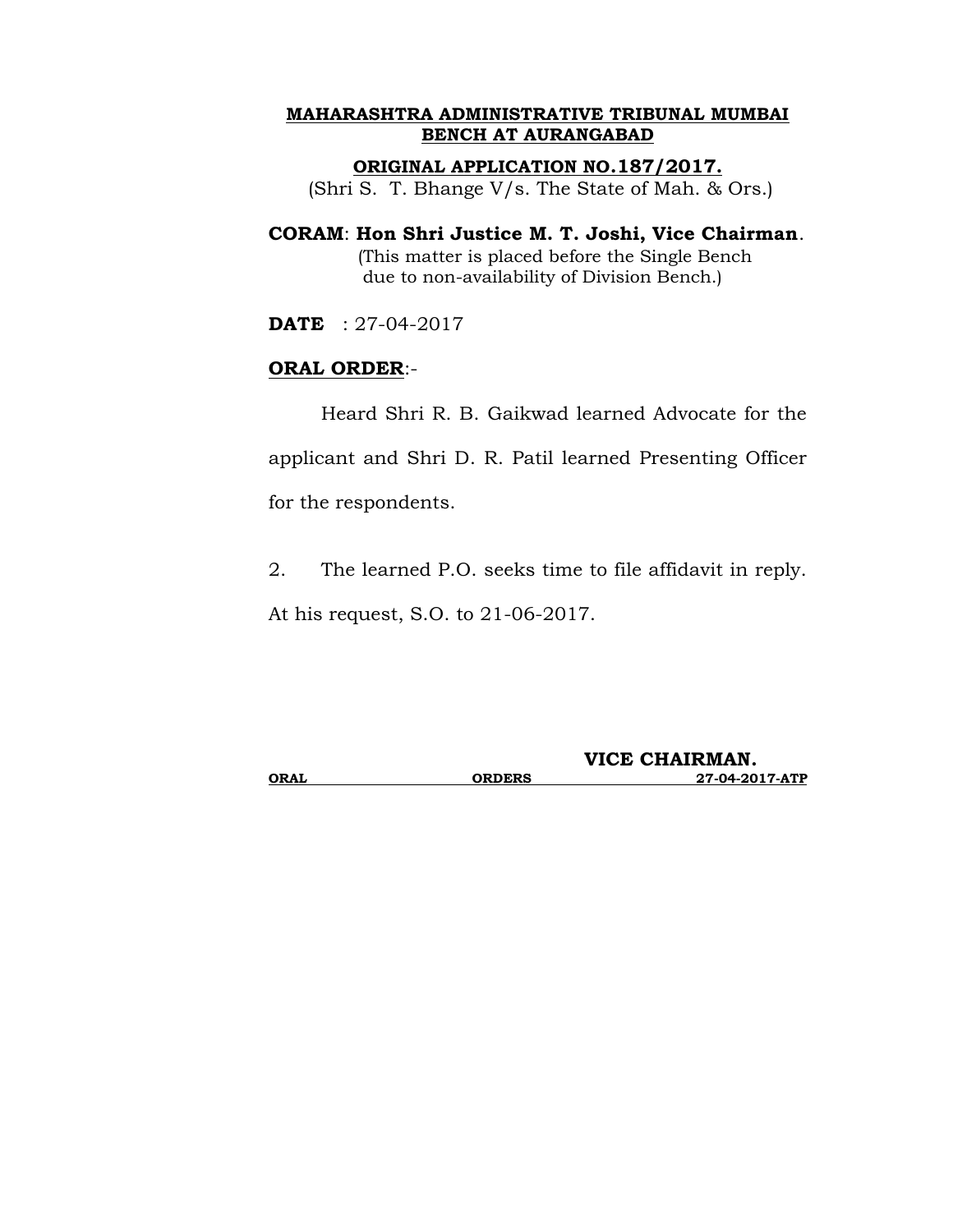**MAHARASHTRA ADMINISTRATIVE TRIBUNAL MUMBAI BENCH AT AURANGABAD**

**ORIGINAL APPLICATION NO.187/2017.**
(Shri S. T. Bhange V/s. The State of Mah. & Ors.)

**CORAM**: **Hon Shri Justice M. T. Joshi, Vice Chairman**.
(This matter is placed before the Single Bench due to non-availability of Division Bench.)

**DATE** : 27-04-2017

**ORAL ORDER**:-

Heard Shri R. B. Gaikwad learned Advocate for the applicant and Shri D. R. Patil learned Presenting Officer for the respondents.

2. The learned P.O. seeks time to file affidavit in reply. At his request, S.O. to 21-06-2017.

**VICE CHAIRMAN.**

**ORAL ORDERS 27-04-2017-ATP**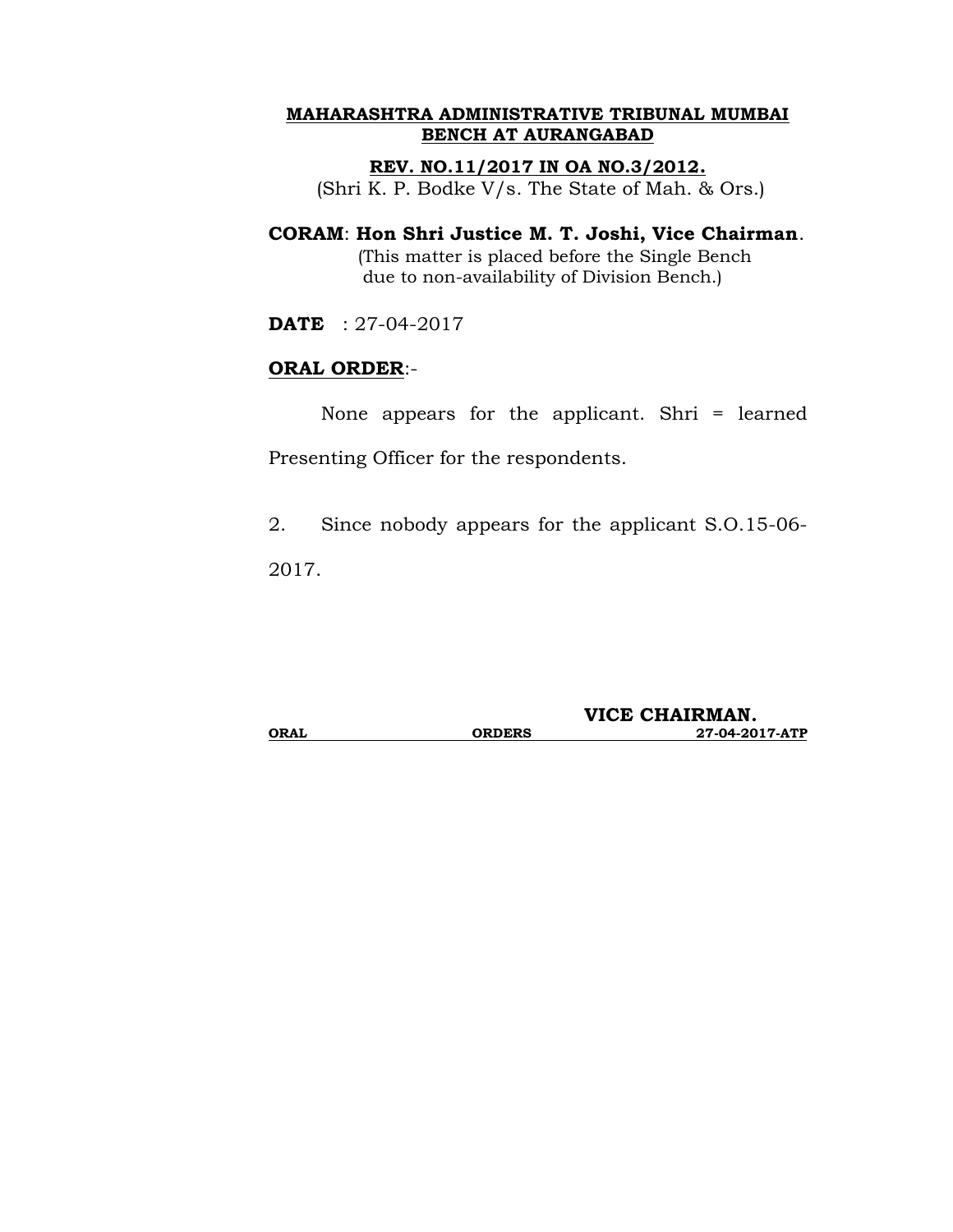**MAHARASHTRA ADMINISTRATIVE TRIBUNAL MUMBAI BENCH AT AURANGABAD**

**REV. NO.11/2017 IN OA NO.3/2012.**
(Shri K. P. Bodke V/s. The State of Mah. & Ors.)

**CORAM**: **Hon Shri Justice M. T. Joshi, Vice Chairman**.
(This matter is placed before the Single Bench due to non-availability of Division Bench.)

**DATE** : 27-04-2017

**ORAL ORDER**:-

None appears for the applicant. Shri = learned Presenting Officer for the respondents.

2. Since nobody appears for the applicant S.O.15-06-2017.

**VICE CHAIRMAN.**

**ORAL ORDERS 27-04-2017-ATP**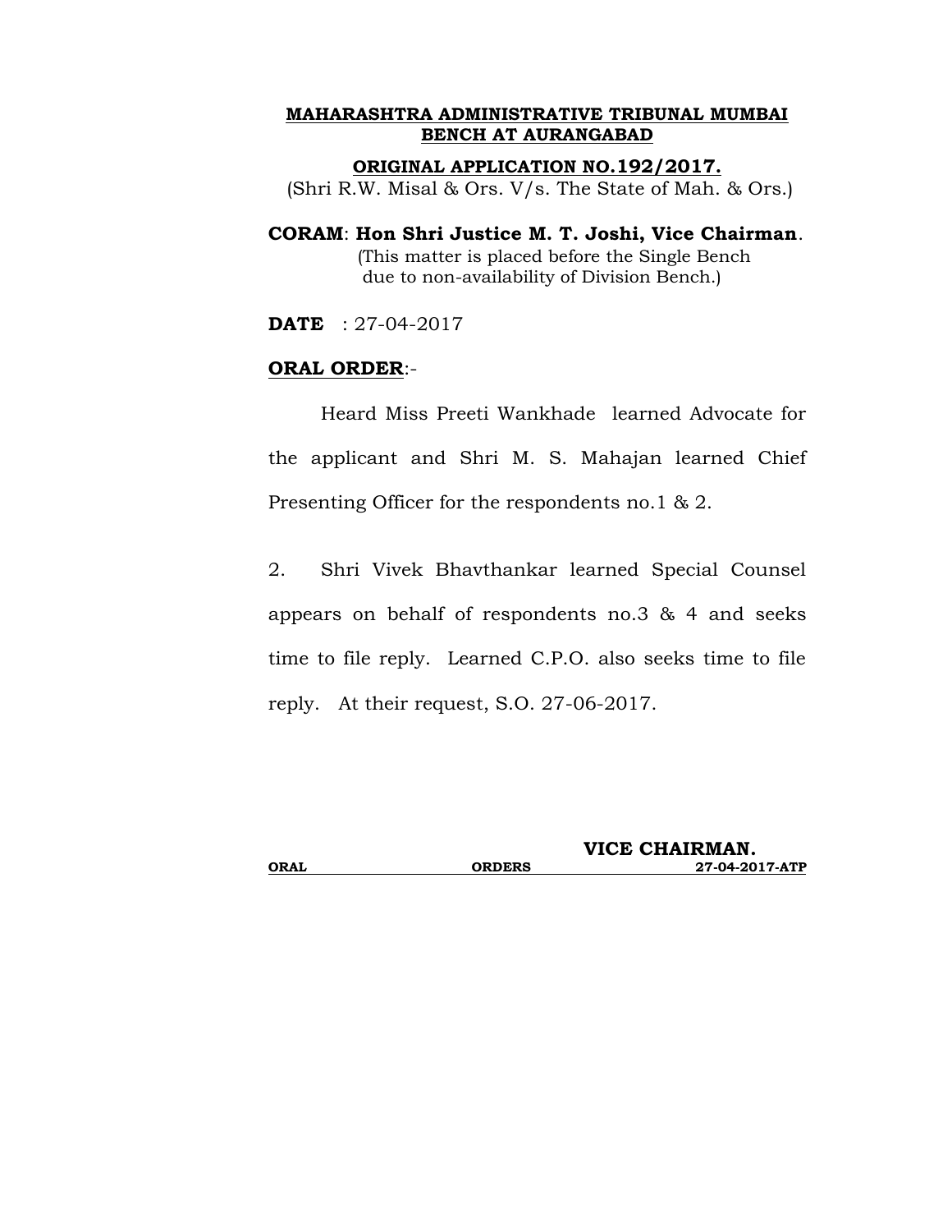**MAHARASHTRA ADMINISTRATIVE TRIBUNAL MUMBAI BENCH AT AURANGABAD**

**ORIGINAL APPLICATION NO.192/2017.**

(Shri R.W. Misal & Ors. V/s. The State of Mah. & Ors.)

**CORAM**: **Hon Shri Justice M. T. Joshi, Vice Chairman**.
(This matter is placed before the Single Bench due to non-availability of Division Bench.)

**DATE** : 27-04-2017

**ORAL ORDER**:-

Heard Miss Preeti Wankhade learned Advocate for the applicant and Shri M. S. Mahajan learned Chief Presenting Officer for the respondents no.1 & 2.

2. Shri Vivek Bhavthankar learned Special Counsel appears on behalf of respondents no.3 & 4 and seeks time to file reply. Learned C.P.O. also seeks time to file reply. At their request, S.O. 27-06-2017.

**VICE CHAIRMAN.**

**ORAL ORDERS 27-04-2017-ATP**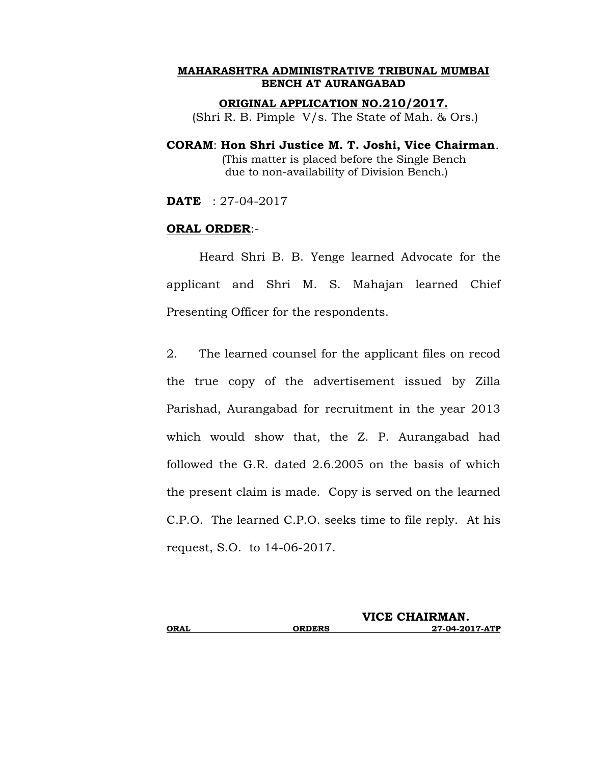**MAHARASHTRA ADMINISTRATIVE TRIBUNAL MUMBAI BENCH AT AURANGABAD**

**ORIGINAL APPLICATION NO.210/2017.**
(Shri R. B. Pimple V/s. The State of Mah. & Ors.)

**CORAM**: **Hon Shri Justice M. T. Joshi, Vice Chairman**.
(This matter is placed before the Single Bench due to non-availability of Division Bench.)

**DATE** : 27-04-2017

**ORAL ORDER**:-

Heard Shri B. B. Yenge learned Advocate for the applicant and Shri M. S. Mahajan learned Chief Presenting Officer for the respondents.

2. The learned counsel for the applicant files on recod the true copy of the advertisement issued by Zilla Parishad, Aurangabad for recruitment in the year 2013 which would show that, the Z. P. Aurangabad had followed the G.R. dated 2.6.2005 on the basis of which the present claim is made. Copy is served on the learned C.P.O. The learned C.P.O. seeks time to file reply. At his request, S.O. to 14-06-2017.

**VICE CHAIRMAN.**

**ORAL ORDERS 27-04-2017-ATP**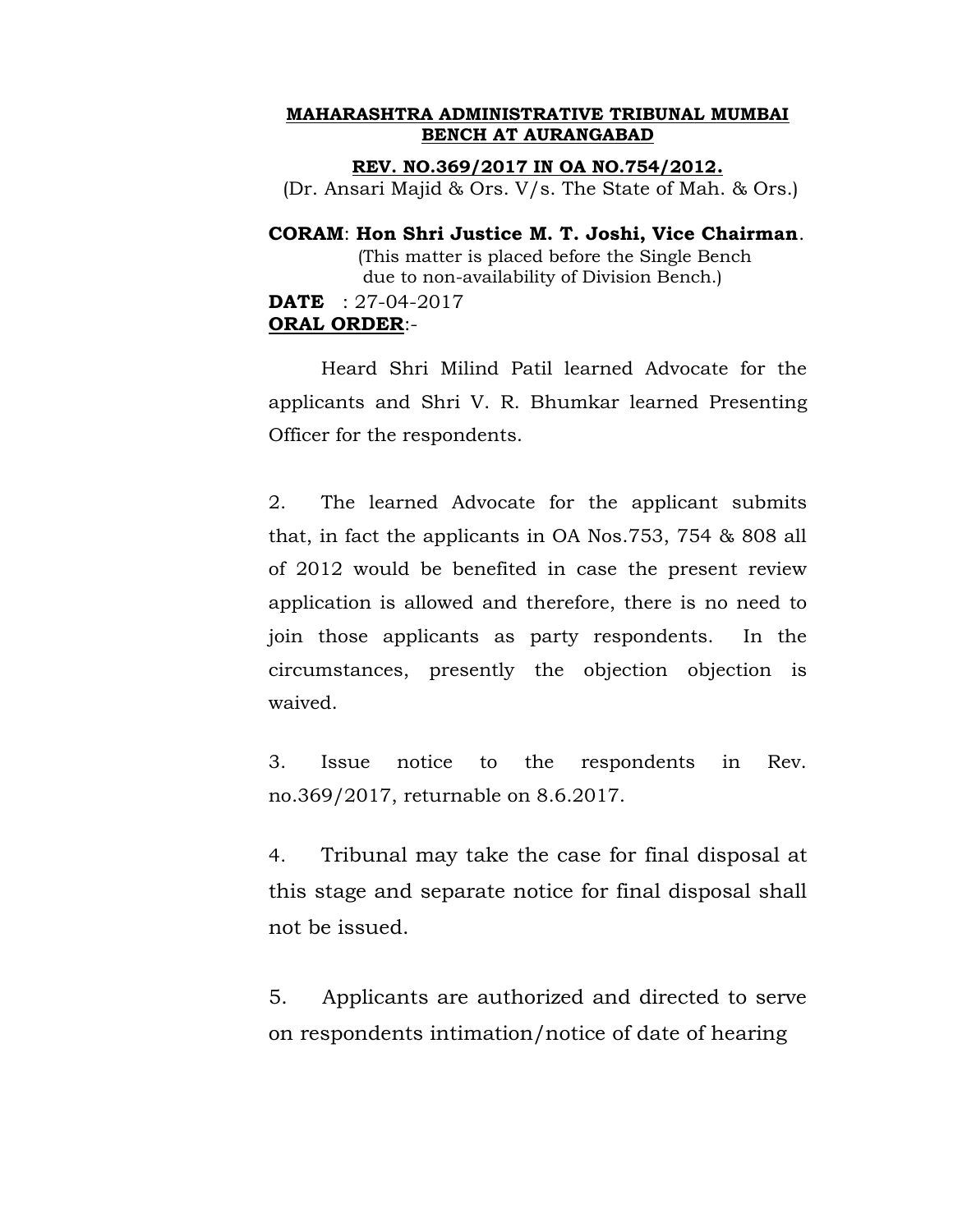**MAHARASHTRA ADMINISTRATIVE TRIBUNAL MUMBAI BENCH AT AURANGABAD**

**REV. NO.369/2017 IN OA NO.754/2012.**
(Dr. Ansari Majid & Ors. V/s. The State of Mah. & Ors.)

**CORAM**: **Hon Shri Justice M. T. Joshi, Vice Chairman**.
(This matter is placed before the Single Bench due to non-availability of Division Bench.)

**DATE** : 27-04-2017

**ORAL ORDER**:-

Heard Shri Milind Patil learned Advocate for the applicants and Shri V. R. Bhumkar learned Presenting Officer for the respondents.

2. The learned Advocate for the applicant submits that, in fact the applicants in OA Nos.753, 754 & 808 all of 2012 would be benefited in case the present review application is allowed and therefore, there is no need to join those applicants as party respondents. In the circumstances, presently the objection objection is waived.

3. Issue notice to the respondents in Rev. no.369/2017, returnable on 8.6.2017.

4. Tribunal may take the case for final disposal at this stage and separate notice for final disposal shall not be issued.

5. Applicants are authorized and directed to serve on respondents intimation/notice of date of hearing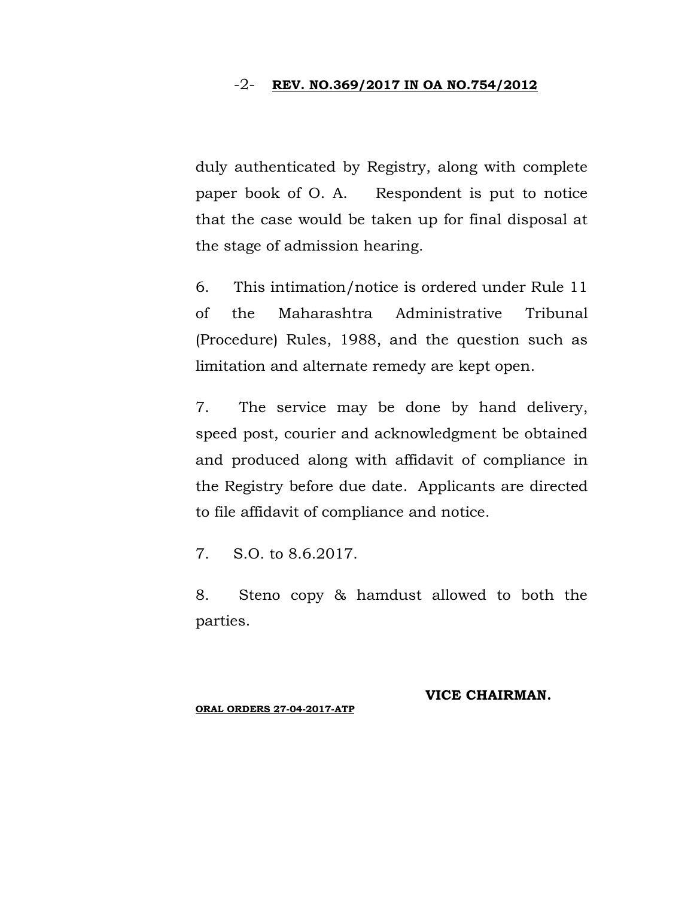duly authenticated by Registry, along with complete paper book of O. A. Respondent is put to notice that the case would be taken up for final disposal at the stage of admission hearing.

6. This intimation/notice is ordered under Rule 11 of the Maharashtra Administrative Tribunal (Procedure) Rules, 1988, and the question such as limitation and alternate remedy are kept open.

7. The service may be done by hand delivery, speed post, courier and acknowledgment be obtained and produced along with affidavit of compliance in the Registry before due date. Applicants are directed to file affidavit of compliance and notice.

7. S.O. to 8.6.2017.

8. Steno copy & hamdust allowed to both the parties.

**VICE CHAIRMAN.**

**ORAL ORDERS 27-04-2017-ATP**